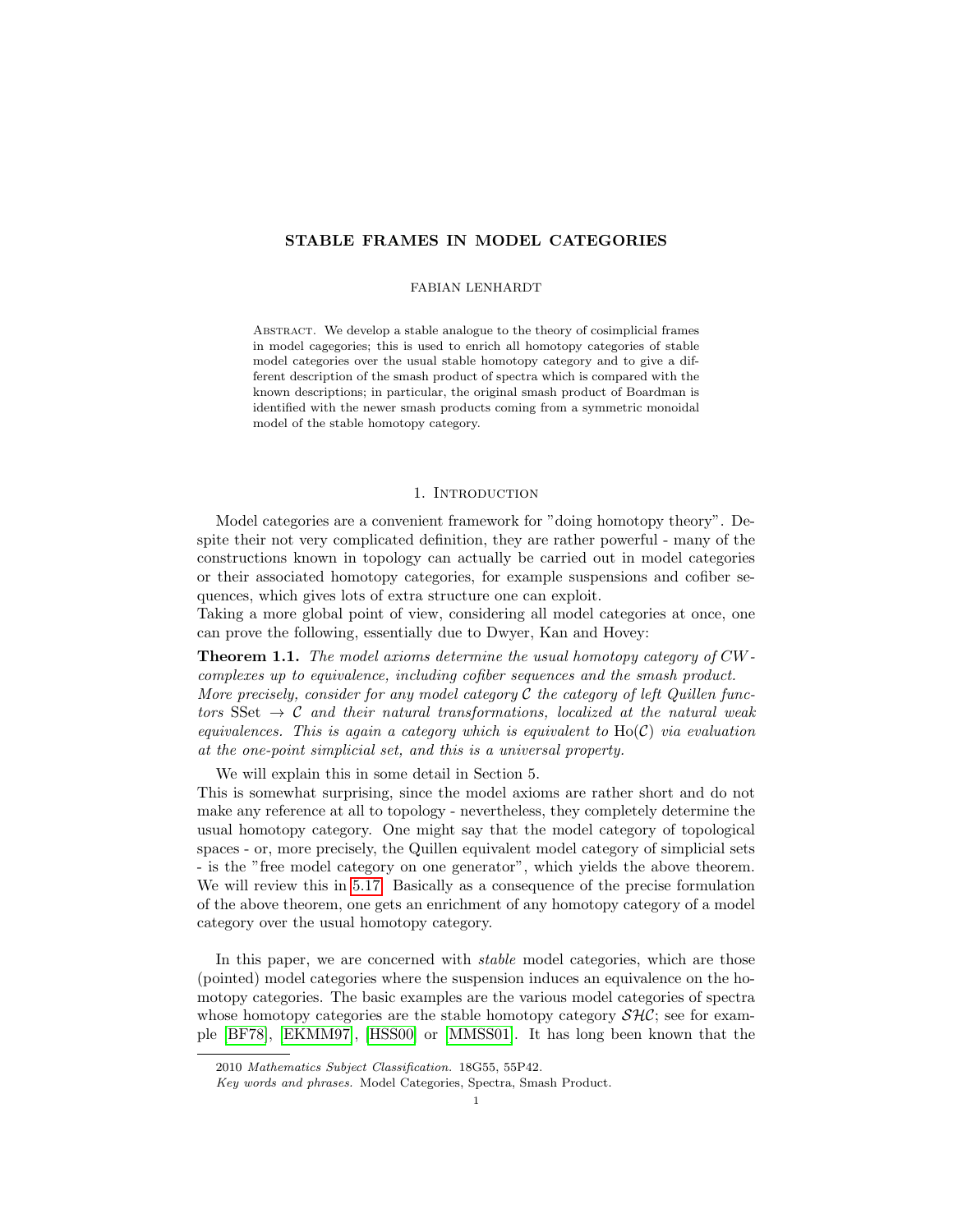# STABLE FRAMES IN MODEL CATEGORIES

FABIAN LENHARDT

Abstract. We develop a stable analogue to the theory of cosimplicial frames in model cagegories; this is used to enrich all homotopy categories of stable model categories over the usual stable homotopy category and to give a different description of the smash product of spectra which is compared with the known descriptions; in particular, the original smash product of Boardman is identified with the newer smash products coming from a symmetric monoidal model of the stable homotopy category.

## 1. Introduction

Model categories are a convenient framework for "doing homotopy theory". Despite their not very complicated definition, they are rather powerful - many of the constructions known in topology can actually be carried out in model categories or their associated homotopy categories, for example suspensions and cofiber sequences, which gives lots of extra structure one can exploit.

Taking a more global point of view, considering all model categories at once, one can prove the following, essentially due to Dwyer, Kan and Hovey:

**Theorem 1.1.** *The model axioms determine the usual homotopy category of CW-complexes up to equivalence, including cofiber sequences and the smash product. More precisely, consider for any model category $\mathcal{C}$ the category of left Quillen functors $\mathrm{SSet} \to \mathcal{C}$ and their natural transformations, localized at the natural weak equivalences. This is again a category which is equivalent to $\mathrm{Ho}(\mathcal{C})$ via evaluation at the one-point simplicial set, and this is a universal property.*

We will explain this in some detail in Section 5.

This is somewhat surprising, since the model axioms are rather short and do not make any reference at all to topology - nevertheless, they completely determine the usual homotopy category. One might say that the model category of topological spaces - or, more precisely, the Quillen equivalent model category of simplicial sets - is the "free model category on one generator", which yields the above theorem. We will review this in 5.17. Basically as a consequence of the precise formulation of the above theorem, one gets an enrichment of any homotopy category of a model category over the usual homotopy category.

In this paper, we are concerned with *stable* model categories, which are those (pointed) model categories where the suspension induces an equivalence on the homotopy categories. The basic examples are the various model categories of spectra whose homotopy categories are the stable homotopy category $\mathcal{SHC}$; see for example [BF78], [EKMM97], [HSS00] or [MMSS01]. It has long been known that the

---

2010 *Mathematics Subject Classification.* 18G55, 55P42.

*Key words and phrases.* Model Categories, Spectra, Smash Product.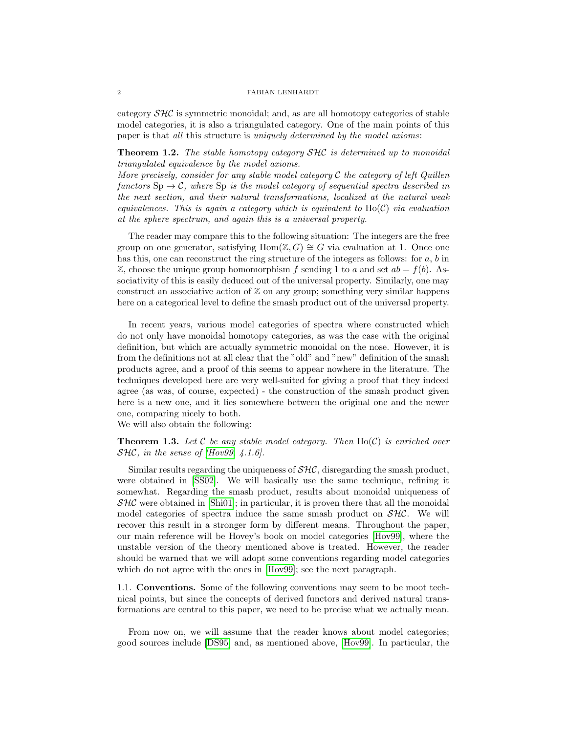category $\mathcal{SHC}$ is symmetric monoidal; and, as are all homotopy categories of stable model categories, it is also a triangulated category. One of the main points of this paper is that *all* this structure is *uniquely determined by the model axioms*:

**Theorem 1.2.** *The stable homotopy category $\mathcal{SHC}$ is determined up to monoidal triangulated equivalence by the model axioms.*
*More precisely, consider for any stable model category $\mathcal{C}$ the category of left Quillen functors $\mathrm{Sp} \to \mathcal{C}$, where $\mathrm{Sp}$ is the model category of sequential spectra described in the next section, and their natural transformations, localized at the natural weak equivalences. This is again a category which is equivalent to $\mathrm{Ho}(\mathcal{C})$ via evaluation at the sphere spectrum, and again this is a universal property.*

The reader may compare this to the following situation: The integers are the free group on one generator, satisfying $\mathrm{Hom}(\mathbb{Z}, G) \cong G$ via evaluation at 1. Once one has this, one can reconstruct the ring structure of the integers as follows: for $a$, $b$ in $\mathbb{Z}$, choose the unique group homomorphism $f$ sending 1 to $a$ and set $ab = f(b)$. Associativity of this is easily deduced out of the universal property. Similarly, one may construct an associative action of $\mathbb{Z}$ on any group; something very similar happens here on a categorical level to define the smash product out of the universal property.

In recent years, various model categories of spectra where constructed which do not only have monoidal homotopy categories, as was the case with the original definition, but which are actually symmetric monoidal on the nose. However, it is from the definitions not at all clear that the "old" and "new" definition of the smash products agree, and a proof of this seems to appear nowhere in the literature. The techniques developed here are very well-suited for giving a proof that they indeed agree (as was, of course, expected) - the construction of the smash product given here is a new one, and it lies somewhere between the original one and the newer one, comparing nicely to both.
We will also obtain the following:

**Theorem 1.3.** *Let $\mathcal{C}$ be any stable model category. Then $\mathrm{Ho}(\mathcal{C})$ is enriched over $\mathcal{SHC}$, in the sense of [Hov99, 4.1.6].*

Similar results regarding the uniqueness of $\mathcal{SHC}$, disregarding the smash product, were obtained in [SS02]. We will basically use the same technique, refining it somewhat. Regarding the smash product, results about monoidal uniqueness of $\mathcal{SHC}$ were obtained in [Shi01]; in particular, it is proven there that all the monoidal model categories of spectra induce the same smash product on $\mathcal{SHC}$. We will recover this result in a stronger form by different means. Throughout the paper, our main reference will be Hovey's book on model categories [Hov99], where the unstable version of the theory mentioned above is treated. However, the reader should be warned that we will adopt some conventions regarding model categories which do not agree with the ones in [Hov99]; see the next paragraph.

### 1.1. Conventions.

Some of the following conventions may seem to be moot technical points, but since the concepts of derived functors and derived natural transformations are central to this paper, we need to be precise what we actually mean.

From now on, we will assume that the reader knows about model categories; good sources include [DS95] and, as mentioned above, [Hov99]. In particular, the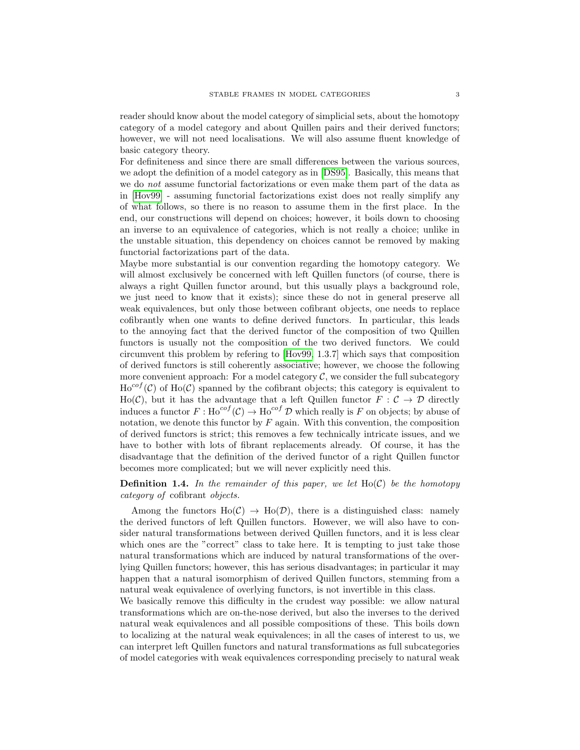reader should know about the model category of simplicial sets, about the homotopy category of a model category and about Quillen pairs and their derived functors; however, we will not need localisations. We will also assume fluent knowledge of basic category theory.

For definiteness and since there are small differences between the various sources, we adopt the definition of a model category as in [DS95]. Basically, this means that we do *not* assume functorial factorizations or even make them part of the data as in [Hov99] - assuming functorial factorizations exist does not really simplify any of what follows, so there is no reason to assume them in the first place. In the end, our constructions will depend on choices; however, it boils down to choosing an inverse to an equivalence of categories, which is not really a choice; unlike in the unstable situation, this dependency on choices cannot be removed by making functorial factorizations part of the data.

Maybe more substantial is our convention regarding the homotopy category. We will almost exclusively be concerned with left Quillen functors (of course, there is always a right Quillen functor around, but this usually plays a background role, we just need to know that it exists); since these do not in general preserve all weak equivalences, but only those between cofibrant objects, one needs to replace cofibrantly when one wants to define derived functors. In particular, this leads to the annoying fact that the derived functor of the composition of two Quillen functors is usually not the composition of the two derived functors. We could circumvent this problem by refering to [Hov99, 1.3.7] which says that composition of derived functors is still coherently associative; however, we choose the following more convenient approach: For a model category $\mathcal{C}$, we consider the full subcategory $\mathrm{Ho}^{cof}(\mathcal{C})$ of $\mathrm{Ho}(\mathcal{C})$ spanned by the cofibrant objects; this category is equivalent to $\mathrm{Ho}(\mathcal{C})$, but it has the advantage that a left Quillen functor $F : \mathcal{C} \to \mathcal{D}$ directly induces a functor $F : \mathrm{Ho}^{cof}(\mathcal{C}) \to \mathrm{Ho}^{cof}\,\mathcal{D}$ which really is $F$ on objects; by abuse of notation, we denote this functor by $F$ again. With this convention, the composition of derived functors is strict; this removes a few technically intricate issues, and we have to bother with lots of fibrant replacements already. Of course, it has the disadvantage that the definition of the derived functor of a right Quillen functor becomes more complicated; but we will never explicitly need this.

**Definition 1.4.** *In the remainder of this paper, we let* $\mathrm{Ho}(\mathcal{C})$ *be the homotopy category of* cofibrant *objects.*

Among the functors $\mathrm{Ho}(\mathcal{C}) \to \mathrm{Ho}(\mathcal{D})$, there is a distinguished class: namely the derived functors of left Quillen functors. However, we will also have to consider natural transformations between derived Quillen functors, and it is less clear which ones are the "correct" class to take here. It is tempting to just take those natural transformations which are induced by natural transformations of the overlying Quillen functors; however, this has serious disadvantages; in particular it may happen that a natural isomorphism of derived Quillen functors, stemming from a natural weak equivalence of overlying functors, is not invertible in this class.

We basically remove this difficulty in the crudest way possible: we allow natural transformations which are on-the-nose derived, but also the inverses to the derived natural weak equivalences and all possible compositions of these. This boils down to localizing at the natural weak equivalences; in all the cases of interest to us, we can interpret left Quillen functors and natural transformations as full subcategories of model categories with weak equivalences corresponding precisely to natural weak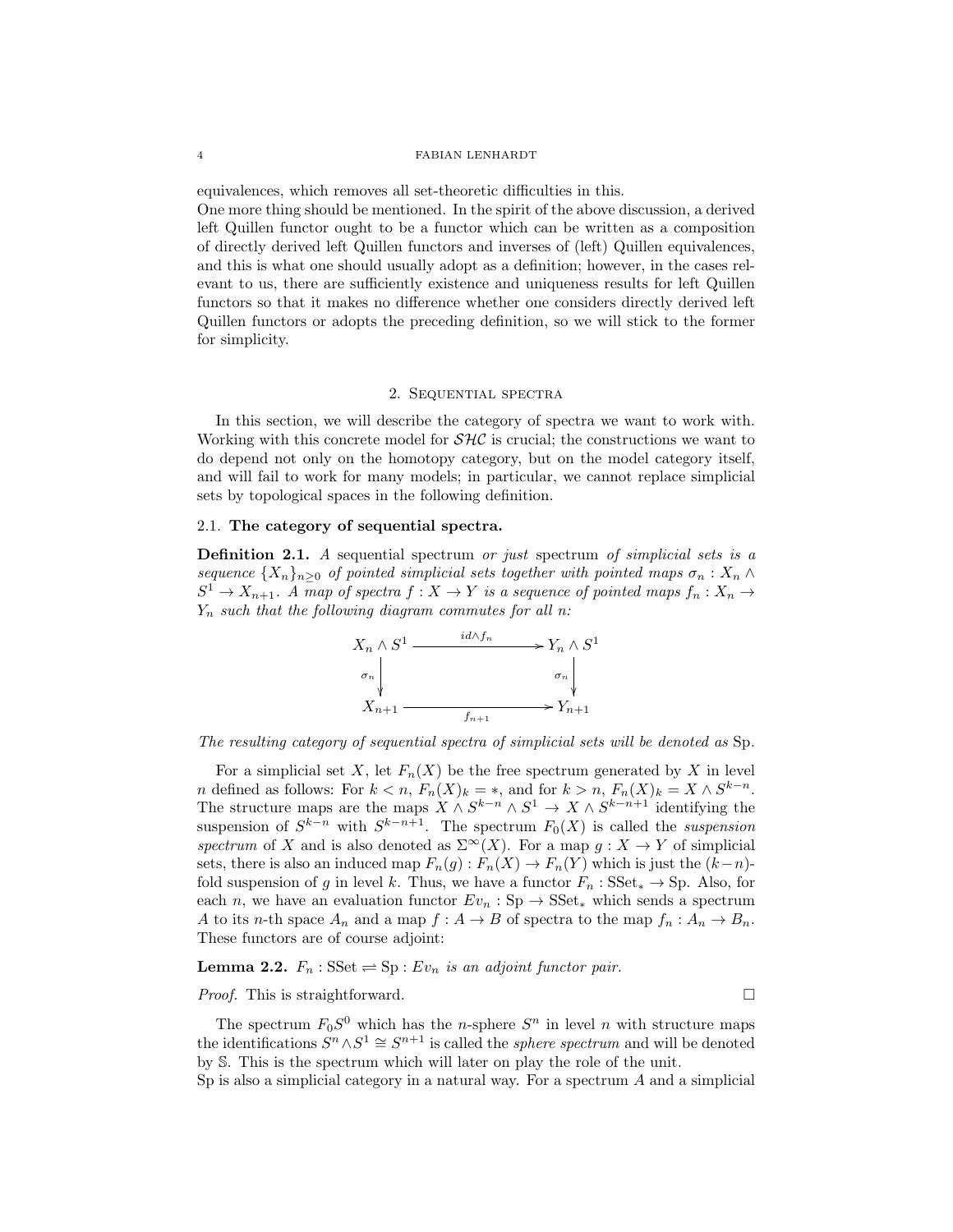equivalences, which removes all set-theoretic difficulties in this.
One more thing should be mentioned. In the spirit of the above discussion, a derived left Quillen functor ought to be a functor which can be written as a composition of directly derived left Quillen functors and inverses of (left) Quillen equivalences, and this is what one should usually adopt as a definition; however, in the cases relevant to us, there are sufficiently existence and uniqueness results for left Quillen functors so that it makes no difference whether one considers directly derived left Quillen functors or adopts the preceding definition, so we will stick to the former for simplicity.

## 2. Sequential spectra

In this section, we will describe the category of spectra we want to work with. Working with this concrete model for $\mathcal{SHC}$ is crucial; the constructions we want to do depend not only on the homotopy category, but on the model category itself, and will fail to work for many models; in particular, we cannot replace simplicial sets by topological spaces in the following definition.

### 2.1. **The category of sequential spectra.**

**Definition 2.1.** *A* sequential spectrum *or just* spectrum *of simplicial sets is a sequence $\{X_n\}_{n\geq 0}$ of pointed simplicial sets together with pointed maps $\sigma_n : X_n \wedge S^1 \to X_{n+1}$. A map of spectra $f : X \to Y$ is a sequence of pointed maps $f_n : X_n \to Y_n$ such that the following diagram commutes for all n:*

$$\begin{array}{ccc} X_n \wedge S^1 & \xrightarrow{id \wedge f_n} & Y_n \wedge S^1 \\ \downarrow{\sigma_n} & & \downarrow{\sigma_n} \\ X_{n+1} & \xrightarrow{f_{n+1}} & Y_{n+1} \end{array}$$

*The resulting category of sequential spectra of simplicial sets will be denoted as* Sp.

For a simplicial set $X$, let $F_n(X)$ be the free spectrum generated by $X$ in level $n$ defined as follows: For $k < n$, $F_n(X)_k = *$, and for $k > n$, $F_n(X)_k = X \wedge S^{k-n}$. The structure maps are the maps $X \wedge S^{k-n} \wedge S^1 \to X \wedge S^{k-n+1}$ identifying the suspension of $S^{k-n}$ with $S^{k-n+1}$. The spectrum $F_0(X)$ is called the *suspension spectrum* of $X$ and is also denoted as $\Sigma^\infty(X)$. For a map $g : X \to Y$ of simplicial sets, there is also an induced map $F_n(g) : F_n(X) \to F_n(Y)$ which is just the $(k-n)$-fold suspension of $g$ in level $k$. Thus, we have a functor $F_n : \mathrm{SSet}_* \to \mathrm{Sp}$. Also, for each $n$, we have an evaluation functor $Ev_n : \mathrm{Sp} \to \mathrm{SSet}_*$ which sends a spectrum $A$ to its $n$-th space $A_n$ and a map $f : A \to B$ of spectra to the map $f_n : A_n \to B_n$. These functors are of course adjoint:

**Lemma 2.2.** *$F_n : \mathrm{SSet} \rightleftharpoons \mathrm{Sp} : Ev_n$ is an adjoint functor pair.*

*Proof.* This is straightforward. ∎

The spectrum $F_0 S^0$ which has the $n$-sphere $S^n$ in level $n$ with structure maps the identifications $S^n \wedge S^1 \cong S^{n+1}$ is called the *sphere spectrum* and will be denoted by $\mathbb{S}$. This is the spectrum which will later on play the role of the unit.
Sp is also a simplicial category in a natural way. For a spectrum $A$ and a simplicial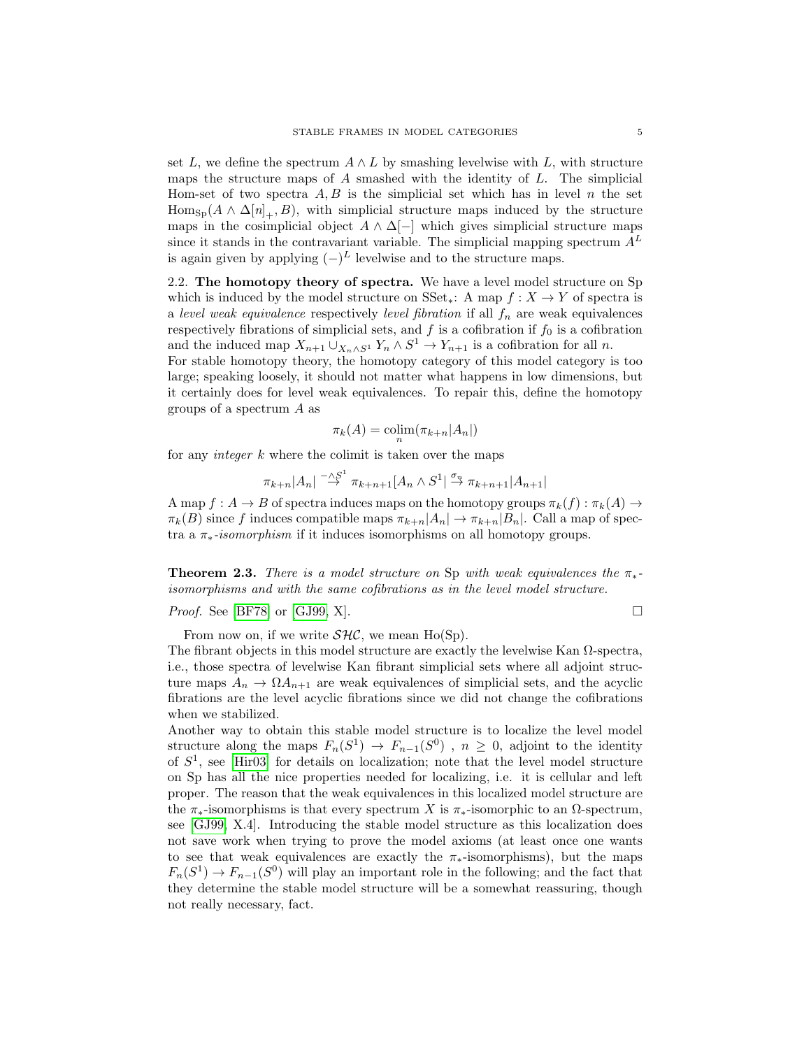set $L$, we define the spectrum $A \wedge L$ by smashing levelwise with $L$, with structure maps the structure maps of $A$ smashed with the identity of $L$. The simplicial Hom-set of two spectra $A, B$ is the simplicial set which has in level $n$ the set $\mathrm{Hom}_{\mathrm{Sp}}(A \wedge \Delta[n]_+, B)$, with simplicial structure maps induced by the structure maps in the cosimplicial object $A \wedge \Delta[-]$ which gives simplicial structure maps since it stands in the contravariant variable. The simplicial mapping spectrum $A^L$ is again given by applying $(-)^L$ levelwise and to the structure maps.

2.2. **The homotopy theory of spectra.** We have a level model structure on Sp which is induced by the model structure on $\mathrm{SSet}_*$: A map $f : X \to Y$ of spectra is a *level weak equivalence* respectively *level fibration* if all $f_n$ are weak equivalences respectively fibrations of simplicial sets, and $f$ is a cofibration if $f_0$ is a cofibration and the induced map $X_{n+1} \cup_{X_n \wedge S^1} Y_n \wedge S^1 \to Y_{n+1}$ is a cofibration for all $n$.
For stable homotopy theory, the homotopy category of this model category is too large; speaking loosely, it should not matter what happens in low dimensions, but it certainly does for level weak equivalences. To repair this, define the homotopy groups of a spectrum $A$ as

$$\pi_k(A) = \operatorname*{colim}_n(\pi_{k+n}|A_n|)$$

for any *integer* $k$ where the colimit is taken over the maps

$$\pi_{k+n}|A_n| \overset{-\wedge S^1}{\to} \pi_{k+n+1}|A_n \wedge S^1| \overset{\sigma_n}{\to} \pi_{k+n+1}|A_{n+1}|$$

A map $f : A \to B$ of spectra induces maps on the homotopy groups $\pi_k(f) : \pi_k(A) \to \pi_k(B)$ since $f$ induces compatible maps $\pi_{k+n}|A_n| \to \pi_{k+n}|B_n|$. Call a map of spectra a *$\pi_*$-isomorphism* if it induces isomorphisms on all homotopy groups.

**Theorem 2.3.** *There is a model structure on* Sp *with weak equivalences the $\pi_*$-isomorphisms and with the same cofibrations as in the level model structure.*

*Proof.* See [BF78] or [GJ99, X]. □

From now on, if we write $\mathcal{SHC}$, we mean Ho(Sp).
The fibrant objects in this model structure are exactly the levelwise Kan $\Omega$-spectra, i.e., those spectra of levelwise Kan fibrant simplicial sets where all adjoint structure maps $A_n \to \Omega A_{n+1}$ are weak equivalences of simplicial sets, and the acyclic fibrations are the level acyclic fibrations since we did not change the cofibrations when we stabilized.
Another way to obtain this stable model structure is to localize the level model structure along the maps $F_n(S^1) \to F_{n-1}(S^0)$ , $n \geq 0$, adjoint to the identity of $S^1$, see [Hir03] for details on localization; note that the level model structure on Sp has all the nice properties needed for localizing, i.e. it is cellular and left proper. The reason that the weak equivalences in this localized model structure are the $\pi_*$-isomorphisms is that every spectrum $X$ is $\pi_*$-isomorphic to an $\Omega$-spectrum, see [GJ99, X.4]. Introducing the stable model structure as this localization does not save work when trying to prove the model axioms (at least once one wants to see that weak equivalences are exactly the $\pi_*$-isomorphisms), but the maps $F_n(S^1) \to F_{n-1}(S^0)$ will play an important role in the following; and the fact that they determine the stable model structure will be a somewhat reassuring, though not really necessary, fact.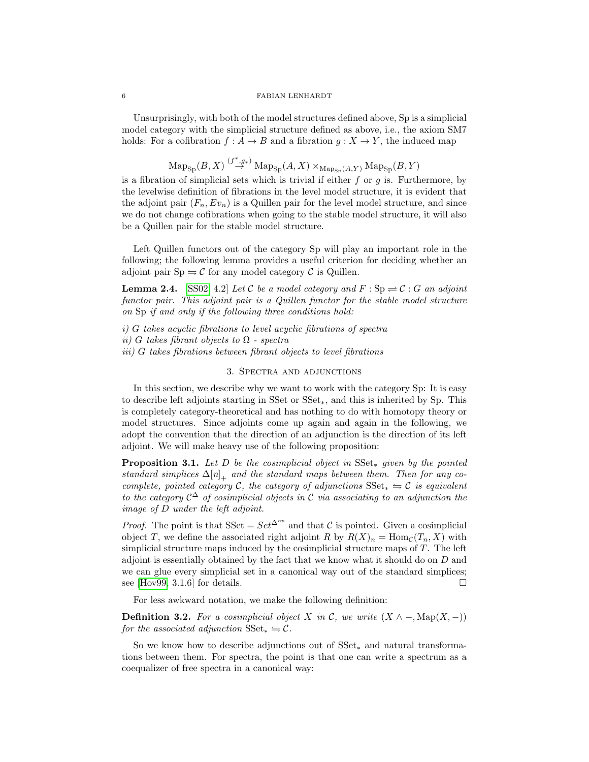Unsurprisingly, with both of the model structures defined above, Sp is a simplicial model category with the simplicial structure defined as above, i.e., the axiom SM7 holds: For a cofibration $f : A \to B$ and a fibration $g : X \to Y$, the induced map

$$\mathrm{Map}_{\mathrm{Sp}}(B, X) \overset{(f^*, g_*)}{\to} \mathrm{Map}_{\mathrm{Sp}}(A, X) \times_{\mathrm{Map}_{\mathrm{Sp}}(A,Y)} \mathrm{Map}_{\mathrm{Sp}}(B, Y)$$

is a fibration of simplicial sets which is trivial if either $f$ or $g$ is. Furthermore, by the levelwise definition of fibrations in the level model structure, it is evident that the adjoint pair $(F_n, Ev_n)$ is a Quillen pair for the level model structure, and since we do not change cofibrations when going to the stable model structure, it will also be a Quillen pair for the stable model structure.

Left Quillen functors out of the category Sp will play an important role in the following; the following lemma provides a useful criterion for deciding whether an adjoint pair $\mathrm{Sp} \leftrightarrows \mathcal{C}$ for any model category $\mathcal{C}$ is Quillen.

**Lemma 2.4.** [SS02, 4.2] *Let $\mathcal{C}$ be a model category and $F : \mathrm{Sp} \rightleftharpoons \mathcal{C} : G$ an adjoint functor pair. This adjoint pair is a Quillen functor for the stable model structure on* Sp *if and only if the following three conditions hold:*

*i) $G$ takes acyclic fibrations to level acyclic fibrations of spectra*
*ii) $G$ takes fibrant objects to $\Omega$ - spectra*
*iii) $G$ takes fibrations between fibrant objects to level fibrations*

## 3. Spectra and adjunctions

In this section, we describe why we want to work with the category Sp: It is easy to describe left adjoints starting in SSet or $\mathrm{SSet}_*$, and this is inherited by Sp. This is completely category-theoretical and has nothing to do with homotopy theory or model structures. Since adjoints come up again and again in the following, we adopt the convention that the direction of an adjunction is the direction of its left adjoint. We will make heavy use of the following proposition:

**Proposition 3.1.** *Let $D$ be the cosimplicial object in $\mathrm{SSet}_*$ given by the pointed standard simplices $\Delta[n]_+$ and the standard maps between them. Then for any cocomplete, pointed category $\mathcal{C}$, the category of adjunctions $\mathrm{SSet}_* \leftrightarrows \mathcal{C}$ is equivalent to the category $\mathcal{C}^\Delta$ of cosimplicial objects in $\mathcal{C}$ via associating to an adjunction the image of $D$ under the left adjoint.*

*Proof.* The point is that $\mathrm{SSet} = Set^{\Delta^{op}}$ and that $\mathcal{C}$ is pointed. Given a cosimplicial object $T$, we define the associated right adjoint $R$ by $R(X)_n = \mathrm{Hom}_{\mathcal{C}}(T_n, X)$ with simplicial structure maps induced by the cosimplicial structure maps of $T$. The left adjoint is essentially obtained by the fact that we know what it should do on $D$ and we can glue every simplicial set in a canonical way out of the standard simplices; see [Hov99, 3.1.6] for details. □

For less awkward notation, we make the following definition:

**Definition 3.2.** *For a cosimplicial object $X$ in $\mathcal{C}$, we write $(X \wedge -, \mathrm{Map}(X, -))$ for the associated adjunction $\mathrm{SSet}_* \leftrightarrows \mathcal{C}$.*

So we know how to describe adjunctions out of $\mathrm{SSet}_*$ and natural transformations between them. For spectra, the point is that one can write a spectrum as a coequalizer of free spectra in a canonical way: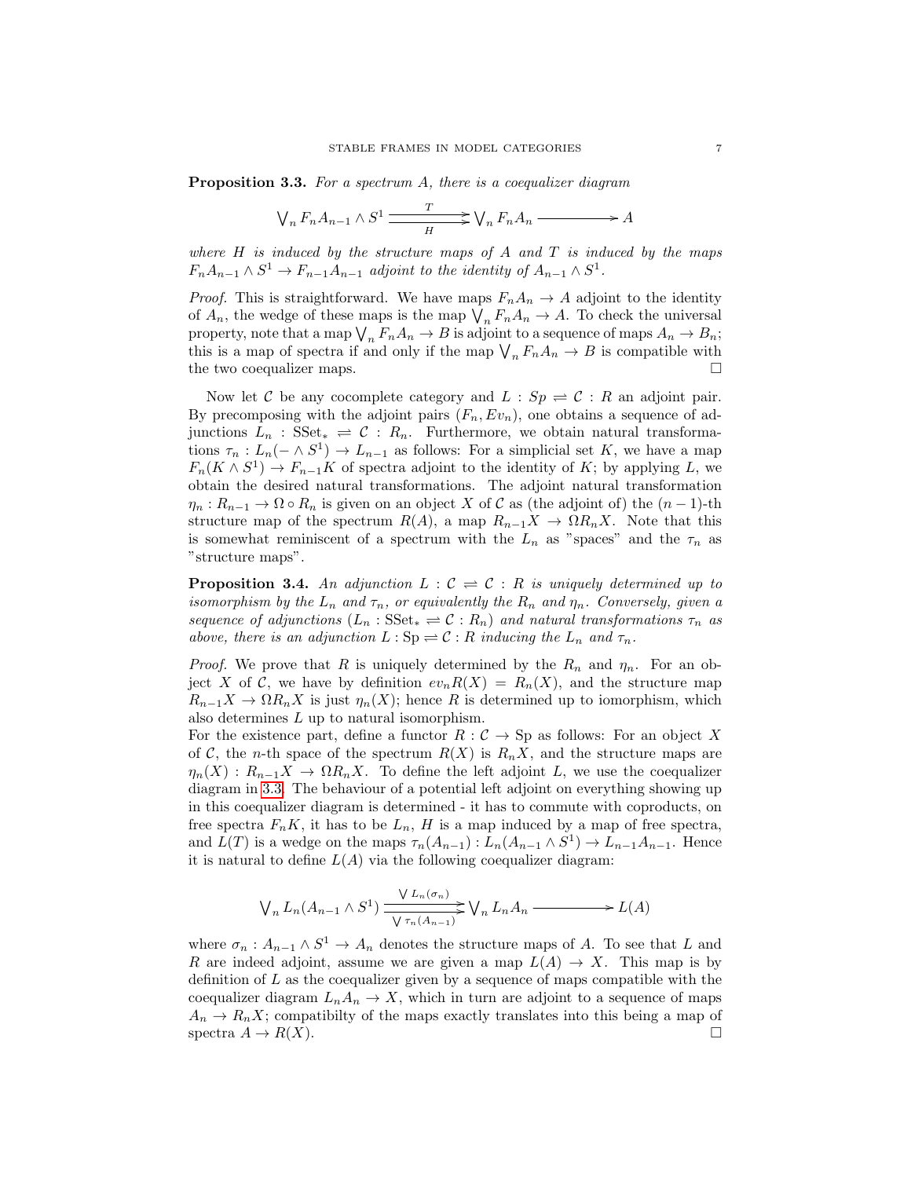**Proposition 3.3.** *For a spectrum $A$, there is a coequalizer diagram*

$$\bigvee_n F_n A_{n-1} \wedge S^1 \underset{H}{\overset{T}{\rightrightarrows}} \bigvee_n F_n A_n \longrightarrow A$$

*where $H$ is induced by the structure maps of $A$ and $T$ is induced by the maps $F_n A_{n-1} \wedge S^1 \to F_{n-1} A_{n-1}$ adjoint to the identity of $A_{n-1} \wedge S^1$.*

*Proof.* This is straightforward. We have maps $F_n A_n \to A$ adjoint to the identity of $A_n$, the wedge of these maps is the map $\bigvee_n F_n A_n \to A$. To check the universal property, note that a map $\bigvee_n F_n A_n \to B$ is adjoint to a sequence of maps $A_n \to B_n$; this is a map of spectra if and only if the map $\bigvee_n F_n A_n \to B$ is compatible with the two coequalizer maps. □

Now let $\mathcal{C}$ be any cocomplete category and $L : Sp \rightleftarrows \mathcal{C} : R$ an adjoint pair. By precomposing with the adjoint pairs $(F_n, Ev_n)$, one obtains a sequence of adjunctions $L_n : \mathrm{SSet}_* \rightleftarrows \mathcal{C} : R_n$. Furthermore, we obtain natural transformations $\tau_n : L_n(- \wedge S^1) \to L_{n-1}$ as follows: For a simplicial set $K$, we have a map $F_n(K \wedge S^1) \to F_{n-1}K$ of spectra adjoint to the identity of $K$; by applying $L$, we obtain the desired natural transformations. The adjoint natural transformation $\eta_n : R_{n-1} \to \Omega \circ R_n$ is given on an object $X$ of $\mathcal{C}$ as (the adjoint of) the $(n-1)$-th structure map of the spectrum $R(A)$, a map $R_{n-1}X \to \Omega R_n X$. Note that this is somewhat reminiscent of a spectrum with the $L_n$ as "spaces" and the $\tau_n$ as "structure maps".

**Proposition 3.4.** *An adjunction $L : \mathcal{C} \rightleftarrows \mathcal{C} : R$ is uniquely determined up to isomorphism by the $L_n$ and $\tau_n$, or equivalently the $R_n$ and $\eta_n$. Conversely, given a sequence of adjunctions $(L_n : \mathrm{SSet}_* \rightleftarrows \mathcal{C} : R_n)$ and natural transformations $\tau_n$ as above, there is an adjunction $L : \mathrm{Sp} \rightleftarrows \mathcal{C} : R$ inducing the $L_n$ and $\tau_n$.*

*Proof.* We prove that $R$ is uniquely determined by the $R_n$ and $\eta_n$. For an object $X$ of $\mathcal{C}$, we have by definition $ev_n R(X) = R_n(X)$, and the structure map $R_{n-1}X \to \Omega R_n X$ is just $\eta_n(X)$; hence $R$ is determined up to iomorphism, which also determines $L$ up to natural isomorphism.
For the existence part, define a functor $R : \mathcal{C} \to \mathrm{Sp}$ as follows: For an object $X$ of $\mathcal{C}$, the $n$-th space of the spectrum $R(X)$ is $R_n X$, and the structure maps are $\eta_n(X) : R_{n-1}X \to \Omega R_n X$. To define the left adjoint $L$, we use the coequalizer diagram in 3.3. The behaviour of a potential left adjoint on everything showing up in this coequalizer diagram is determined - it has to commute with coproducts, on free spectra $F_n K$, it has to be $L_n$, $H$ is a map induced by a map of free spectra, and $L(T)$ is a wedge on the maps $\tau_n(A_{n-1}) : L_n(A_{n-1} \wedge S^1) \to L_{n-1}A_{n-1}$. Hence it is natural to define $L(A)$ via the following coequalizer diagram:

$$\bigvee_n L_n(A_{n-1} \wedge S^1) \underset{\bigvee \tau_n(A_{n-1})}{\overset{\bigvee L_n(\sigma_n)}{\rightrightarrows}} \bigvee_n L_n A_n \longrightarrow L(A)$$

where $\sigma_n : A_{n-1} \wedge S^1 \to A_n$ denotes the structure maps of $A$. To see that $L$ and $R$ are indeed adjoint, assume we are given a map $L(A) \to X$. This map is by definition of $L$ as the coequalizer given by a sequence of maps compatible with the coequalizer diagram $L_n A_n \to X$, which in turn are adjoint to a sequence of maps $A_n \to R_n X$; compatibilty of the maps exactly translates into this being a map of spectra $A \to R(X)$. □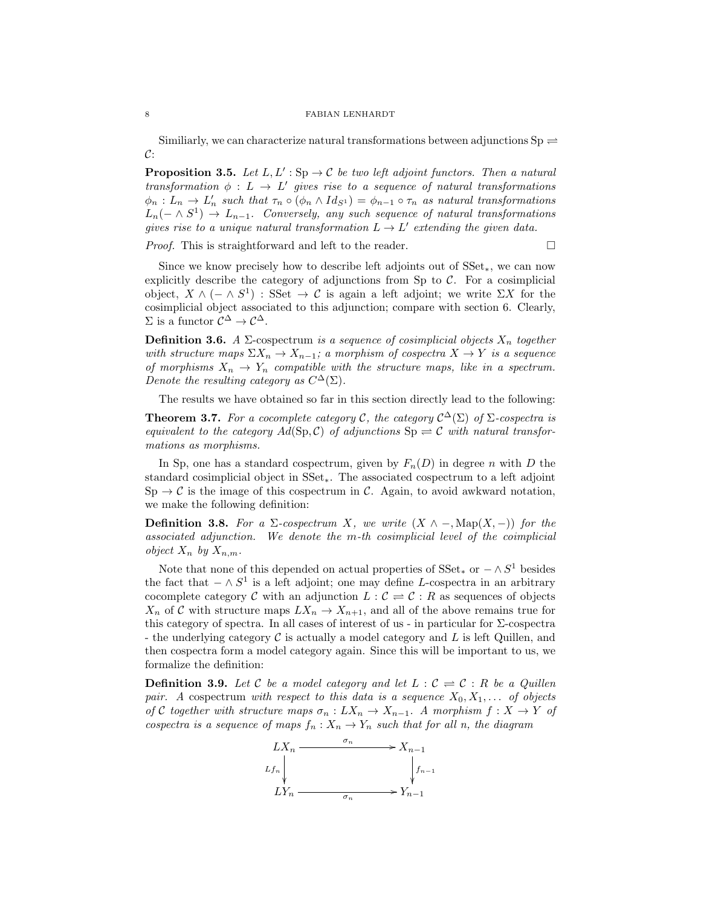Similiarly, we can characterize natural transformations between adjunctions $\mathrm{Sp} \rightleftharpoons \mathcal{C}$:

**Proposition 3.5.** *Let $L, L' : \mathrm{Sp} \to \mathcal{C}$ be two left adjoint functors. Then a natural transformation $\phi : L \to L'$ gives rise to a sequence of natural transformations $\phi_n : L_n \to L'_n$ such that $\tau_n \circ (\phi_n \wedge Id_{S^1}) = \phi_{n-1} \circ \tau_n$ as natural transformations $L_n(- \wedge S^1) \to L_{n-1}$. Conversely, any such sequence of natural transformations gives rise to a unique natural transformation $L \to L'$ extending the given data.*

*Proof.* This is straightforward and left to the reader. $\square$

Since we know precisely how to describe left adjoints out of $\mathrm{SSet}_*$, we can now explicitly describe the category of adjunctions from Sp to $\mathcal{C}$. For a cosimplicial object, $X \wedge (- \wedge S^1) : \mathrm{SSet} \to \mathcal{C}$ is again a left adjoint; we write $\Sigma X$ for the cosimplicial object associated to this adjunction; compare with section 6. Clearly, $\Sigma$ is a functor $\mathcal{C}^\Delta \to \mathcal{C}^\Delta$.

**Definition 3.6.** *A* $\Sigma$-cospectrum *is a sequence of cosimplicial objects $X_n$ together with structure maps $\Sigma X_n \to X_{n-1}$; a morphism of cospectra $X \to Y$ is a sequence of morphisms $X_n \to Y_n$ compatible with the structure maps, like in a spectrum. Denote the resulting category as $C^\Delta(\Sigma)$.*

The results we have obtained so far in this section directly lead to the following:

**Theorem 3.7.** *For a cocomplete category $\mathcal{C}$, the category $\mathcal{C}^\Delta(\Sigma)$ of $\Sigma$-cospectra is equivalent to the category $Ad(\mathrm{Sp}, \mathcal{C})$ of adjunctions $\mathrm{Sp} \rightleftharpoons \mathcal{C}$ with natural transformations as morphisms.*

In Sp, one has a standard cospectrum, given by $F_n(D)$ in degree $n$ with $D$ the standard cosimplicial object in $\mathrm{SSet}_*$. The associated cospectrum to a left adjoint $\mathrm{Sp} \to \mathcal{C}$ is the image of this cospectrum in $\mathcal{C}$. Again, to avoid awkward notation, we make the following definition:

**Definition 3.8.** *For a $\Sigma$-cospectrum $X$, we write $(X \wedge -, \mathrm{Map}(X, -))$ for the associated adjunction. We denote the $m$-th cosimplicial level of the coimplicial object $X_n$ by $X_{n,m}$.*

Note that none of this depended on actual properties of $\mathrm{SSet}_*$ or $- \wedge S^1$ besides the fact that $- \wedge S^1$ is a left adjoint; one may define $L$-cospectra in an arbitrary cocomplete category $\mathcal{C}$ with an adjunction $L : \mathcal{C} \rightleftharpoons \mathcal{C} : R$ as sequences of objects $X_n$ of $\mathcal{C}$ with structure maps $LX_n \to X_{n+1}$, and all of the above remains true for this category of spectra. In all cases of interest of us - in particular for $\Sigma$-cospectra - the underlying category $\mathcal{C}$ is actually a model category and $L$ is left Quillen, and then cospectra form a model category again. Since this will be important to us, we formalize the definition:

**Definition 3.9.** *Let $\mathcal{C}$ be a model category and let $L : \mathcal{C} \rightleftharpoons \mathcal{C} : R$ be a Quillen pair. A* cospectrum *with respect to this data is a sequence $X_0, X_1, \ldots$ of objects of $\mathcal{C}$ together with structure maps $\sigma_n : LX_n \to X_{n-1}$. A morphism $f : X \to Y$ of cospectra is a sequence of maps $f_n : X_n \to Y_n$ such that for all n, the diagram*

$$\begin{array}{ccc} LX_n & \xrightarrow{\sigma_n} & X_{n-1} \\ \downarrow{\scriptstyle Lf_n} & & \downarrow{\scriptstyle f_{n-1}} \\ LY_n & \xrightarrow{\sigma_n} & Y_{n-1} \end{array}$$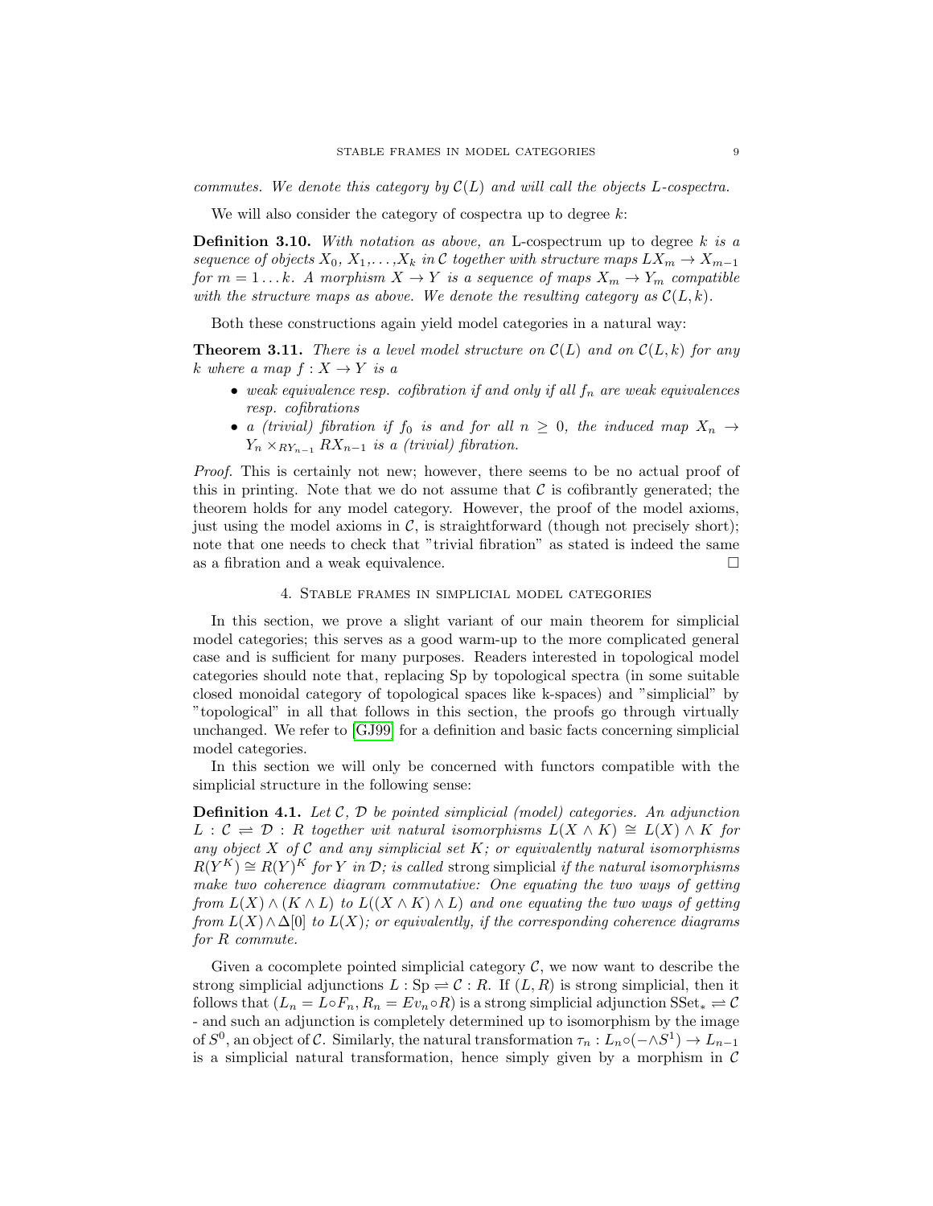*commutes. We denote this category by $\mathcal{C}(L)$ and will call the objects $L$-cospectra.*

We will also consider the category of cospectra up to degree $k$:

**Definition 3.10.** *With notation as above, an* L-cospectrum up to degree $k$ *is a sequence of objects $X_0$, $X_1$,…,$X_k$ in $\mathcal{C}$ together with structure maps $LX_m \to X_{m-1}$ for $m = 1 \ldots k$. A morphism $X \to Y$ is a sequence of maps $X_m \to Y_m$ compatible with the structure maps as above. We denote the resulting category as $\mathcal{C}(L, k)$.*

Both these constructions again yield model categories in a natural way:

**Theorem 3.11.** *There is a level model structure on $\mathcal{C}(L)$ and on $\mathcal{C}(L, k)$ for any $k$ where a map $f : X \to Y$ is a*

- *weak equivalence resp. cofibration if and only if all $f_n$ are weak equivalences resp. cofibrations*
- *a (trivial) fibration if $f_0$ is and for all $n \geq 0$, the induced map $X_n \to Y_n \times_{RY_{n-1}} RX_{n-1}$ is a (trivial) fibration.*

*Proof.* This is certainly not new; however, there seems to be no actual proof of this in printing. Note that we do not assume that $\mathcal{C}$ is cofibrantly generated; the theorem holds for any model category. However, the proof of the model axioms, just using the model axioms in $\mathcal{C}$, is straightforward (though not precisely short); note that one needs to check that "trivial fibration" as stated is indeed the same as a fibration and a weak equivalence. □

## 4. Stable frames in simplicial model categories

In this section, we prove a slight variant of our main theorem for simplicial model categories; this serves as a good warm-up to the more complicated general case and is sufficient for many purposes. Readers interested in topological model categories should note that, replacing Sp by topological spectra (in some suitable closed monoidal category of topological spaces like k-spaces) and "simplicial" by "topological" in all that follows in this section, the proofs go through virtually unchanged. We refer to [GJ99] for a definition and basic facts concerning simplicial model categories.

In this section we will only be concerned with functors compatible with the simplicial structure in the following sense:

**Definition 4.1.** *Let $\mathcal{C}$, $\mathcal{D}$ be pointed simplicial (model) categories. An adjunction $L : \mathcal{C} \rightleftarrows \mathcal{D} : R$ together wit natural isomorphisms $L(X \wedge K) \cong L(X) \wedge K$ for any object $X$ of $\mathcal{C}$ and any simplicial set $K$; or equivalently natural isomorphisms $R(Y^K) \cong R(Y)^K$ for $Y$ in $\mathcal{D}$; is called* strong simplicial *if the natural isomorphisms make two coherence diagram commutative: One equating the two ways of getting from $L(X) \wedge (K \wedge L)$ to $L((X \wedge K) \wedge L)$ and one equating the two ways of getting from $L(X) \wedge \Delta[0]$ to $L(X)$; or equivalently, if the corresponding coherence diagrams for $R$ commute.*

Given a cocomplete pointed simplicial category $\mathcal{C}$, we now want to describe the strong simplicial adjunctions $L : \mathrm{Sp} \rightleftarrows \mathcal{C} : R$. If $(L, R)$ is strong simplicial, then it follows that $(L_n = L \circ F_n, R_n = Ev_n \circ R)$ is a strong simplicial adjunction $\mathrm{SSet}_* \rightleftarrows \mathcal{C}$ - and such an adjunction is completely determined up to isomorphism by the image of $S^0$, an object of $\mathcal{C}$. Similarly, the natural transformation $\tau_n : L_n \circ (-\wedge S^1) \to L_{n-1}$ is a simplicial natural transformation, hence simply given by a morphism in $\mathcal{C}$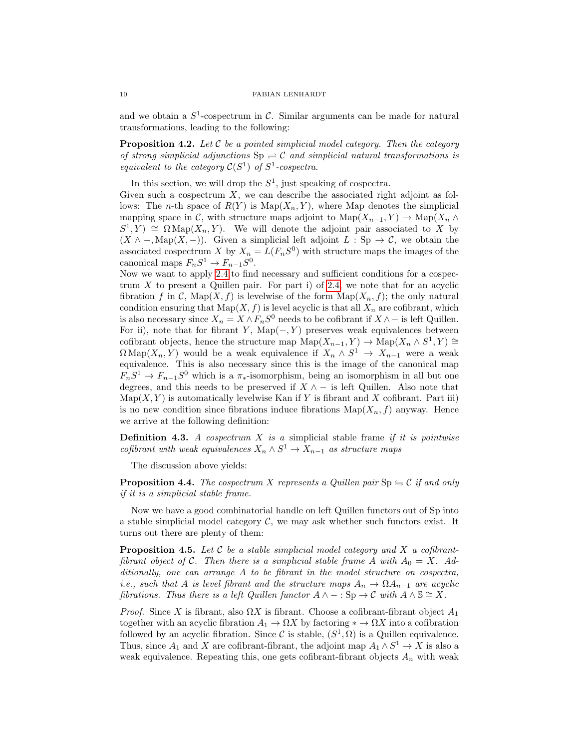and we obtain a $S^1$-cospectrum in $\mathcal{C}$. Similar arguments can be made for natural transformations, leading to the following:

**Proposition 4.2.** *Let $\mathcal{C}$ be a pointed simplicial model category. Then the category of strong simplicial adjunctions $\mathrm{Sp} \rightleftarrows \mathcal{C}$ and simplicial natural transformations is equivalent to the category $\mathcal{C}(S^1)$ of $S^1$-cospectra.*

In this section, we will drop the $S^1$, just speaking of cospectra.

Given such a cospectrum $X$, we can describe the associated right adjoint as follows: The $n$-th space of $R(Y)$ is $\mathrm{Map}(X_n, Y)$, where Map denotes the simplicial mapping space in $\mathcal{C}$, with structure maps adjoint to $\mathrm{Map}(X_{n-1}, Y) \to \mathrm{Map}(X_n \wedge S^1, Y) \cong \Omega \mathrm{Map}(X_n, Y)$. We will denote the adjoint pair associated to $X$ by $(X \wedge -, \mathrm{Map}(X, -))$. Given a simplicial left adjoint $L : \mathrm{Sp} \to \mathcal{C}$, we obtain the associated cospectrum $X$ by $X_n = L(F_n S^0)$ with structure maps the images of the canonical maps $F_n S^1 \to F_{n-1} S^0$.

Now we want to apply 2.4 to find necessary and sufficient conditions for a cospectrum $X$ to present a Quillen pair. For part i) of 2.4, we note that for an acyclic fibration $f$ in $\mathcal{C}$, $\mathrm{Map}(X, f)$ is levelwise of the form $\mathrm{Map}(X_n, f)$; the only natural condition ensuring that $\mathrm{Map}(X, f)$ is level acyclic is that all $X_n$ are cofibrant, which is also necessary since $X_n = X \wedge F_n S^0$ needs to be cofibrant if $X \wedge -$ is left Quillen. For ii), note that for fibrant $Y$, $\mathrm{Map}(-, Y)$ preserves weak equivalences between cofibrant objects, hence the structure map $\mathrm{Map}(X_{n-1}, Y) \to \mathrm{Map}(X_n \wedge S^1, Y) \cong \Omega \mathrm{Map}(X_n, Y)$ would be a weak equivalence if $X_n \wedge S^1 \to X_{n-1}$ were a weak equivalence. This is also necessary since this is the image of the canonical map $F_n S^1 \to F_{n-1} S^0$ which is a $\pi_*$-isomorphism, being an isomorphism in all but one degrees, and this needs to be preserved if $X \wedge -$ is left Quillen. Also note that $\mathrm{Map}(X, Y)$ is automatically levelwise Kan if $Y$ is fibrant and $X$ cofibrant. Part iii) is no new condition since fibrations induce fibrations $\mathrm{Map}(X_n, f)$ anyway. Hence we arrive at the following definition:

**Definition 4.3.** *A cospectrum $X$ is a* simplicial stable frame *if it is pointwise cofibrant with weak equivalences $X_n \wedge S^1 \to X_{n-1}$ as structure maps*

The discussion above yields:

**Proposition 4.4.** *The cospectrum $X$ represents a Quillen pair $\mathrm{Sp} \leftrightarrows \mathcal{C}$ if and only if it is a simplicial stable frame.*

Now we have a good combinatorial handle on left Quillen functors out of Sp into a stable simplicial model category $\mathcal{C}$, we may ask whether such functors exist. It turns out there are plenty of them:

**Proposition 4.5.** *Let $\mathcal{C}$ be a stable simplicial model category and $X$ a cofibrant-fibrant object of $\mathcal{C}$. Then there is a simplicial stable frame $A$ with $A_0 = X$. Additionally, one can arrange $A$ to be fibrant in the model structure on cospectra, i.e., such that $A$ is level fibrant and the structure maps $A_n \to \Omega A_{n-1}$ are acyclic fibrations. Thus there is a left Quillen functor $A \wedge - : \mathrm{Sp} \to \mathcal{C}$ with $A \wedge \mathbb{S} \cong X$.*

*Proof.* Since $X$ is fibrant, also $\Omega X$ is fibrant. Choose a cofibrant-fibrant object $A_1$ together with an acyclic fibration $A_1 \to \Omega X$ by factoring $* \to \Omega X$ into a cofibration followed by an acyclic fibration. Since $\mathcal{C}$ is stable, $(S^1, \Omega)$ is a Quillen equivalence. Thus, since $A_1$ and $X$ are cofibrant-fibrant, the adjoint map $A_1 \wedge S^1 \to X$ is also a weak equivalence. Repeating this, one gets cofibrant-fibrant objects $A_n$ with weak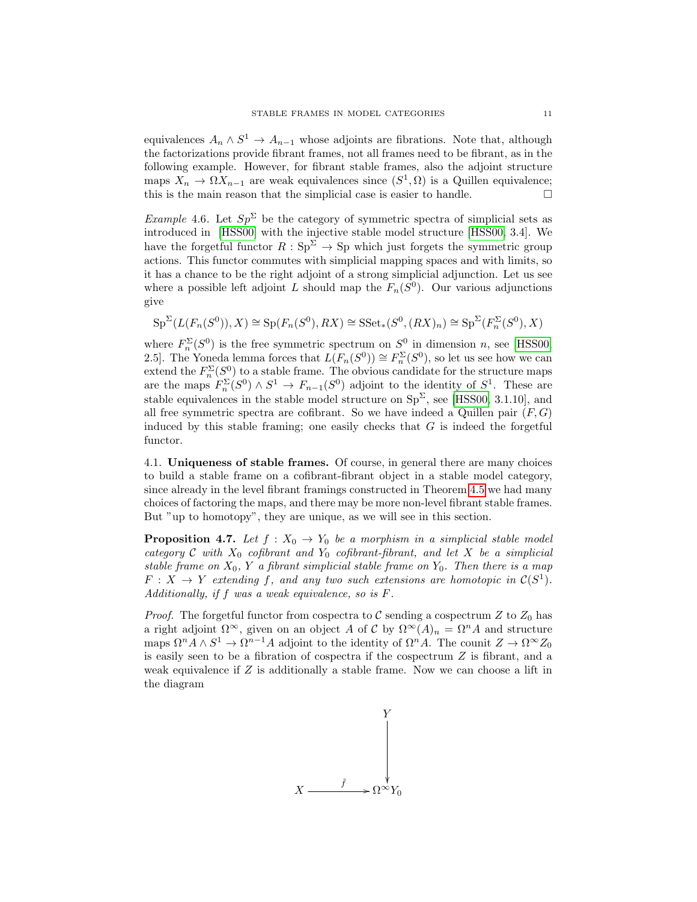equivalences $A_n \wedge S^1 \to A_{n-1}$ whose adjoints are fibrations. Note that, although the factorizations provide fibrant frames, not all frames need to be fibrant, as in the following example. However, for fibrant stable frames, also the adjoint structure maps $X_n \to \Omega X_{n-1}$ are weak equivalences since $(S^1, \Omega)$ is a Quillen equivalence; this is the main reason that the simplicial case is easier to handle. □

*Example* 4.6. Let $Sp^\Sigma$ be the category of symmetric spectra of simplicial sets as introduced in [HSS00] with the injective stable model structure [HSS00, 3.4]. We have the forgetful functor $R : \mathrm{Sp}^\Sigma \to \mathrm{Sp}$ which just forgets the symmetric group actions. This functor commutes with simplicial mapping spaces and with limits, so it has a chance to be the right adjoint of a strong simplicial adjunction. Let us see where a possible left adjoint $L$ should map the $F_n(S^0)$. Our various adjunctions give

$$\mathrm{Sp}^\Sigma(L(F_n(S^0)), X) \cong \mathrm{Sp}(F_n(S^0), RX) \cong \mathrm{SSet}_*(S^0, (RX)_n) \cong \mathrm{Sp}^\Sigma(F_n^\Sigma(S^0), X)$$

where $F_n^\Sigma(S^0)$ is the free symmetric spectrum on $S^0$ in dimension $n$, see [HSS00, 2.5]. The Yoneda lemma forces that $L(F_n(S^0)) \cong F_n^\Sigma(S^0)$, so let us see how we can extend the $F_n^\Sigma(S^0)$ to a stable frame. The obvious candidate for the structure maps are the maps $F_n^\Sigma(S^0) \wedge S^1 \to F_{n-1}(S^0)$ adjoint to the identity of $S^1$. These are stable equivalences in the stable model structure on $\mathrm{Sp}^\Sigma$, see [HSS00, 3.1.10], and all free symmetric spectra are cofibrant. So we have indeed a Quillen pair $(F, G)$ induced by this stable framing; one easily checks that $G$ is indeed the forgetful functor.

## 4.1. Uniqueness of stable frames.

Of course, in general there are many choices to build a stable frame on a cofibrant-fibrant object in a stable model category, since already in the level fibrant framings constructed in Theorem 4.5 we had many choices of factoring the maps, and there may be more non-level fibrant stable frames. But "up to homotopy", they are unique, as we will see in this section.

**Proposition 4.7.** *Let $f : X_0 \to Y_0$ be a morphism in a simplicial stable model category $\mathcal{C}$ with $X_0$ cofibrant and $Y_0$ cofibrant-fibrant, and let $X$ be a simplicial stable frame on $X_0$, $Y$ a fibrant simplicial stable frame on $Y_0$. Then there is a map $F : X \to Y$ extending $f$, and any two such extensions are homotopic in $\mathcal{C}(S^1)$. Additionally, if $f$ was a weak equivalence, so is $F$.*

*Proof.* The forgetful functor from cospectra to $\mathcal{C}$ sending a cospectrum $Z$ to $Z_0$ has a right adjoint $\Omega^\infty$, given on an object $A$ of $\mathcal{C}$ by $\Omega^\infty(A)_n = \Omega^n A$ and structure maps $\Omega^n A \wedge S^1 \to \Omega^{n-1} A$ adjoint to the identity of $\Omega^n A$. The counit $Z \to \Omega^\infty Z_0$ is easily seen to be a fibration of cospectra if the cospectrum $Z$ is fibrant, and a weak equivalence if $Z$ is additionally a stable frame. Now we can choose a lift in the diagram

$$\begin{array}{ccc} & & Y \\ & & \big\downarrow \\ X & \xrightarrow{\tilde{f}} & \Omega^\infty Y_0 \end{array}$$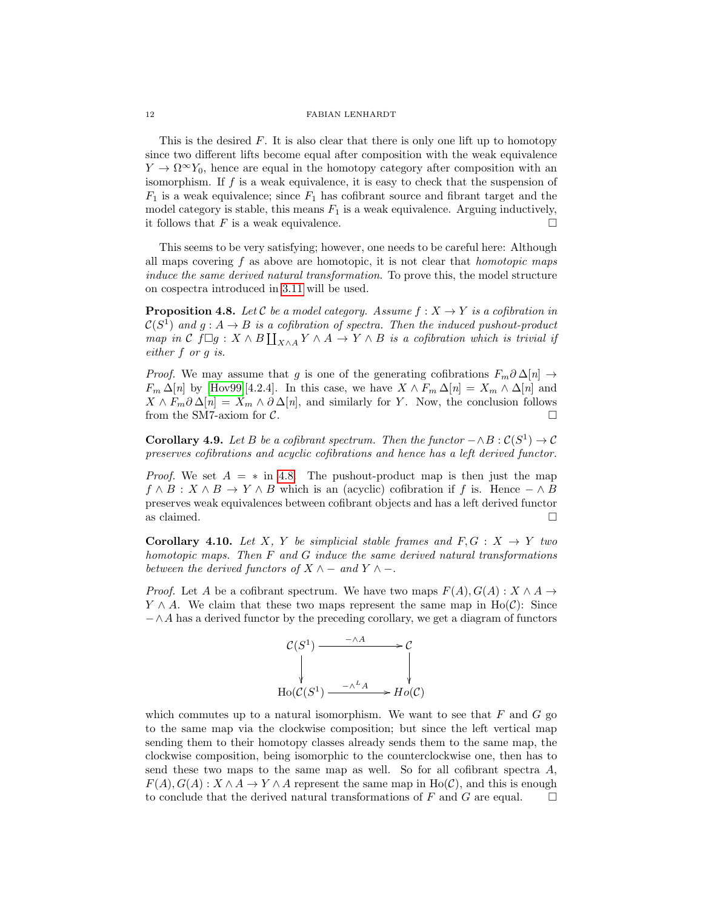This is the desired $F$. It is also clear that there is only one lift up to homotopy since two different lifts become equal after composition with the weak equivalence $Y \to \Omega^\infty Y_0$, hence are equal in the homotopy category after composition with an isomorphism. If $f$ is a weak equivalence, it is easy to check that the suspension of $F_1$ is a weak equivalence; since $F_1$ has cofibrant source and fibrant target and the model category is stable, this means $F_1$ is a weak equivalence. Arguing inductively, it follows that $F$ is a weak equivalence. □

This seems to be very satisfying; however, one needs to be careful here: Although all maps covering $f$ as above are homotopic, it is not clear that *homotopic maps induce the same derived natural transformation*. To prove this, the model structure on cospectra introduced in 3.11 will be used.

**Proposition 4.8.** *Let $\mathcal{C}$ be a model category. Assume $f : X \to Y$ is a cofibration in $\mathcal{C}(S^1)$ and $g : A \to B$ is a cofibration of spectra. Then the induced pushout-product map in $\mathcal{C}$ $f \Box g : X \wedge B \coprod_{X \wedge A} Y \wedge A \to Y \wedge B$ is a cofibration which is trivial if either $f$ or $g$ is.*

*Proof.* We may assume that $g$ is one of the generating cofibrations $F_m \partial \Delta[n] \to F_m \Delta[n]$ by [Hov99][4.2.4]. In this case, we have $X \wedge F_m \Delta[n] = X_m \wedge \Delta[n]$ and $X \wedge F_m \partial \Delta[n] = X_m \wedge \partial \Delta[n]$, and similarly for $Y$. Now, the conclusion follows from the SM7-axiom for $\mathcal{C}$. □

**Corollary 4.9.** *Let $B$ be a cofibrant spectrum. Then the functor $- \wedge B : \mathcal{C}(S^1) \to \mathcal{C}$ preserves cofibrations and acyclic cofibrations and hence has a left derived functor.*

*Proof.* We set $A = *$ in 4.8. The pushout-product map is then just the map $f \wedge B : X \wedge B \to Y \wedge B$ which is an (acyclic) cofibration if $f$ is. Hence $- \wedge B$ preserves weak equivalences between cofibrant objects and has a left derived functor as claimed. □

**Corollary 4.10.** *Let $X$, $Y$ be simplicial stable frames and $F, G : X \to Y$ two homotopic maps. Then $F$ and $G$ induce the same derived natural transformations between the derived functors of $X \wedge -$ and $Y \wedge -$.*

*Proof.* Let $A$ be a cofibrant spectrum. We have two maps $F(A), G(A) : X \wedge A \to Y \wedge A$. We claim that these two maps represent the same map in $\mathrm{Ho}(\mathcal{C})$: Since $- \wedge A$ has a derived functor by the preceding corollary, we get a diagram of functors

$$\begin{array}{ccc} \mathcal{C}(S^1) & \xrightarrow{-\wedge A} & \mathcal{C} \\ \downarrow & & \downarrow \\ \mathrm{Ho}(\mathcal{C}(S^1)) & \xrightarrow{-\wedge^L A} & Ho(\mathcal{C}) \end{array}$$

which commutes up to a natural isomorphism. We want to see that $F$ and $G$ go to the same map via the clockwise composition; but since the left vertical map sending them to their homotopy classes already sends them to the same map, the clockwise composition, being isomorphic to the counterclockwise one, then has to send these two maps to the same map as well. So for all cofibrant spectra $A$, $F(A), G(A) : X \wedge A \to Y \wedge A$ represent the same map in $\mathrm{Ho}(\mathcal{C})$, and this is enough to conclude that the derived natural transformations of $F$ and $G$ are equal. □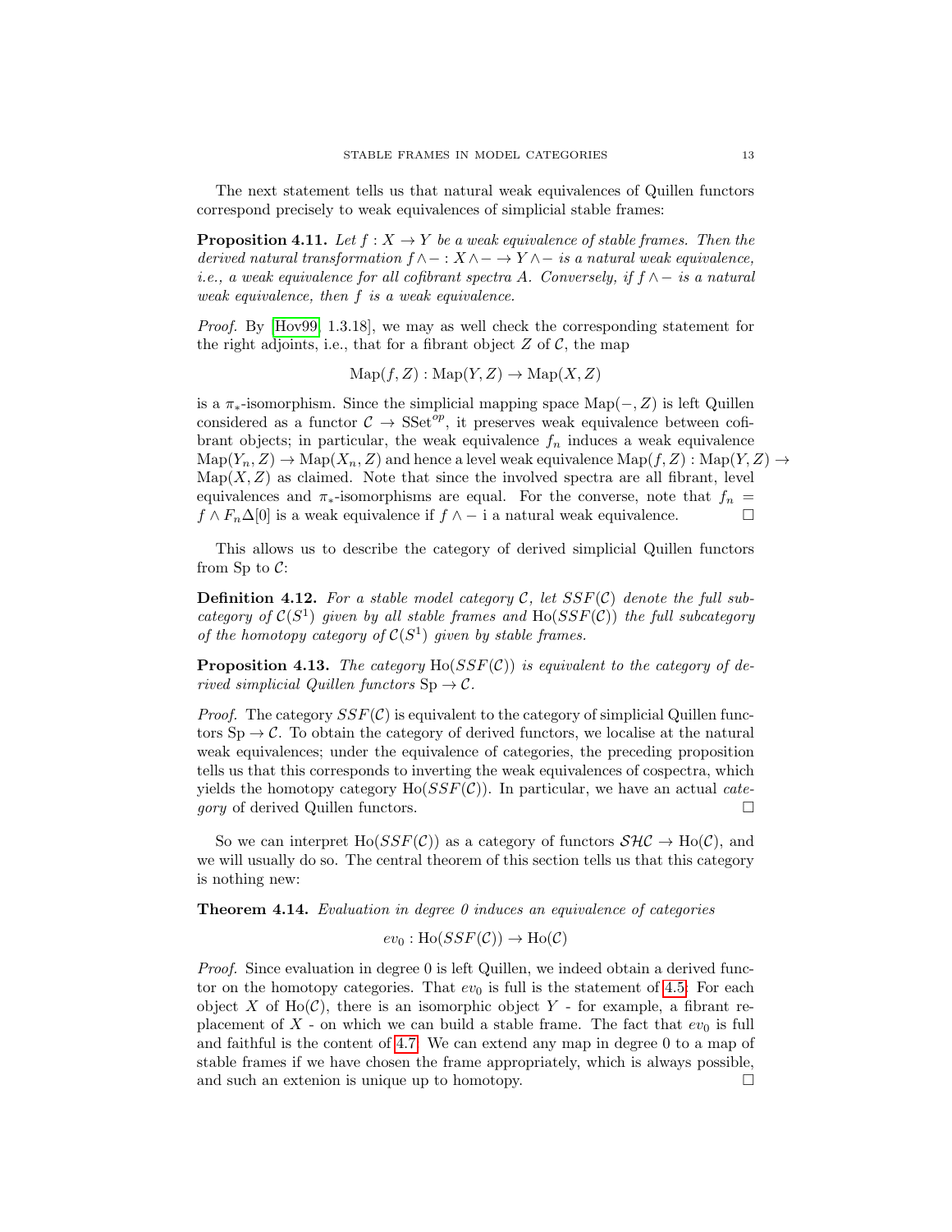The next statement tells us that natural weak equivalences of Quillen functors correspond precisely to weak equivalences of simplicial stable frames:

**Proposition 4.11.** *Let $f : X \to Y$ be a weak equivalence of stable frames. Then the derived natural transformation $f \wedge - : X \wedge - \to Y \wedge -$ is a natural weak equivalence, i.e., a weak equivalence for all cofibrant spectra $A$. Conversely, if $f \wedge -$ is a natural weak equivalence, then $f$ is a weak equivalence.*

*Proof.* By [Hov99, 1.3.18], we may as well check the corresponding statement for the right adjoints, i.e., that for a fibrant object $Z$ of $\mathcal{C}$, the map

$$\mathrm{Map}(f, Z) : \mathrm{Map}(Y, Z) \to \mathrm{Map}(X, Z)$$

is a $\pi_*$-isomorphism. Since the simplicial mapping space $\mathrm{Map}(-, Z)$ is left Quillen considered as a functor $\mathcal{C} \to \mathrm{SSet}^{op}$, it preserves weak equivalence between cofibrant objects; in particular, the weak equivalence $f_n$ induces a weak equivalence $\mathrm{Map}(Y_n, Z) \to \mathrm{Map}(X_n, Z)$ and hence a level weak equivalence $\mathrm{Map}(f, Z) : \mathrm{Map}(Y, Z) \to \mathrm{Map}(X, Z)$ as claimed. Note that since the involved spectra are all fibrant, level equivalences and $\pi_*$-isomorphisms are equal. For the converse, note that $f_n = f \wedge F_n\Delta[0]$ is a weak equivalence if $f \wedge -$ i a natural weak equivalence. □

This allows us to describe the category of derived simplicial Quillen functors from Sp to $\mathcal{C}$:

**Definition 4.12.** *For a stable model category $\mathcal{C}$, let $SSF(\mathcal{C})$ denote the full subcategory of $\mathcal{C}(S^1)$ given by all stable frames and $\mathrm{Ho}(SSF(\mathcal{C}))$ the full subcategory of the homotopy category of $\mathcal{C}(S^1)$ given by stable frames.*

**Proposition 4.13.** *The category $\mathrm{Ho}(SSF(\mathcal{C}))$ is equivalent to the category of derived simplicial Quillen functors $\mathrm{Sp} \to \mathcal{C}$.*

*Proof.* The category $SSF(\mathcal{C})$ is equivalent to the category of simplicial Quillen functors $\mathrm{Sp} \to \mathcal{C}$. To obtain the category of derived functors, we localise at the natural weak equivalences; under the equivalence of categories, the preceding proposition tells us that this corresponds to inverting the weak equivalences of cospectra, which yields the homotopy category $\mathrm{Ho}(SSF(\mathcal{C}))$. In particular, we have an actual *category* of derived Quillen functors. □

So we can interpret $\mathrm{Ho}(SSF(\mathcal{C}))$ as a category of functors $\mathcal{SHC} \to \mathrm{Ho}(\mathcal{C})$, and we will usually do so. The central theorem of this section tells us that this category is nothing new:

**Theorem 4.14.** *Evaluation in degree 0 induces an equivalence of categories*

$$ev_0 : \mathrm{Ho}(SSF(\mathcal{C})) \to \mathrm{Ho}(\mathcal{C})$$

*Proof.* Since evaluation in degree 0 is left Quillen, we indeed obtain a derived functor on the homotopy categories. That $ev_0$ is full is the statement of 4.5: For each object $X$ of $\mathrm{Ho}(\mathcal{C})$, there is an isomorphic object $Y$ - for example, a fibrant replacement of $X$ - on which we can build a stable frame. The fact that $ev_0$ is full and faithful is the content of 4.7. We can extend any map in degree 0 to a map of stable frames if we have chosen the frame appropriately, which is always possible, and such an extenion is unique up to homotopy. □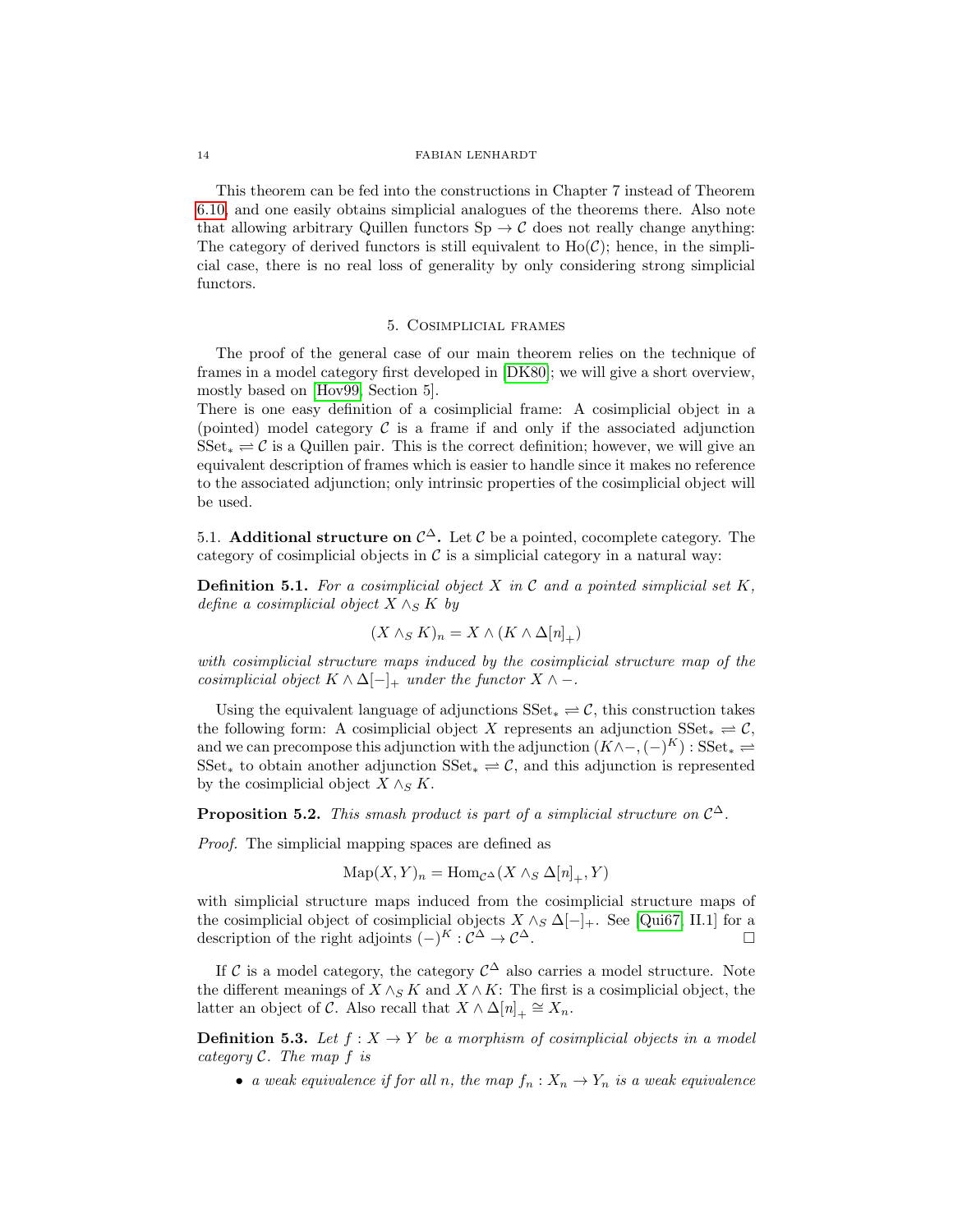This theorem can be fed into the constructions in Chapter 7 instead of Theorem 6.10, and one easily obtains simplicial analogues of the theorems there. Also note that allowing arbitrary Quillen functors $\mathrm{Sp} \to \mathcal{C}$ does not really change anything: The category of derived functors is still equivalent to $\mathrm{Ho}(\mathcal{C})$; hence, in the simplicial case, there is no real loss of generality by only considering strong simplicial functors.

## 5. Cosimplicial frames

The proof of the general case of our main theorem relies on the technique of frames in a model category first developed in [DK80]; we will give a short overview, mostly based on [Hov99, Section 5].

There is one easy definition of a cosimplicial frame: A cosimplicial object in a (pointed) model category $\mathcal{C}$ is a frame if and only if the associated adjunction $\mathrm{SSet}_* \rightleftharpoons \mathcal{C}$ is a Quillen pair. This is the correct definition; however, we will give an equivalent description of frames which is easier to handle since it makes no reference to the associated adjunction; only intrinsic properties of the cosimplicial object will be used.

### 5.1. Additional structure on $\mathcal{C}^\Delta$.

Let $\mathcal{C}$ be a pointed, cocomplete category. The category of cosimplicial objects in $\mathcal{C}$ is a simplicial category in a natural way:

**Definition 5.1.** *For a cosimplicial object $X$ in $\mathcal{C}$ and a pointed simplicial set $K$, define a cosimplicial object $X \wedge_S K$ by*

$$(X \wedge_S K)_n = X \wedge (K \wedge \Delta[n]_+)$$

*with cosimplicial structure maps induced by the cosimplicial structure map of the cosimplicial object $K \wedge \Delta[-]_+$ under the functor $X \wedge -$.*

Using the equivalent language of adjunctions $\mathrm{SSet}_* \rightleftharpoons \mathcal{C}$, this construction takes the following form: A cosimplicial object $X$ represents an adjunction $\mathrm{SSet}_* \rightleftharpoons \mathcal{C}$, and we can precompose this adjunction with the adjunction $(K \wedge -, (-)^K) : \mathrm{SSet}_* \rightleftharpoons \mathrm{SSet}_*$ to obtain another adjunction $\mathrm{SSet}_* \rightleftharpoons \mathcal{C}$, and this adjunction is represented by the cosimplicial object $X \wedge_S K$.

**Proposition 5.2.** *This smash product is part of a simplicial structure on $\mathcal{C}^\Delta$.*

*Proof.* The simplicial mapping spaces are defined as

$$\mathrm{Map}(X, Y)_n = \mathrm{Hom}_{\mathcal{C}^\Delta}(X \wedge_S \Delta[n]_+, Y)$$

with simplicial structure maps induced from the cosimplicial structure maps of the cosimplicial object of cosimplicial objects $X \wedge_S \Delta[-]_+$. See [Qui67, II.1] for a description of the right adjoints $(-)^K : \mathcal{C}^\Delta \to \mathcal{C}^\Delta$. □

If $\mathcal{C}$ is a model category, the category $\mathcal{C}^\Delta$ also carries a model structure. Note the different meanings of $X \wedge_S K$ and $X \wedge K$: The first is a cosimplicial object, the latter an object of $\mathcal{C}$. Also recall that $X \wedge \Delta[n]_+ \cong X_n$.

**Definition 5.3.** *Let $f : X \to Y$ be a morphism of cosimplicial objects in a model category $\mathcal{C}$. The map $f$ is*

- *a weak equivalence if for all $n$, the map $f_n : X_n \to Y_n$ is a weak equivalence*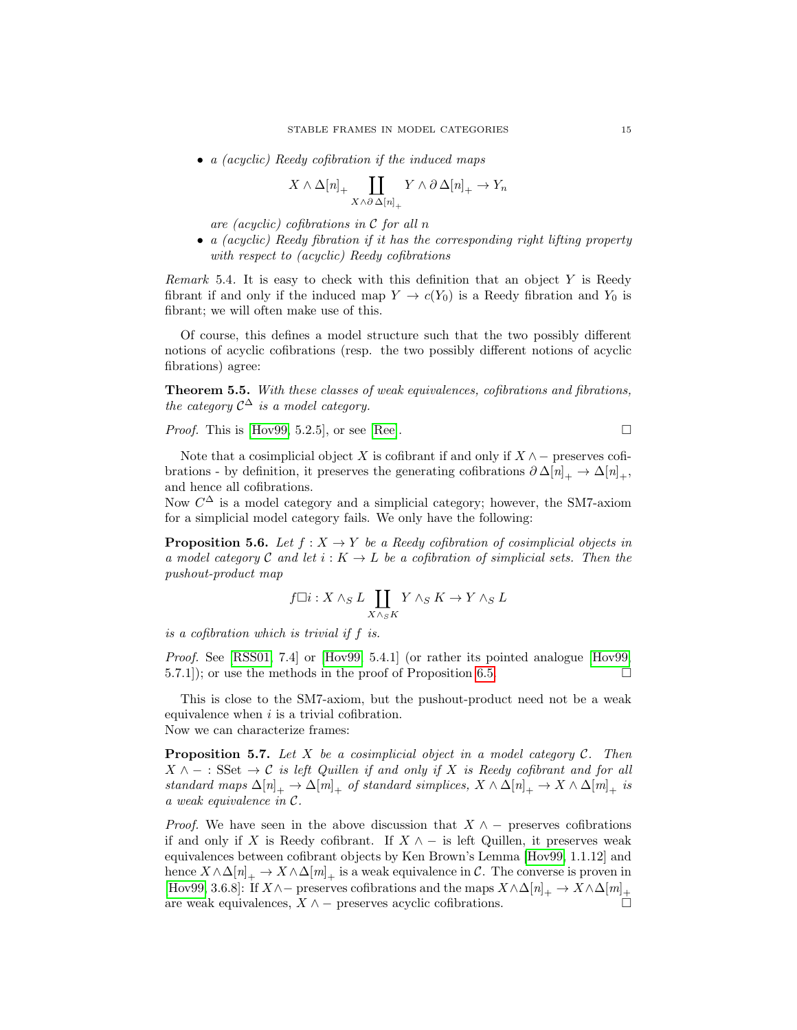- *a (acyclic) Reedy cofibration if the induced maps*

$$X \wedge \Delta[n]_+ \coprod_{X \wedge \partial\, \Delta[n]_+} Y \wedge \partial\, \Delta[n]_+ \to Y_n$$

  *are (acyclic) cofibrations in $\mathcal{C}$ for all $n$*
- *a (acyclic) Reedy fibration if it has the corresponding right lifting property with respect to (acyclic) Reedy cofibrations*

*Remark* 5.4. It is easy to check with this definition that an object $Y$ is Reedy fibrant if and only if the induced map $Y \to c(Y_0)$ is a Reedy fibration and $Y_0$ is fibrant; we will often make use of this.

Of course, this defines a model structure such that the two possibly different notions of acyclic cofibrations (resp. the two possibly different notions of acyclic fibrations) agree:

**Theorem 5.5.** *With these classes of weak equivalences, cofibrations and fibrations, the category $\mathcal{C}^\Delta$ is a model category.*

*Proof.* This is [Hov99, 5.2.5], or see [Ree]. □

Note that a cosimplicial object $X$ is cofibrant if and only if $X \wedge -$ preserves cofibrations - by definition, it preserves the generating cofibrations $\partial\, \Delta[n]_+ \to \Delta[n]_+$, and hence all cofibrations.
Now $C^\Delta$ is a model category and a simplicial category; however, the SM7-axiom for a simplicial model category fails. We only have the following:

**Proposition 5.6.** *Let $f : X \to Y$ be a Reedy cofibration of cosimplicial objects in a model category $\mathcal{C}$ and let $i : K \to L$ be a cofibration of simplicial sets. Then the pushout-product map*

$$f \square i : X \wedge_S L \coprod_{X \wedge_S K} Y \wedge_S K \to Y \wedge_S L$$

*is a cofibration which is trivial if $f$ is.*

*Proof.* See [RSS01, 7.4] or [Hov99, 5.4.1] (or rather its pointed analogue [Hov99, 5.7.1]); or use the methods in the proof of Proposition 6.5. □

This is close to the SM7-axiom, but the pushout-product need not be a weak equivalence when $i$ is a trivial cofibration.
Now we can characterize frames:

**Proposition 5.7.** *Let $X$ be a cosimplicial object in a model category $\mathcal{C}$. Then $X \wedge - : \mathrm{SSet} \to \mathcal{C}$ is left Quillen if and only if $X$ is Reedy cofibrant and for all standard maps $\Delta[n]_+ \to \Delta[m]_+$ of standard simplices, $X \wedge \Delta[n]_+ \to X \wedge \Delta[m]_+$ is a weak equivalence in $\mathcal{C}$.*

*Proof.* We have seen in the above discussion that $X \wedge -$ preserves cofibrations if and only if $X$ is Reedy cofibrant. If $X \wedge -$ is left Quillen, it preserves weak equivalences between cofibrant objects by Ken Brown's Lemma [Hov99, 1.1.12] and hence $X \wedge \Delta[n]_+ \to X \wedge \Delta[m]_+$ is a weak equivalence in $\mathcal{C}$. The converse is proven in [Hov99, 3.6.8]: If $X \wedge -$ preserves cofibrations and the maps $X \wedge \Delta[n]_+ \to X \wedge \Delta[m]_+$ are weak equivalences, $X \wedge -$ preserves acyclic cofibrations. □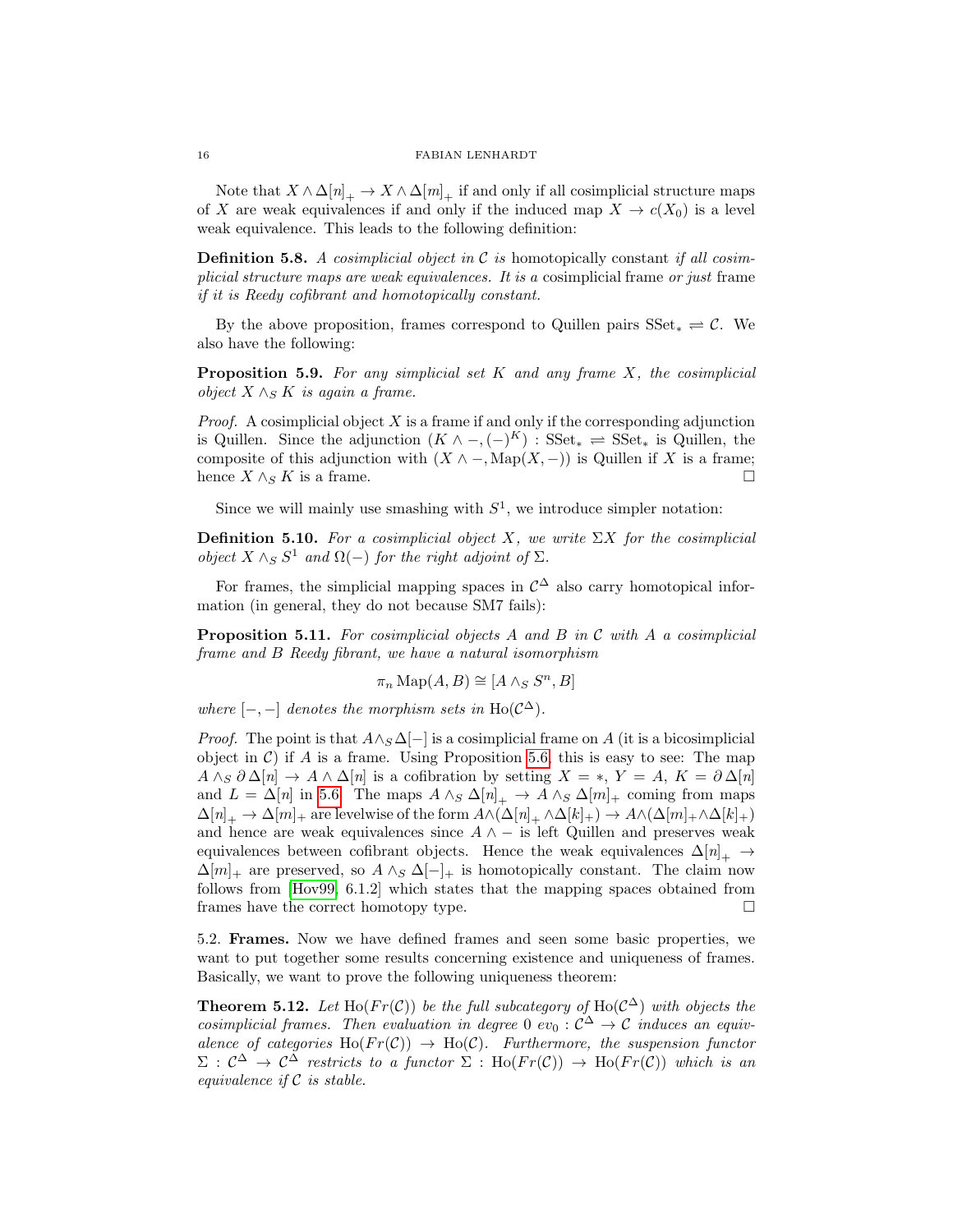Note that $X \wedge \Delta[n]_+ \to X \wedge \Delta[m]_+$ if and only if all cosimplicial structure maps of $X$ are weak equivalences if and only if the induced map $X \to c(X_0)$ is a level weak equivalence. This leads to the following definition:

**Definition 5.8.** *A cosimplicial object in $\mathcal{C}$ is* homotopically constant *if all cosimplicial structure maps are weak equivalences. It is a* cosimplicial frame *or just* frame *if it is Reedy cofibrant and homotopically constant.*

By the above proposition, frames correspond to Quillen pairs $\mathrm{SSet}_* \rightleftharpoons \mathcal{C}$. We also have the following:

**Proposition 5.9.** *For any simplicial set $K$ and any frame $X$, the cosimplicial object $X \wedge_S K$ is again a frame.*

*Proof.* A cosimplicial object $X$ is a frame if and only if the corresponding adjunction is Quillen. Since the adjunction $(K \wedge -, (-)^K) : \mathrm{SSet}_* \rightleftharpoons \mathrm{SSet}_*$ is Quillen, the composite of this adjunction with $(X \wedge -, \mathrm{Map}(X, -))$ is Quillen if $X$ is a frame; hence $X \wedge_S K$ is a frame. □

Since we will mainly use smashing with $S^1$, we introduce simpler notation:

**Definition 5.10.** *For a cosimplicial object $X$, we write $\Sigma X$ for the cosimplicial object $X \wedge_S S^1$ and $\Omega(-)$ for the right adjoint of $\Sigma$.*

For frames, the simplicial mapping spaces in $\mathcal{C}^\Delta$ also carry homotopical information (in general, they do not because SM7 fails):

**Proposition 5.11.** *For cosimplicial objects $A$ and $B$ in $\mathcal{C}$ with $A$ a cosimplicial frame and $B$ Reedy fibrant, we have a natural isomorphism*

$$\pi_n \mathrm{Map}(A, B) \cong [A \wedge_S S^n, B]$$

*where $[-,-]$ denotes the morphism sets in $\mathrm{Ho}(\mathcal{C}^\Delta)$.*

*Proof.* The point is that $A \wedge_S \Delta[-]$ is a cosimplicial frame on $A$ (it is a bicosimplicial object in $\mathcal{C}$) if $A$ is a frame. Using Proposition 5.6, this is easy to see: The map $A \wedge_S \partial\Delta[n] \to A \wedge \Delta[n]$ is a cofibration by setting $X = *$, $Y = A$, $K = \partial\Delta[n]$ and $L = \Delta[n]$ in 5.6. The maps $A \wedge_S \Delta[n]_+ \to A \wedge_S \Delta[m]_+$ coming from maps $\Delta[n]_+ \to \Delta[m]_+$ are levelwise of the form $A \wedge (\Delta[n]_+ \wedge \Delta[k]_+) \to A \wedge (\Delta[m]_+ \wedge \Delta[k]_+)$ and hence are weak equivalences since $A \wedge -$ is left Quillen and preserves weak equivalences between cofibrant objects. Hence the weak equivalences $\Delta[n]_+ \to \Delta[m]_+$ are preserved, so $A \wedge_S \Delta[-]_+$ is homotopically constant. The claim now follows from [Hov99, 6.1.2] which states that the mapping spaces obtained from frames have the correct homotopy type. □

5.2. **Frames.** Now we have defined frames and seen some basic properties, we want to put together some results concerning existence and uniqueness of frames. Basically, we want to prove the following uniqueness theorem:

**Theorem 5.12.** *Let $\mathrm{Ho}(Fr(\mathcal{C}))$ be the full subcategory of $\mathrm{Ho}(\mathcal{C}^\Delta)$ with objects the cosimplicial frames. Then evaluation in degree 0 $ev_0 : \mathcal{C}^\Delta \to \mathcal{C}$ induces an equivalence of categories $\mathrm{Ho}(Fr(\mathcal{C})) \to \mathrm{Ho}(\mathcal{C})$. Furthermore, the suspension functor $\Sigma : \mathcal{C}^\Delta \to \mathcal{C}^\Delta$ restricts to a functor $\Sigma : \mathrm{Ho}(Fr(\mathcal{C})) \to \mathrm{Ho}(Fr(\mathcal{C}))$ which is an equivalence if $\mathcal{C}$ is stable.*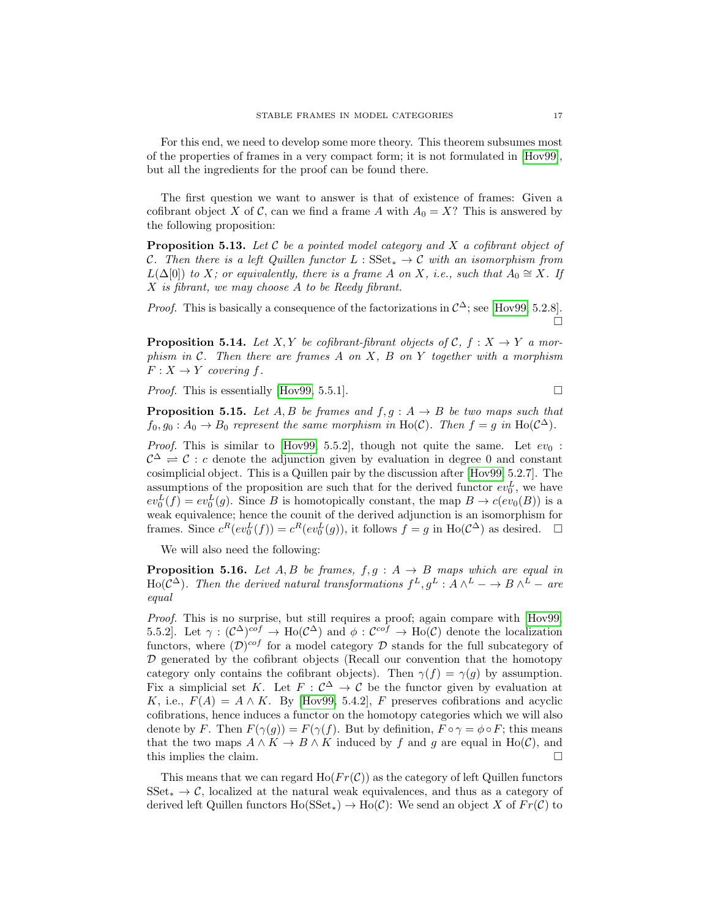For this end, we need to develop some more theory. This theorem subsumes most of the properties of frames in a very compact form; it is not formulated in [Hov99], but all the ingredients for the proof can be found there.

The first question we want to answer is that of existence of frames: Given a cofibrant object $X$ of $\mathcal{C}$, can we find a frame $A$ with $A_0 = X$? This is answered by the following proposition:

**Proposition 5.13.** *Let $\mathcal{C}$ be a pointed model category and $X$ a cofibrant object of $\mathcal{C}$. Then there is a left Quillen functor $L : \mathrm{SSet}_* \to \mathcal{C}$ with an isomorphism from $L(\Delta[0])$ to $X$; or equivalently, there is a frame $A$ on $X$, i.e., such that $A_0 \cong X$. If $X$ is fibrant, we may choose $A$ to be Reedy fibrant.*

*Proof.* This is basically a consequence of the factorizations in $\mathcal{C}^\Delta$; see [Hov99, 5.2.8]. □

**Proposition 5.14.** *Let $X, Y$ be cofibrant-fibrant objects of $\mathcal{C}$, $f : X \to Y$ a morphism in $\mathcal{C}$. Then there are frames $A$ on $X$, $B$ on $Y$ together with a morphism $F : X \to Y$ covering $f$.*

*Proof.* This is essentially [Hov99, 5.5.1]. □

**Proposition 5.15.** *Let $A, B$ be frames and $f, g : A \to B$ be two maps such that $f_0, g_0 : A_0 \to B_0$ represent the same morphism in $\mathrm{Ho}(\mathcal{C})$. Then $f = g$ in $\mathrm{Ho}(\mathcal{C}^\Delta)$.*

*Proof.* This is similar to [Hov99, 5.5.2], though not quite the same. Let $ev_0 : \mathcal{C}^\Delta \rightleftarrows \mathcal{C} : c$ denote the adjunction given by evaluation in degree 0 and constant cosimplicial object. This is a Quillen pair by the discussion after [Hov99, 5.2.7]. The assumptions of the proposition are such that for the derived functor $ev_0^L$, we have $ev_0^L(f) = ev_0^L(g)$. Since $B$ is homotopically constant, the map $B \to c(ev_0(B))$ is a weak equivalence; hence the counit of the derived adjunction is an isomorphism for frames. Since $c^R(ev_0^L(f)) = c^R(ev_0^L(g))$, it follows $f = g$ in $\mathrm{Ho}(\mathcal{C}^\Delta)$ as desired. □

We will also need the following:

**Proposition 5.16.** *Let $A, B$ be frames, $f, g : A \to B$ maps which are equal in $\mathrm{Ho}(\mathcal{C}^\Delta)$. Then the derived natural transformations $f^L, g^L : A \wedge^L - \to B \wedge^L -$ are equal*

*Proof.* This is no surprise, but still requires a proof; again compare with [Hov99, 5.5.2]. Let $\gamma : (\mathcal{C}^\Delta)^{cof} \to \mathrm{Ho}(\mathcal{C}^\Delta)$ and $\phi : \mathcal{C}^{cof} \to \mathrm{Ho}(\mathcal{C})$ denote the localization functors, where $(\mathcal{D})^{cof}$ for a model category $\mathcal{D}$ stands for the full subcategory of $\mathcal{D}$ generated by the cofibrant objects (Recall our convention that the homotopy category only contains the cofibrant objects). Then $\gamma(f) = \gamma(g)$ by assumption. Fix a simplicial set $K$. Let $F : \mathcal{C}^\Delta \to \mathcal{C}$ be the functor given by evaluation at $K$, i.e., $F(A) = A \wedge K$. By [Hov99, 5.4.2], $F$ preserves cofibrations and acyclic cofibrations, hence induces a functor on the homotopy categories which we will also denote by $F$. Then $F(\gamma(g)) = F(\gamma(f))$. But by definition, $F \circ \gamma = \phi \circ F$; this means that the two maps $A \wedge K \to B \wedge K$ induced by $f$ and $g$ are equal in $\mathrm{Ho}(\mathcal{C})$, and this implies the claim. □

This means that we can regard $\mathrm{Ho}(Fr(\mathcal{C}))$ as the category of left Quillen functors $\mathrm{SSet}_* \to \mathcal{C}$, localized at the natural weak equivalences, and thus as a category of derived left Quillen functors $\mathrm{Ho}(\mathrm{SSet}_*) \to \mathrm{Ho}(\mathcal{C})$: We send an object $X$ of $Fr(\mathcal{C})$ to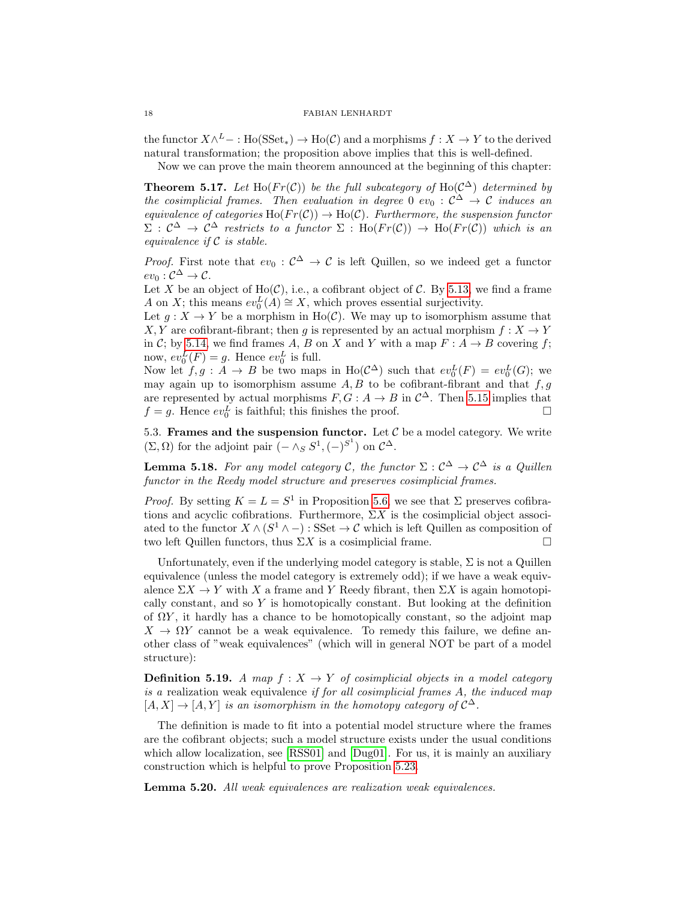the functor $X \wedge^L - : \mathrm{Ho}(\mathrm{SSet}_*) \to \mathrm{Ho}(\mathcal{C})$ and a morphisms $f : X \to Y$ to the derived natural transformation; the proposition above implies that this is well-defined.

Now we can prove the main theorem announced at the beginning of this chapter:

**Theorem 5.17.** *Let $\mathrm{Ho}(Fr(\mathcal{C}))$ be the full subcategory of $\mathrm{Ho}(\mathcal{C}^\Delta)$ determined by the cosimplicial frames. Then evaluation in degree 0 $ev_0 : \mathcal{C}^\Delta \to \mathcal{C}$ induces an equivalence of categories $\mathrm{Ho}(Fr(\mathcal{C})) \to \mathrm{Ho}(\mathcal{C})$. Furthermore, the suspension functor $\Sigma : \mathcal{C}^\Delta \to \mathcal{C}^\Delta$ restricts to a functor $\Sigma : \mathrm{Ho}(Fr(\mathcal{C})) \to \mathrm{Ho}(Fr(\mathcal{C}))$ which is an equivalence if $\mathcal{C}$ is stable.*

*Proof.* First note that $ev_0 : \mathcal{C}^\Delta \to \mathcal{C}$ is left Quillen, so we indeed get a functor $ev_0 : \mathcal{C}^\Delta \to \mathcal{C}$.

Let $X$ be an object of $\mathrm{Ho}(\mathcal{C})$, i.e., a cofibrant object of $\mathcal{C}$. By 5.13, we find a frame $A$ on $X$; this means $ev_0^L(A) \cong X$, which proves essential surjectivity.

Let $g : X \to Y$ be a morphism in $\mathrm{Ho}(\mathcal{C})$. We may up to isomorphism assume that $X, Y$ are cofibrant-fibrant; then $g$ is represented by an actual morphism $f : X \to Y$ in $\mathcal{C}$; by 5.14, we find frames $A$, $B$ on $X$ and $Y$ with a map $F : A \to B$ covering $f$; now, $ev_0^L(F) = g$. Hence $ev_0^L$ is full.

Now let $f, g : A \to B$ be two maps in $\mathrm{Ho}(\mathcal{C}^\Delta)$ such that $ev_0^L(F) = ev_0^L(G)$; we may again up to isomorphism assume $A, B$ to be cofibrant-fibrant and that $f, g$ are represented by actual morphisms $F, G : A \to B$ in $\mathcal{C}^\Delta$. Then 5.15 implies that $f = g$. Hence $ev_0^L$ is faithful; this finishes the proof. □

5.3. **Frames and the suspension functor.** Let $\mathcal{C}$ be a model category. We write $(\Sigma, \Omega)$ for the adjoint pair $(- \wedge_S S^1, (-)^{S^1})$ on $\mathcal{C}^\Delta$.

**Lemma 5.18.** *For any model category $\mathcal{C}$, the functor $\Sigma : \mathcal{C}^\Delta \to \mathcal{C}^\Delta$ is a Quillen functor in the Reedy model structure and preserves cosimplicial frames.*

*Proof.* By setting $K = L = S^1$ in Proposition 5.6, we see that $\Sigma$ preserves cofibrations and acyclic cofibrations. Furthermore, $\Sigma X$ is the cosimplicial object associated to the functor $X \wedge (S^1 \wedge -) : \mathrm{SSet} \to \mathcal{C}$ which is left Quillen as composition of two left Quillen functors, thus $\Sigma X$ is a cosimplicial frame. □

Unfortunately, even if the underlying model category is stable, $\Sigma$ is not a Quillen equivalence (unless the model category is extremely odd); if we have a weak equivalence $\Sigma X \to Y$ with $X$ a frame and $Y$ Reedy fibrant, then $\Sigma X$ is again homotopically constant, and so $Y$ is homotopically constant. But looking at the definition of $\Omega Y$, it hardly has a chance to be homotopically constant, so the adjoint map $X \to \Omega Y$ cannot be a weak equivalence. To remedy this failure, we define another class of "weak equivalences" (which will in general NOT be part of a model structure):

**Definition 5.19.** *A map $f : X \to Y$ of cosimplicial objects in a model category is a* realization weak equivalence *if for all cosimplicial frames $A$, the induced map $[A, X] \to [A, Y]$ is an isomorphism in the homotopy category of $\mathcal{C}^\Delta$.*

The definition is made to fit into a potential model structure where the frames are the cofibrant objects; such a model structure exists under the usual conditions which allow localization, see [RSS01] and [Dug01]. For us, it is mainly an auxiliary construction which is helpful to prove Proposition 5.23.

**Lemma 5.20.** *All weak equivalences are realization weak equivalences.*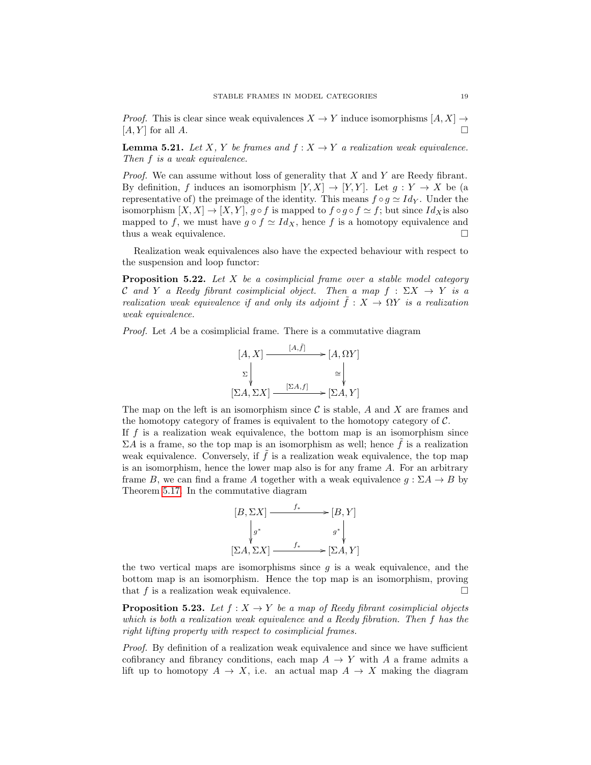*Proof.* This is clear since weak equivalences $X \to Y$ induce isomorphisms $[A, X] \to [A, Y]$ for all $A$. $\square$

**Lemma 5.21.** *Let $X$, $Y$ be frames and $f : X \to Y$ a realization weak equivalence. Then $f$ is a weak equivalence.*

*Proof.* We can assume without loss of generality that $X$ and $Y$ are Reedy fibrant. By definition, $f$ induces an isomorphism $[Y, X] \to [Y, Y]$. Let $g : Y \to X$ be (a representative of) the preimage of the identity. This means $f \circ g \simeq Id_Y$. Under the isomorphism $[X, X] \to [X, Y]$, $g \circ f$ is mapped to $f \circ g \circ f \simeq f$; but since $Id_X$ is also mapped to $f$, we must have $g \circ f \simeq Id_X$, hence $f$ is a homotopy equivalence and thus a weak equivalence. $\square$

Realization weak equivalences also have the expected behaviour with respect to the suspension and loop functor:

**Proposition 5.22.** *Let $X$ be a cosimplicial frame over a stable model category $\mathcal{C}$ and $Y$ a Reedy fibrant cosimplicial object. Then a map $f : \Sigma X \to Y$ is a realization weak equivalence if and only its adjoint $\tilde{f} : X \to \Omega Y$ is a realization weak equivalence.*

*Proof.* Let $A$ be a cosimplicial frame. There is a commutative diagram

$$\begin{array}{ccc}
[A, X] & \xrightarrow{[A, \tilde{f}]} & [A, \Omega Y] \\
\Sigma \downarrow & & \downarrow \cong \\
[\Sigma A, \Sigma X] & \xrightarrow{[\Sigma A, f]} & [\Sigma A, Y]
\end{array}$$

The map on the left is an isomorphism since $\mathcal{C}$ is stable, $A$ and $X$ are frames and the homotopy category of frames is equivalent to the homotopy category of $\mathcal{C}$.
If $f$ is a realization weak equivalence, the bottom map is an isomorphism since $\Sigma A$ is a frame, so the top map is an isomorphism as well; hence $\tilde{f}$ is a realization weak equivalence. Conversely, if $\tilde{f}$ is a realization weak equivalence, the top map is an isomorphism, hence the lower map also is for any frame $A$. For an arbitrary frame $B$, we can find a frame $A$ together with a weak equivalence $g : \Sigma A \to B$ by Theorem 5.17. In the commutative diagram

$$\begin{array}{ccc}
[B, \Sigma X] & \xrightarrow{f_*} & [B, Y] \\
\downarrow g^* & & g^* \downarrow \\
[\Sigma A, \Sigma X] & \xrightarrow{f_*} & [\Sigma A, Y]
\end{array}$$

the two vertical maps are isomorphisms since $g$ is a weak equivalence, and the bottom map is an isomorphism. Hence the top map is an isomorphism, proving that $f$ is a realization weak equivalence. $\square$

**Proposition 5.23.** *Let $f : X \to Y$ be a map of Reedy fibrant cosimplicial objects which is both a realization weak equivalence and a Reedy fibration. Then $f$ has the right lifting property with respect to cosimplicial frames.*

*Proof.* By definition of a realization weak equivalence and since we have sufficient cofibrancy and fibrancy conditions, each map $A \to Y$ with $A$ a frame admits a lift up to homotopy $A \to X$, i.e. an actual map $A \to X$ making the diagram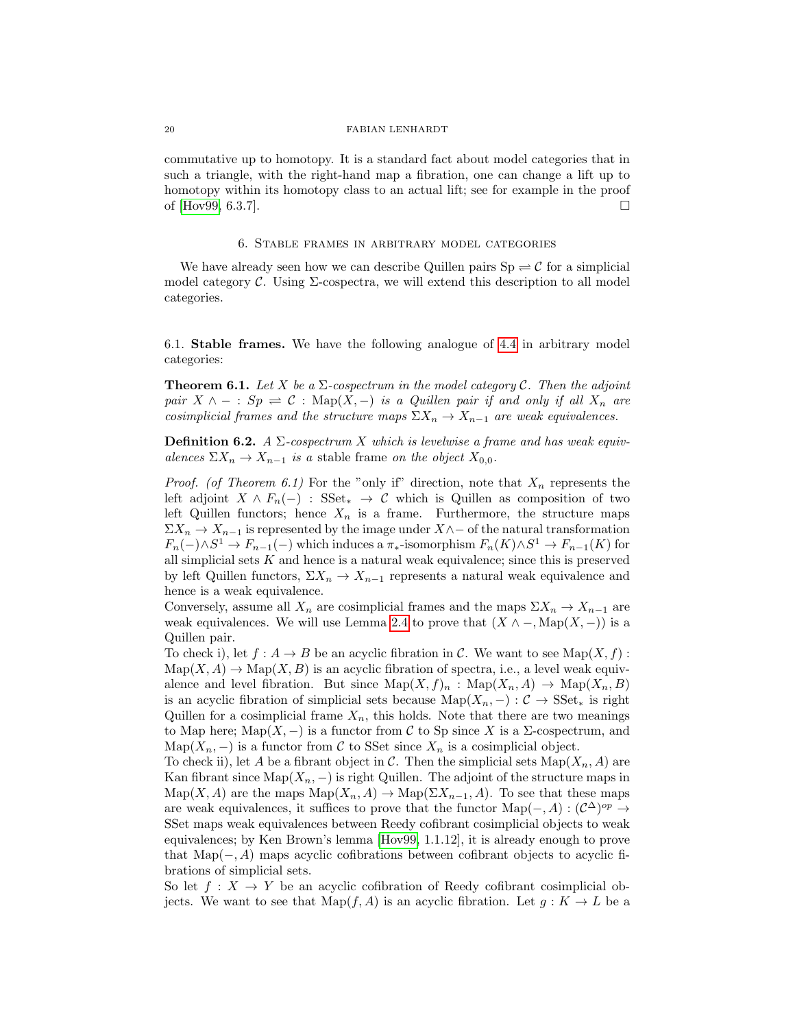commutative up to homotopy. It is a standard fact about model categories that in such a triangle, with the right-hand map a fibration, one can change a lift up to homotopy within its homotopy class to an actual lift; see for example in the proof of [Hov99, 6.3.7]. □

## 6. Stable frames in arbitrary model categories

We have already seen how we can describe Quillen pairs $\mathrm{Sp} \rightleftarrows \mathcal{C}$ for a simplicial model category $\mathcal{C}$. Using $\Sigma$-cospectra, we will extend this description to all model categories.

### 6.1. Stable frames.

We have the following analogue of 4.4 in arbitrary model categories:

**Theorem 6.1.** *Let $X$ be a $\Sigma$-cospectrum in the model category $\mathcal{C}$. Then the adjoint pair $X \wedge - : Sp \rightleftarrows \mathcal{C} : \mathrm{Map}(X, -)$ is a Quillen pair if and only if all $X_n$ are cosimplicial frames and the structure maps $\Sigma X_n \to X_{n-1}$ are weak equivalences.*

**Definition 6.2.** *A $\Sigma$-cospectrum $X$ which is levelwise a frame and has weak equivalences $\Sigma X_n \to X_{n-1}$ is a* stable frame *on the object $X_{0,0}$.*

*Proof. (of Theorem 6.1)* For the "only if" direction, note that $X_n$ represents the left adjoint $X \wedge F_n(-) : \mathrm{SSet}_* \to \mathcal{C}$ which is Quillen as composition of two left Quillen functors; hence $X_n$ is a frame. Furthermore, the structure maps $\Sigma X_n \to X_{n-1}$ is represented by the image under $X \wedge -$ of the natural transformation $F_n(-) \wedge S^1 \to F_{n-1}(-)$ which induces a $\pi_*$-isomorphism $F_n(K) \wedge S^1 \to F_{n-1}(K)$ for all simplicial sets $K$ and hence is a natural weak equivalence; since this is preserved by left Quillen functors, $\Sigma X_n \to X_{n-1}$ represents a natural weak equivalence and hence is a weak equivalence.

Conversely, assume all $X_n$ are cosimplicial frames and the maps $\Sigma X_n \to X_{n-1}$ are weak equivalences. We will use Lemma 2.4 to prove that $(X \wedge -, \mathrm{Map}(X, -))$ is a Quillen pair.

To check i), let $f : A \to B$ be an acyclic fibration in $\mathcal{C}$. We want to see $\mathrm{Map}(X, f) : \mathrm{Map}(X, A) \to \mathrm{Map}(X, B)$ is an acyclic fibration of spectra, i.e., a level weak equivalence and level fibration. But since $\mathrm{Map}(X, f)_n : \mathrm{Map}(X_n, A) \to \mathrm{Map}(X_n, B)$ is an acyclic fibration of simplicial sets because $\mathrm{Map}(X_n, -) : \mathcal{C} \to \mathrm{SSet}_*$ is right Quillen for a cosimplicial frame $X_n$, this holds. Note that there are two meanings to Map here; $\mathrm{Map}(X, -)$ is a functor from $\mathcal{C}$ to Sp since $X$ is a $\Sigma$-cospectrum, and $\mathrm{Map}(X_n, -)$ is a functor from $\mathcal{C}$ to SSet since $X_n$ is a cosimplicial object.

To check ii), let $A$ be a fibrant object in $\mathcal{C}$. Then the simplicial sets $\mathrm{Map}(X_n, A)$ are Kan fibrant since $\mathrm{Map}(X_n, -)$ is right Quillen. The adjoint of the structure maps in $\mathrm{Map}(X, A)$ are the maps $\mathrm{Map}(X_n, A) \to \mathrm{Map}(\Sigma X_{n-1}, A)$. To see that these maps are weak equivalences, it suffices to prove that the functor $\mathrm{Map}(-, A) : (\mathcal{C}^\Delta)^{op} \to \mathrm{SSet}$ maps weak equivalences between Reedy cofibrant cosimplicial objects to weak equivalences; by Ken Brown's lemma [Hov99, 1.1.12], it is already enough to prove that $\mathrm{Map}(-, A)$ maps acyclic cofibrations between cofibrant objects to acyclic fibrations of simplicial sets.

So let $f : X \to Y$ be an acyclic cofibration of Reedy cofibrant cosimplicial objects. We want to see that $\mathrm{Map}(f, A)$ is an acyclic fibration. Let $g : K \to L$ be a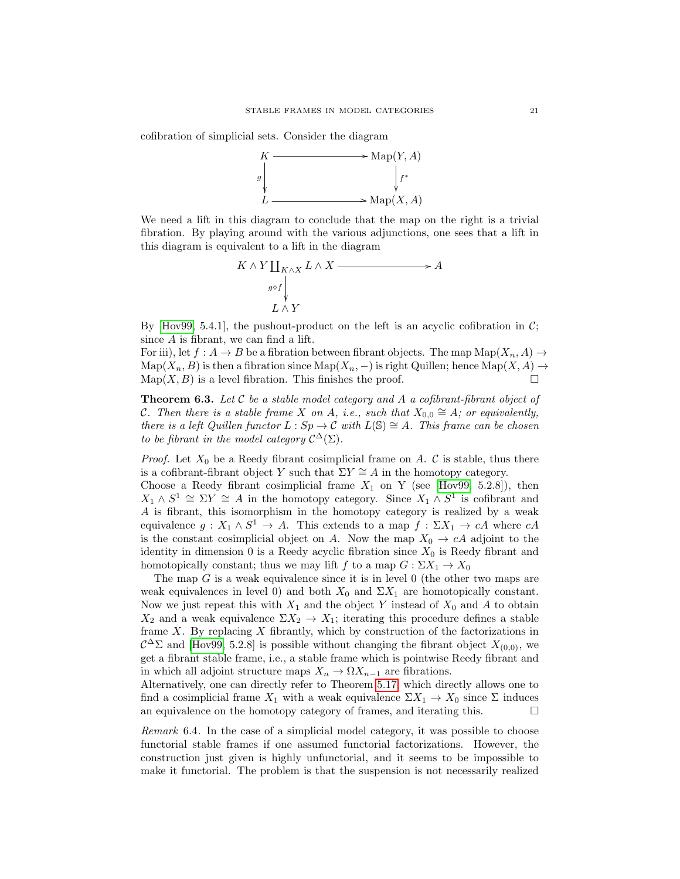cofibration of simplicial sets. Consider the diagram

$$\begin{array}{ccc} K & \longrightarrow & \mathrm{Map}(Y, A) \\ {\scriptstyle g}\downarrow & & \downarrow{\scriptstyle f^*} \\ L & \longrightarrow & \mathrm{Map}(X, A) \end{array}$$

We need a lift in this diagram to conclude that the map on the right is a trivial fibration. By playing around with the various adjunctions, one sees that a lift in this diagram is equivalent to a lift in the diagram

$$\begin{array}{ccc} K \wedge Y \coprod_{K \wedge X} L \wedge X & \longrightarrow & A \\ {\scriptstyle g \diamond f}\downarrow & & \\ L \wedge Y & & \end{array}$$

By [Hov99, 5.4.1], the pushout-product on the left is an acyclic cofibration in $\mathcal{C}$; since $A$ is fibrant, we can find a lift.
For iii), let $f : A \to B$ be a fibration between fibrant objects. The map $\mathrm{Map}(X_n, A) \to \mathrm{Map}(X_n, B)$ is then a fibration since $\mathrm{Map}(X_n, -)$ is right Quillen; hence $\mathrm{Map}(X, A) \to \mathrm{Map}(X, B)$ is a level fibration. This finishes the proof. $\square$

**Theorem 6.3.** *Let $\mathcal{C}$ be a stable model category and $A$ a cofibrant-fibrant object of $\mathcal{C}$. Then there is a stable frame $X$ on $A$, i.e., such that $X_{0,0} \cong A$; or equivalently, there is a left Quillen functor $L : Sp \to \mathcal{C}$ with $L(\mathbb{S}) \cong A$. This frame can be chosen to be fibrant in the model category $\mathcal{C}^{\Delta}(\Sigma)$.*

*Proof.* Let $X_0$ be a Reedy fibrant cosimplicial frame on $A$. $\mathcal{C}$ is stable, thus there is a cofibrant-fibrant object $Y$ such that $\Sigma Y \cong A$ in the homotopy category.
Choose a Reedy fibrant cosimplicial frame $X_1$ on Y (see [Hov99, 5.2.8]), then $X_1 \wedge S^1 \cong \Sigma Y \cong A$ in the homotopy category. Since $X_1 \wedge S^1$ is cofibrant and $A$ is fibrant, this isomorphism in the homotopy category is realized by a weak equivalence $g : X_1 \wedge S^1 \to A$. This extends to a map $f : \Sigma X_1 \to cA$ where $cA$ is the constant cosimplicial object on $A$. Now the map $X_0 \to cA$ adjoint to the identity in dimension 0 is a Reedy acyclic fibration since $X_0$ is Reedy fibrant and homotopically constant; thus we may lift $f$ to a map $G : \Sigma X_1 \to X_0$

The map $G$ is a weak equivalence since it is in level 0 (the other two maps are weak equivalences in level 0) and both $X_0$ and $\Sigma X_1$ are homotopically constant. Now we just repeat this with $X_1$ and the object $Y$ instead of $X_0$ and $A$ to obtain $X_2$ and a weak equivalence $\Sigma X_2 \to X_1$; iterating this procedure defines a stable frame $X$. By replacing $X$ fibrantly, which by construction of the factorizations in $\mathcal{C}^{\Delta}\Sigma$ and [Hov99, 5.2.8] is possible without changing the fibrant object $X_{(0,0)}$, we get a fibrant stable frame, i.e., a stable frame which is pointwise Reedy fibrant and in which all adjoint structure maps $X_n \to \Omega X_{n-1}$ are fibrations.
Alternatively, one can directly refer to Theorem 5.17, which directly allows one to find a cosimplicial frame $X_1$ with a weak equivalence $\Sigma X_1 \to X_0$ since $\Sigma$ induces an equivalence on the homotopy category of frames, and iterating this. $\square$

*Remark* 6.4. In the case of a simplicial model category, it was possible to choose functorial stable frames if one assumed functorial factorizations. However, the construction just given is highly unfunctorial, and it seems to be impossible to make it functorial. The problem is that the suspension is not necessarily realized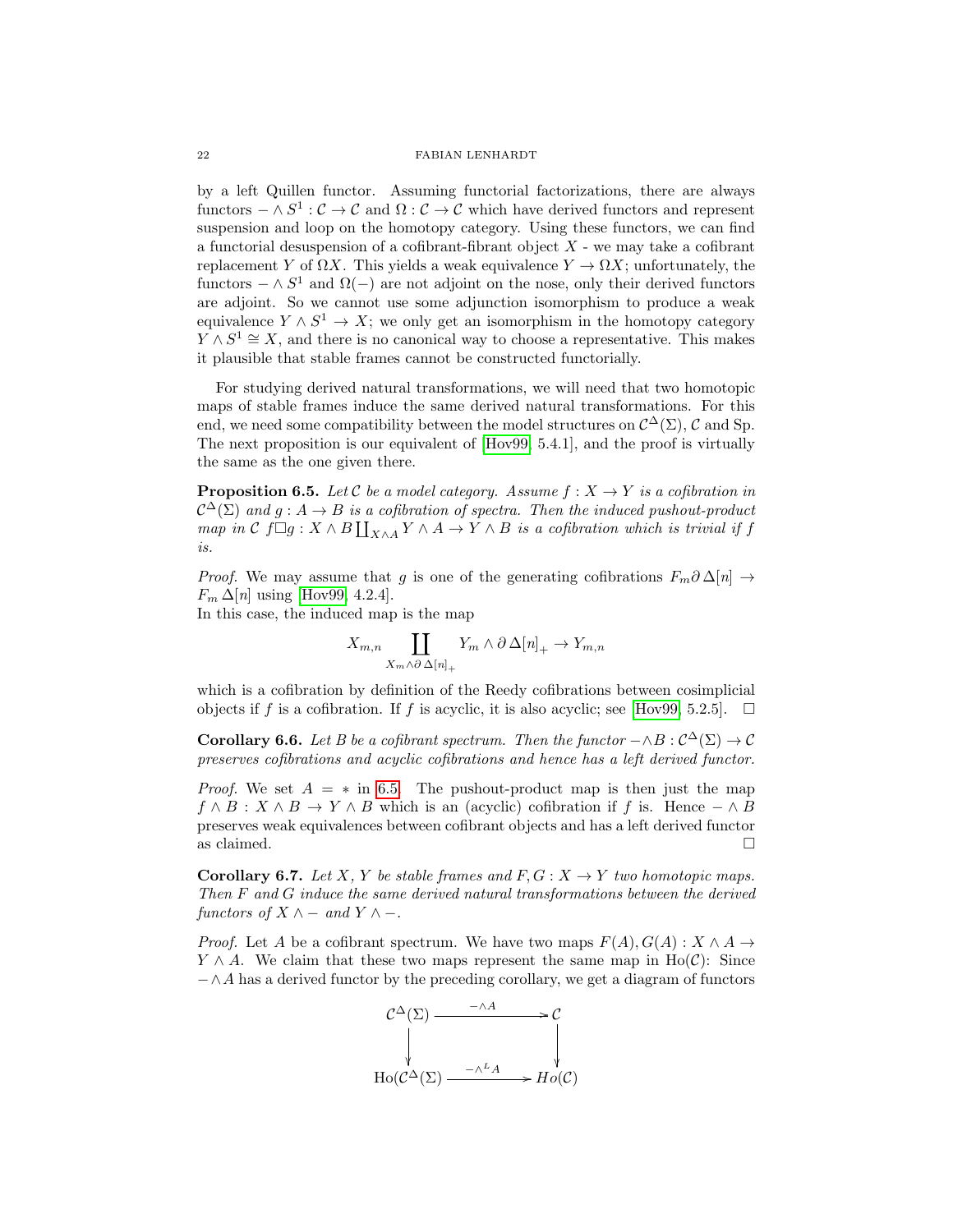by a left Quillen functor. Assuming functorial factorizations, there are always functors $-\wedge S^1 : \mathcal{C} \to \mathcal{C}$ and $\Omega : \mathcal{C} \to \mathcal{C}$ which have derived functors and represent suspension and loop on the homotopy category. Using these functors, we can find a functorial desuspension of a cofibrant-fibrant object $X$ - we may take a cofibrant replacement $Y$ of $\Omega X$. This yields a weak equivalence $Y \to \Omega X$; unfortunately, the functors $-\wedge S^1$ and $\Omega(-)$ are not adjoint on the nose, only their derived functors are adjoint. So we cannot use some adjunction isomorphism to produce a weak equivalence $Y \wedge S^1 \to X$; we only get an isomorphism in the homotopy category $Y \wedge S^1 \cong X$, and there is no canonical way to choose a representative. This makes it plausible that stable frames cannot be constructed functorially.

For studying derived natural transformations, we will need that two homotopic maps of stable frames induce the same derived natural transformations. For this end, we need some compatibility between the model structures on $\mathcal{C}^\Delta(\Sigma)$, $\mathcal{C}$ and Sp. The next proposition is our equivalent of [Hov99, 5.4.1], and the proof is virtually the same as the one given there.

**Proposition 6.5.** *Let $\mathcal{C}$ be a model category. Assume $f : X \to Y$ is a cofibration in $\mathcal{C}^\Delta(\Sigma)$ and $g : A \to B$ is a cofibration of spectra. Then the induced pushout-product map in $\mathcal{C}$ $f \square g : X \wedge B \coprod_{X \wedge A} Y \wedge A \to Y \wedge B$ is a cofibration which is trivial if $f$ is.*

*Proof.* We may assume that $g$ is one of the generating cofibrations $F_m \partial\,\Delta[n] \to F_m\,\Delta[n]$ using [Hov99, 4.2.4].
In this case, the induced map is the map

$$X_{m,n} \coprod_{X_m \wedge \partial\,\Delta[n]_+} Y_m \wedge \partial\,\Delta[n]_+ \to Y_{m,n}$$

which is a cofibration by definition of the Reedy cofibrations between cosimplicial objects if $f$ is a cofibration. If $f$ is acyclic, it is also acyclic; see [Hov99, 5.2.5]. $\square$

**Corollary 6.6.** *Let $B$ be a cofibrant spectrum. Then the functor $-\wedge B : \mathcal{C}^\Delta(\Sigma) \to \mathcal{C}$ preserves cofibrations and acyclic cofibrations and hence has a left derived functor.*

*Proof.* We set $A = *$ in 6.5. The pushout-product map is then just the map $f \wedge B : X \wedge B \to Y \wedge B$ which is an (acyclic) cofibration if $f$ is. Hence $-\wedge B$ preserves weak equivalences between cofibrant objects and has a left derived functor as claimed. $\square$

**Corollary 6.7.** *Let $X$, $Y$ be stable frames and $F, G : X \to Y$ two homotopic maps. Then $F$ and $G$ induce the same derived natural transformations between the derived functors of $X \wedge -$ and $Y \wedge -$.*

*Proof.* Let $A$ be a cofibrant spectrum. We have two maps $F(A), G(A) : X \wedge A \to Y \wedge A$. We claim that these two maps represent the same map in $\mathrm{Ho}(\mathcal{C})$: Since $-\wedge A$ has a derived functor by the preceding corollary, we get a diagram of functors

$$\begin{array}{ccc}
\mathcal{C}^\Delta(\Sigma) & \xrightarrow{-\wedge A} & \mathcal{C} \\
\downarrow & & \downarrow \\
\mathrm{Ho}(\mathcal{C}^\Delta(\Sigma)) & \xrightarrow{-\wedge^L A} & Ho(\mathcal{C})
\end{array}$$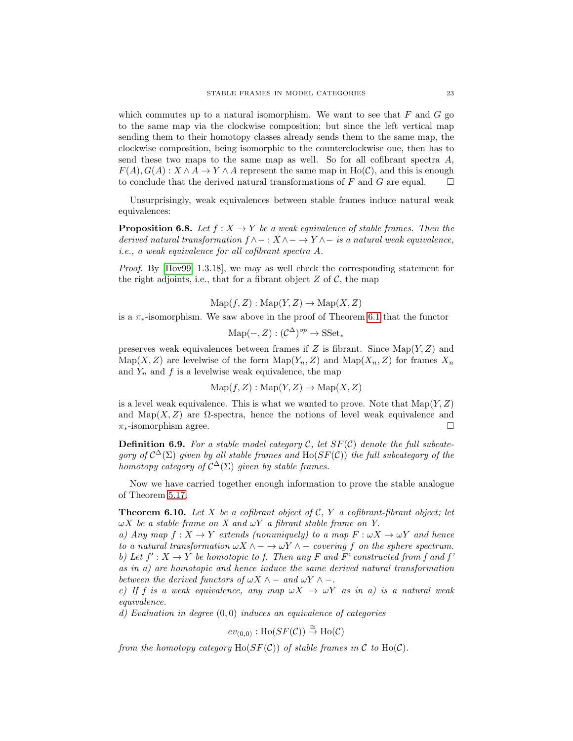which commutes up to a natural isomorphism. We want to see that $F$ and $G$ go to the same map via the clockwise composition; but since the left vertical map sending them to their homotopy classes already sends them to the same map, the clockwise composition, being isomorphic to the counterclockwise one, then has to send these two maps to the same map as well. So for all cofibrant spectra $A$, $F(A), G(A) : X \wedge A \to Y \wedge A$ represent the same map in $\mathrm{Ho}(\mathcal{C})$, and this is enough to conclude that the derived natural transformations of $F$ and $G$ are equal. □

Unsurprisingly, weak equivalences between stable frames induce natural weak equivalences:

**Proposition 6.8.** *Let $f : X \to Y$ be a weak equivalence of stable frames. Then the derived natural transformation $f \wedge - : X \wedge - \to Y \wedge -$ is a natural weak equivalence, i.e., a weak equivalence for all cofibrant spectra $A$.*

*Proof.* By [Hov99, 1.3.18], we may as well check the corresponding statement for the right adjoints, i.e., that for a fibrant object $Z$ of $\mathcal{C}$, the map

$$\mathrm{Map}(f, Z) : \mathrm{Map}(Y, Z) \to \mathrm{Map}(X, Z)$$

is a $\pi_*$-isomorphism. We saw above in the proof of Theorem 6.1 that the functor

$$\mathrm{Map}(-, Z) : (\mathcal{C}^\Delta)^{op} \to \mathrm{SSet}_*$$

preserves weak equivalences between frames if $Z$ is fibrant. Since $\mathrm{Map}(Y, Z)$ and $\mathrm{Map}(X, Z)$ are levelwise of the form $\mathrm{Map}(Y_n, Z)$ and $\mathrm{Map}(X_n, Z)$ for frames $X_n$ and $Y_n$ and $f$ is a levelwise weak equivalence, the map

$$\mathrm{Map}(f, Z) : \mathrm{Map}(Y, Z) \to \mathrm{Map}(X, Z)$$

is a level weak equivalence. This is what we wanted to prove. Note that $\mathrm{Map}(Y, Z)$ and $\mathrm{Map}(X, Z)$ are $\Omega$-spectra, hence the notions of level weak equivalence and $\pi_*$-isomorphism agree. □

**Definition 6.9.** *For a stable model category $\mathcal{C}$, let $SF(\mathcal{C})$ denote the full subcategory of $\mathcal{C}^\Delta(\Sigma)$ given by all stable frames and $\mathrm{Ho}(SF(\mathcal{C}))$ the full subcategory of the homotopy category of $\mathcal{C}^\Delta(\Sigma)$ given by stable frames.*

Now we have carried together enough information to prove the stable analogue of Theorem 5.17.

**Theorem 6.10.** *Let $X$ be a cofibrant object of $\mathcal{C}$, $Y$ a cofibrant-fibrant object; let $\omega X$ be a stable frame on $X$ and $\omega Y$ a fibrant stable frame on $Y$.*
*a) Any map $f : X \to Y$ extends (nonuniquely) to a map $F : \omega X \to \omega Y$ and hence to a natural transformation $\omega X \wedge - \to \omega Y \wedge -$ covering $f$ on the sphere spectrum.*
*b) Let $f' : X \to Y$ be homotopic to f. Then any $F$ and $F'$ constructed from $f$ and $f'$ as in a) are homotopic and hence induce the same derived natural transformation between the derived functors of $\omega X \wedge -$ and $\omega Y \wedge -$.*
*c) If $f$ is a weak equivalence, any map $\omega X \to \omega Y$ as in a) is a natural weak equivalence.*
*d) Evaluation in degree $(0, 0)$ induces an equivalence of categories*

$$ev_{(0,0)} : \mathrm{Ho}(SF(\mathcal{C})) \xrightarrow{\cong} \mathrm{Ho}(\mathcal{C})$$

*from the homotopy category $\mathrm{Ho}(SF(\mathcal{C}))$ of stable frames in $\mathcal{C}$ to $\mathrm{Ho}(\mathcal{C})$.*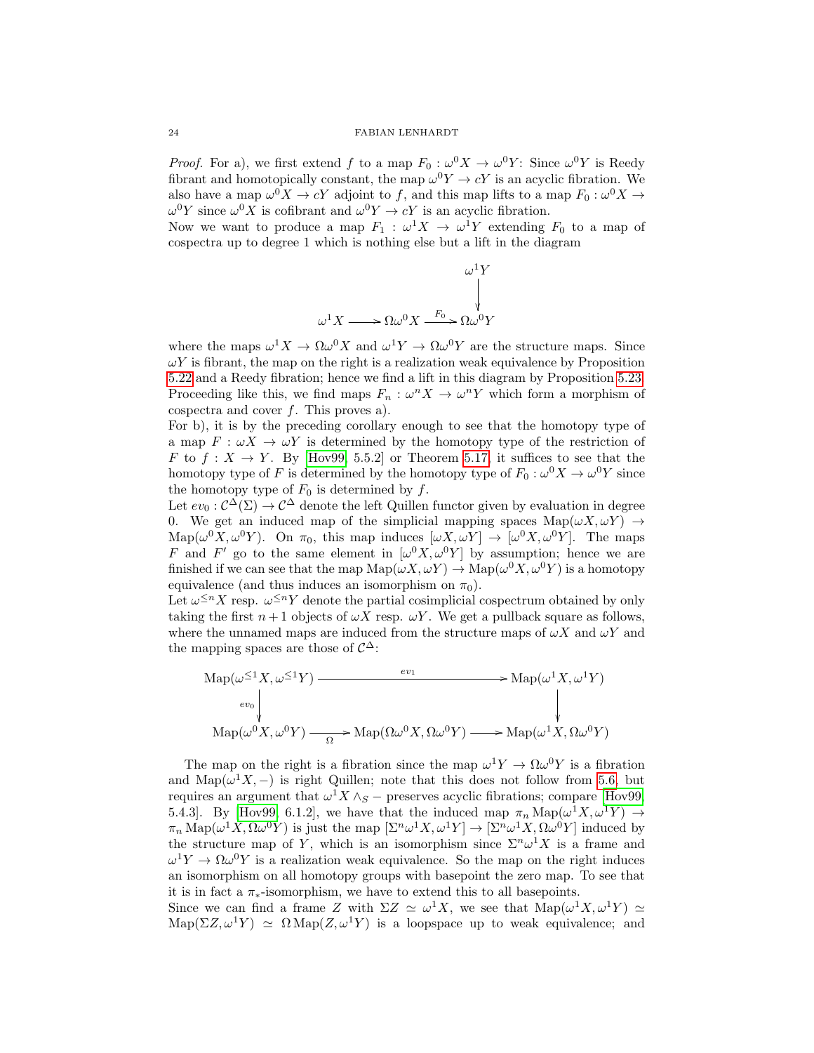*Proof.* For a), we first extend $f$ to a map $F_0 : \omega^0 X \to \omega^0 Y$: Since $\omega^0 Y$ is Reedy fibrant and homotopically constant, the map $\omega^0 Y \to cY$ is an acyclic fibration. We also have a map $\omega^0 X \to cY$ adjoint to $f$, and this map lifts to a map $F_0 : \omega^0 X \to \omega^0 Y$ since $\omega^0 X$ is cofibrant and $\omega^0 Y \to cY$ is an acyclic fibration.
Now we want to produce a map $F_1 : \omega^1 X \to \omega^1 Y$ extending $F_0$ to a map of cospectra up to degree 1 which is nothing else but a lift in the diagram

$$\begin{array}{ccccc} & & & & \omega^1 Y \\ & & & & \downarrow \\ \omega^1 X & \longrightarrow & \Omega\omega^0 X & \xrightarrow{F_0} & \Omega\omega^0 Y \end{array}$$

where the maps $\omega^1 X \to \Omega\omega^0 X$ and $\omega^1 Y \to \Omega\omega^0 Y$ are the structure maps. Since $\omega Y$ is fibrant, the map on the right is a realization weak equivalence by Proposition 5.22 and a Reedy fibration; hence we find a lift in this diagram by Proposition 5.23. Proceeding like this, we find maps $F_n : \omega^n X \to \omega^n Y$ which form a morphism of cospectra and cover $f$. This proves a).
For b), it is by the preceding corollary enough to see that the homotopy type of a map $F : \omega X \to \omega Y$ is determined by the homotopy type of the restriction of $F$ to $f : X \to Y$. By [Hov99, 5.5.2] or Theorem 5.17, it suffices to see that the homotopy type of $F$ is determined by the homotopy type of $F_0 : \omega^0 X \to \omega^0 Y$ since the homotopy type of $F_0$ is determined by $f$.
Let $ev_0 : \mathcal{C}^\Delta(\Sigma) \to \mathcal{C}^\Delta$ denote the left Quillen functor given by evaluation in degree 0. We get an induced map of the simplicial mapping spaces $\mathrm{Map}(\omega X, \omega Y) \to \mathrm{Map}(\omega^0 X, \omega^0 Y)$. On $\pi_0$, this map induces $[\omega X, \omega Y] \to [\omega^0 X, \omega^0 Y]$. The maps $F$ and $F'$ go to the same element in $[\omega^0 X, \omega^0 Y]$ by assumption; hence we are finished if we can see that the map $\mathrm{Map}(\omega X, \omega Y) \to \mathrm{Map}(\omega^0 X, \omega^0 Y)$ is a homotopy equivalence (and thus induces an isomorphism on $\pi_0$).
Let $\omega^{\leq n} X$ resp. $\omega^{\leq n} Y$ denote the partial cosimplicial cospectrum obtained by only taking the first $n+1$ objects of $\omega X$ resp. $\omega Y$. We get a pullback square as follows, where the unnamed maps are induced from the structure maps of $\omega X$ and $\omega Y$ and the mapping spaces are those of $\mathcal{C}^\Delta$:

$$\begin{array}{ccccc} \mathrm{Map}(\omega^{\leq 1} X, \omega^{\leq 1} Y) & & \xrightarrow{ev_1} & & \mathrm{Map}(\omega^1 X, \omega^1 Y) \\ \downarrow{\scriptstyle ev_0} & & & & \downarrow \\ \mathrm{Map}(\omega^0 X, \omega^0 Y) & \xrightarrow[\Omega]{} & \mathrm{Map}(\Omega\omega^0 X, \Omega\omega^0 Y) & \longrightarrow & \mathrm{Map}(\omega^1 X, \Omega\omega^0 Y) \end{array}$$

The map on the right is a fibration since the map $\omega^1 Y \to \Omega\omega^0 Y$ is a fibration and $\mathrm{Map}(\omega^1 X, -)$ is right Quillen; note that this does not follow from 5.6, but requires an argument that $\omega^1 X \wedge_S -$ preserves acyclic fibrations; compare [Hov99, 5.4.3]. By [Hov99, 6.1.2], we have that the induced map $\pi_n \mathrm{Map}(\omega^1 X, \omega^1 Y) \to \pi_n \mathrm{Map}(\omega^1 X, \Omega\omega^0 Y)$ is just the map $[\Sigma^n \omega^1 X, \omega^1 Y] \to [\Sigma^n \omega^1 X, \Omega\omega^0 Y]$ induced by the structure map of $Y$, which is an isomorphism since $\Sigma^n \omega^1 X$ is a frame and $\omega^1 Y \to \Omega\omega^0 Y$ is a realization weak equivalence. So the map on the right induces an isomorphism on all homotopy groups with basepoint the zero map. To see that it is in fact a $\pi_*$-isomorphism, we have to extend this to all basepoints.
Since we can find a frame $Z$ with $\Sigma Z \simeq \omega^1 X$, we see that $\mathrm{Map}(\omega^1 X, \omega^1 Y) \simeq \mathrm{Map}(\Sigma Z, \omega^1 Y) \simeq \Omega \mathrm{Map}(Z, \omega^1 Y)$ is a loopspace up to weak equivalence; and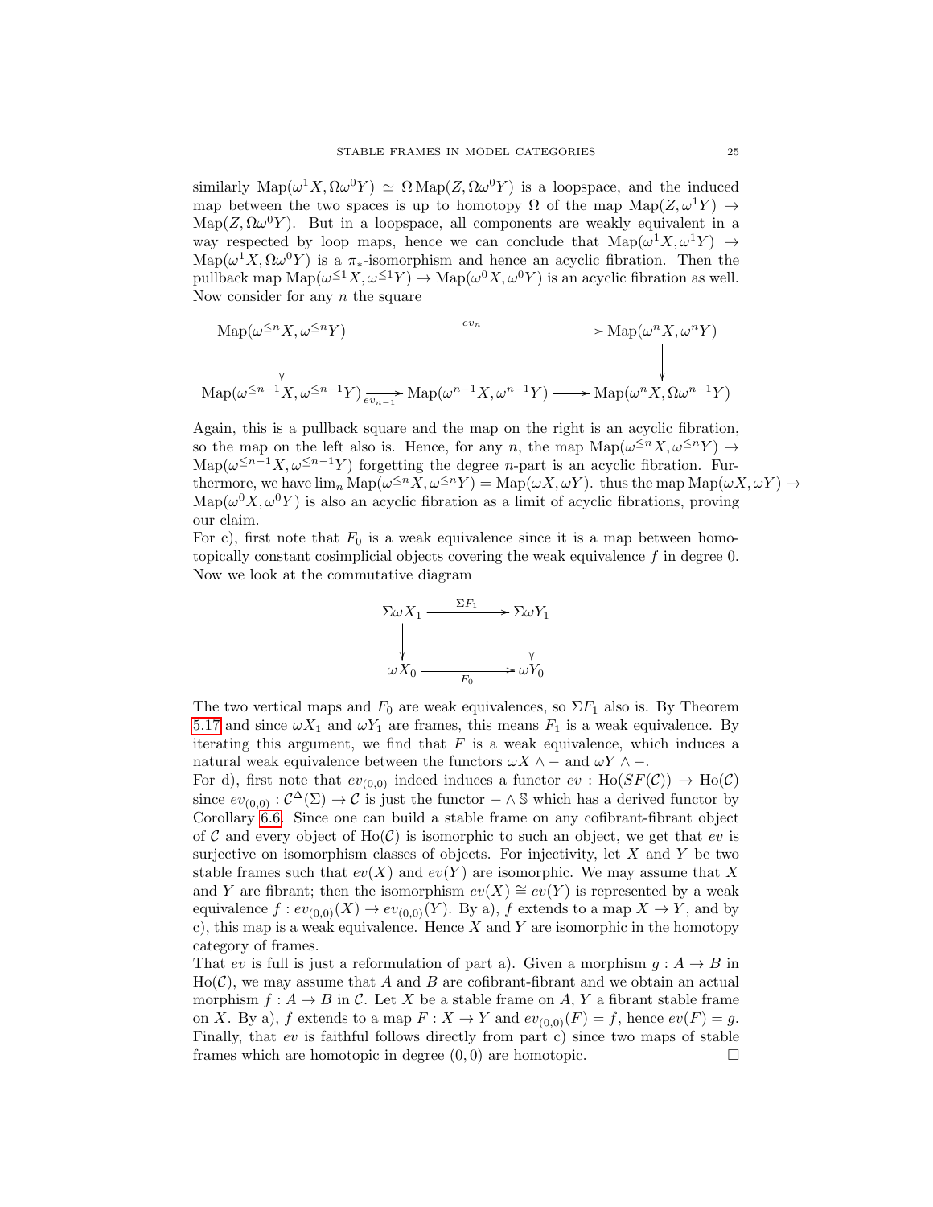similarly $\mathrm{Map}(\omega^1 X, \Omega\omega^0 Y) \simeq \Omega\,\mathrm{Map}(Z, \Omega\omega^0 Y)$ is a loopspace, and the induced map between the two spaces is up to homotopy $\Omega$ of the map $\mathrm{Map}(Z, \omega^1 Y) \to \mathrm{Map}(Z, \Omega\omega^0 Y)$. But in a loopspace, all components are weakly equivalent in a way respected by loop maps, hence we can conclude that $\mathrm{Map}(\omega^1 X, \omega^1 Y) \to \mathrm{Map}(\omega^1 X, \Omega\omega^0 Y)$ is a $\pi_*$-isomorphism and hence an acyclic fibration. Then the pullback map $\mathrm{Map}(\omega^{\leq 1} X, \omega^{\leq 1} Y) \to \mathrm{Map}(\omega^0 X, \omega^0 Y)$ is an acyclic fibration as well. Now consider for any $n$ the square

$$\begin{array}{ccc}
\mathrm{Map}(\omega^{\leq n} X, \omega^{\leq n} Y) & \xrightarrow{\quad ev_n \quad} & \mathrm{Map}(\omega^n X, \omega^n Y) \\
\downarrow & & \downarrow \\
\mathrm{Map}(\omega^{\leq n-1} X, \omega^{\leq n-1} Y) \xrightarrow[ev_{n-1}]{} \mathrm{Map}(\omega^{n-1} X, \omega^{n-1} Y) & \longrightarrow & \mathrm{Map}(\omega^n X, \Omega\omega^{n-1} Y)
\end{array}$$

Again, this is a pullback square and the map on the right is an acyclic fibration, so the map on the left also is. Hence, for any $n$, the map $\mathrm{Map}(\omega^{\leq n} X, \omega^{\leq n} Y) \to \mathrm{Map}(\omega^{\leq n-1} X, \omega^{\leq n-1} Y)$ forgetting the degree $n$-part is an acyclic fibration. Furthermore, we have $\lim_n \mathrm{Map}(\omega^{\leq n} X, \omega^{\leq n} Y) = \mathrm{Map}(\omega X, \omega Y)$. thus the map $\mathrm{Map}(\omega X, \omega Y) \to \mathrm{Map}(\omega^0 X, \omega^0 Y)$ is also an acyclic fibration as a limit of acyclic fibrations, proving our claim.

For c), first note that $F_0$ is a weak equivalence since it is a map between homotopically constant cosimplicial objects covering the weak equivalence $f$ in degree 0. Now we look at the commutative diagram

$$\begin{array}{ccc}
\Sigma\omega X_1 & \xrightarrow{\Sigma F_1} & \Sigma\omega Y_1 \\
\downarrow & & \downarrow \\
\omega X_0 & \xrightarrow[F_0]{} & \omega Y_0
\end{array}$$

The two vertical maps and $F_0$ are weak equivalences, so $\Sigma F_1$ also is. By Theorem 5.17 and since $\omega X_1$ and $\omega Y_1$ are frames, this means $F_1$ is a weak equivalence. By iterating this argument, we find that $F$ is a weak equivalence, which induces a natural weak equivalence between the functors $\omega X \wedge -$ and $\omega Y \wedge -$.

For d), first note that $ev_{(0,0)}$ indeed induces a functor $ev : \mathrm{Ho}(SF(\mathcal{C})) \to \mathrm{Ho}(\mathcal{C})$ since $ev_{(0,0)} : \mathcal{C}^\Delta(\Sigma) \to \mathcal{C}$ is just the functor $- \wedge \mathbb{S}$ which has a derived functor by Corollary 6.6. Since one can build a stable frame on any cofibrant-fibrant object of $\mathcal{C}$ and every object of $\mathrm{Ho}(\mathcal{C})$ is isomorphic to such an object, we get that $ev$ is surjective on isomorphism classes of objects. For injectivity, let $X$ and $Y$ be two stable frames such that $ev(X)$ and $ev(Y)$ are isomorphic. We may assume that $X$ and $Y$ are fibrant; then the isomorphism $ev(X) \cong ev(Y)$ is represented by a weak equivalence $f : ev_{(0,0)}(X) \to ev_{(0,0)}(Y)$. By a), $f$ extends to a map $X \to Y$, and by c), this map is a weak equivalence. Hence $X$ and $Y$ are isomorphic in the homotopy category of frames.

That $ev$ is full is just a reformulation of part a). Given a morphism $g : A \to B$ in $\mathrm{Ho}(\mathcal{C})$, we may assume that $A$ and $B$ are cofibrant-fibrant and we obtain an actual morphism $f : A \to B$ in $\mathcal{C}$. Let $X$ be a stable frame on $A$, $Y$ a fibrant stable frame on $X$. By a), $f$ extends to a map $F : X \to Y$ and $ev_{(0,0)}(F) = f$, hence $ev(F) = g$. Finally, that $ev$ is faithful follows directly from part c) since two maps of stable frames which are homotopic in degree $(0,0)$ are homotopic. □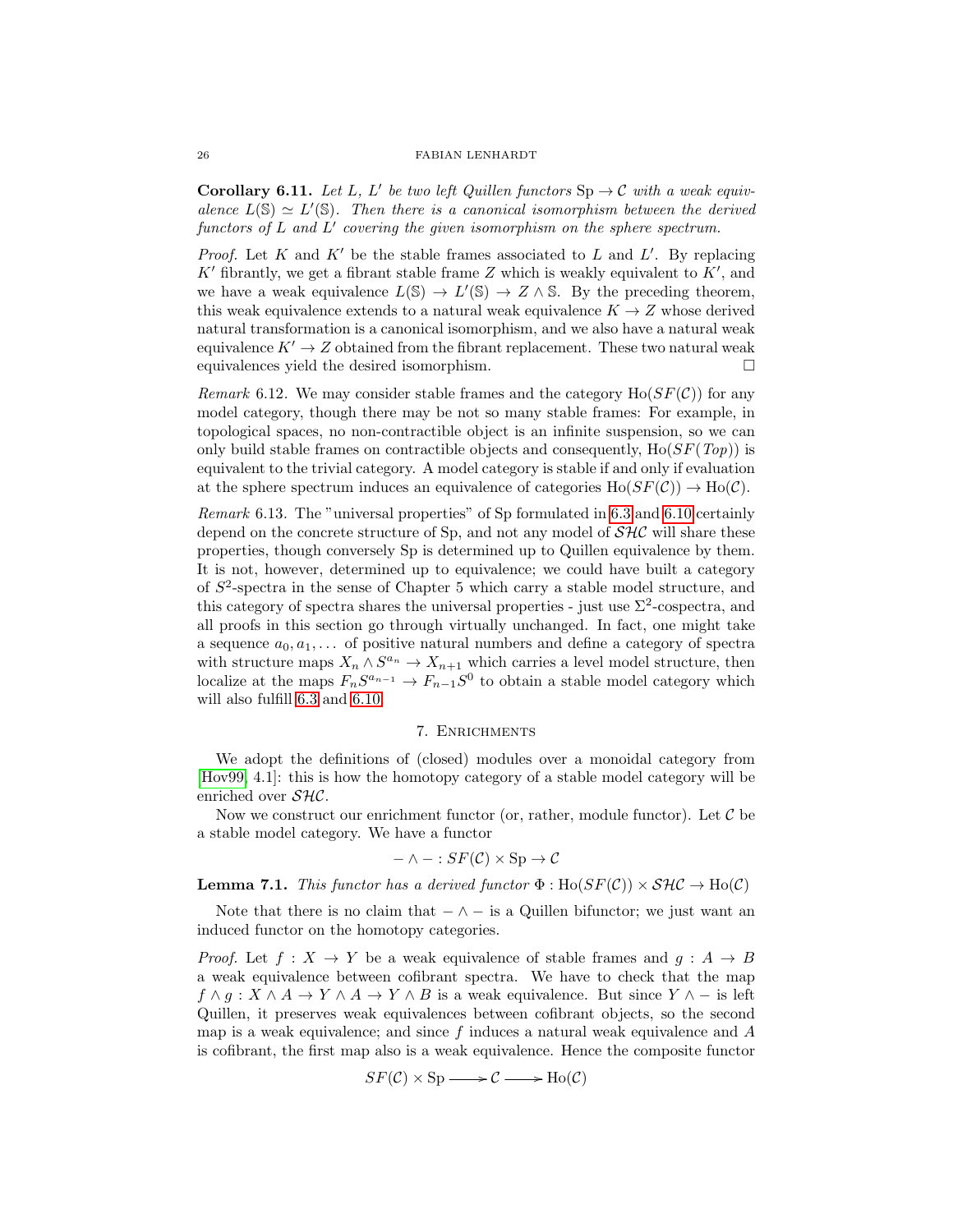**Corollary 6.11.** *Let $L$, $L'$ be two left Quillen functors $\mathrm{Sp} \to \mathcal{C}$ with a weak equivalence $L(\mathbb{S}) \simeq L'(\mathbb{S})$. Then there is a canonical isomorphism between the derived functors of $L$ and $L'$ covering the given isomorphism on the sphere spectrum.*

*Proof.* Let $K$ and $K'$ be the stable frames associated to $L$ and $L'$. By replacing $K'$ fibrantly, we get a fibrant stable frame $Z$ which is weakly equivalent to $K'$, and we have a weak equivalence $L(\mathbb{S}) \to L'(\mathbb{S}) \to Z \wedge \mathbb{S}$. By the preceding theorem, this weak equivalence extends to a natural weak equivalence $K \to Z$ whose derived natural transformation is a canonical isomorphism, and we also have a natural weak equivalence $K' \to Z$ obtained from the fibrant replacement. These two natural weak equivalences yield the desired isomorphism. □

*Remark* 6.12. We may consider stable frames and the category $\mathrm{Ho}(SF(\mathcal{C}))$ for any model category, though there may be not so many stable frames: For example, in topological spaces, no non-contractible object is an infinite suspension, so we can only build stable frames on contractible objects and consequently, $\mathrm{Ho}(SF(Top))$ is equivalent to the trivial category. A model category is stable if and only if evaluation at the sphere spectrum induces an equivalence of categories $\mathrm{Ho}(SF(\mathcal{C})) \to \mathrm{Ho}(\mathcal{C})$.

*Remark* 6.13. The "universal properties" of Sp formulated in 6.3 and 6.10 certainly depend on the concrete structure of Sp, and not any model of $\mathcal{SHC}$ will share these properties, though conversely Sp is determined up to Quillen equivalence by them. It is not, however, determined up to equivalence; we could have built a category of $S^2$-spectra in the sense of Chapter 5 which carry a stable model structure, and this category of spectra shares the universal properties - just use $\Sigma^2$-cospectra, and all proofs in this section go through virtually unchanged. In fact, one might take a sequence $a_0, a_1, \ldots$ of positive natural numbers and define a category of spectra with structure maps $X_n \wedge S^{a_n} \to X_{n+1}$ which carries a level model structure, then localize at the maps $F_n S^{a_{n-1}} \to F_{n-1} S^0$ to obtain a stable model category which will also fulfill 6.3 and 6.10.

## 7. Enrichments

We adopt the definitions of (closed) modules over a monoidal category from [Hov99, 4.1]: this is how the homotopy category of a stable model category will be enriched over $\mathcal{SHC}$.

Now we construct our enrichment functor (or, rather, module functor). Let $\mathcal{C}$ be a stable model category. We have a functor

$$- \wedge - : SF(\mathcal{C}) \times \mathrm{Sp} \to \mathcal{C}$$

**Lemma 7.1.** *This functor has a derived functor $\Phi : \mathrm{Ho}(SF(\mathcal{C})) \times \mathcal{SHC} \to \mathrm{Ho}(\mathcal{C})$*

Note that there is no claim that $- \wedge -$ is a Quillen bifunctor; we just want an induced functor on the homotopy categories.

*Proof.* Let $f : X \to Y$ be a weak equivalence of stable frames and $g : A \to B$ a weak equivalence between cofibrant spectra. We have to check that the map $f \wedge g : X \wedge A \to Y \wedge A \to Y \wedge B$ is a weak equivalence. But since $Y \wedge -$ is left Quillen, it preserves weak equivalences between cofibrant objects, so the second map is a weak equivalence; and since $f$ induces a natural weak equivalence and $A$ is cofibrant, the first map also is a weak equivalence. Hence the composite functor

$$SF(\mathcal{C}) \times \mathrm{Sp} \longrightarrow \mathcal{C} \longrightarrow \mathrm{Ho}(\mathcal{C})$$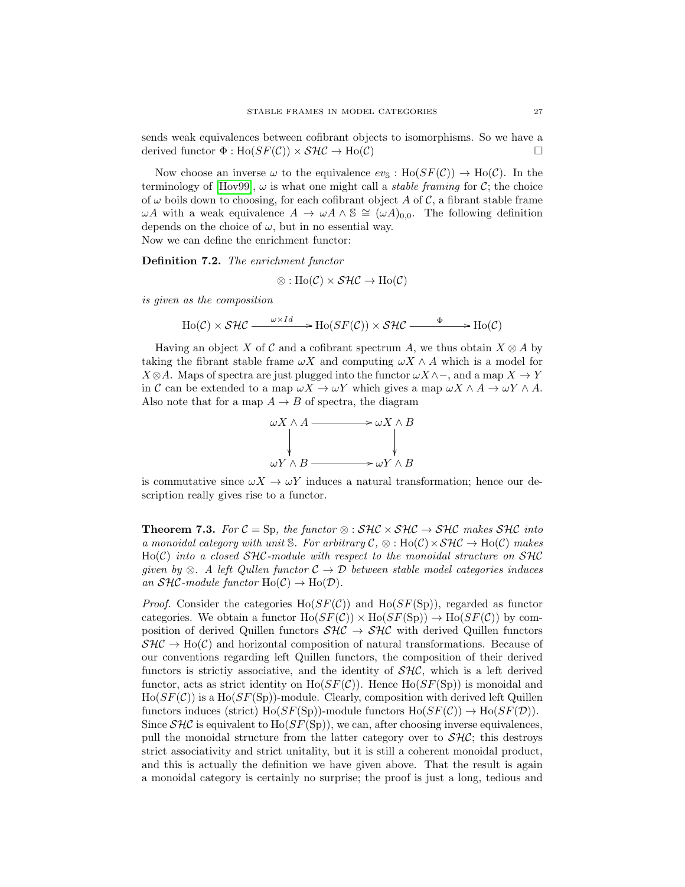sends weak equivalences between cofibrant objects to isomorphisms. So we have a derived functor $\Phi : \mathrm{Ho}(SF(\mathcal{C})) \times \mathcal{SHC} \to \mathrm{Ho}(\mathcal{C})$ $\square$

Now choose an inverse $\omega$ to the equivalence $ev_{\mathbb{S}} : \mathrm{Ho}(SF(\mathcal{C})) \to \mathrm{Ho}(\mathcal{C})$. In the terminology of [Hov99], $\omega$ is what one might call a *stable framing* for $\mathcal{C}$; the choice of $\omega$ boils down to choosing, for each cofibrant object $A$ of $\mathcal{C}$, a fibrant stable frame $\omega A$ with a weak equivalence $A \to \omega A \wedge \mathbb{S} \cong (\omega A)_{0,0}$. The following definition depends on the choice of $\omega$, but in no essential way.
Now we can define the enrichment functor:

**Definition 7.2.** *The enrichment functor*

$$\otimes : \mathrm{Ho}(\mathcal{C}) \times \mathcal{SHC} \to \mathrm{Ho}(\mathcal{C})$$

*is given as the composition*

$$\mathrm{Ho}(\mathcal{C}) \times \mathcal{SHC} \xrightarrow{\omega \times Id} \mathrm{Ho}(SF(\mathcal{C})) \times \mathcal{SHC} \xrightarrow{\Phi} \mathrm{Ho}(\mathcal{C})$$

Having an object $X$ of $\mathcal{C}$ and a cofibrant spectrum $A$, we thus obtain $X \otimes A$ by taking the fibrant stable frame $\omega X$ and computing $\omega X \wedge A$ which is a model for $X \otimes A$. Maps of spectra are just plugged into the functor $\omega X \wedge -$, and a map $X \to Y$ in $\mathcal{C}$ can be extended to a map $\omega X \to \omega Y$ which gives a map $\omega X \wedge A \to \omega Y \wedge A$. Also note that for a map $A \to B$ of spectra, the diagram

$$\begin{array}{ccc} \omega X \wedge A & \longrightarrow & \omega X \wedge B \\ \downarrow & & \downarrow \\ \omega Y \wedge B & \longrightarrow & \omega Y \wedge B \end{array}$$

is commutative since $\omega X \to \omega Y$ induces a natural transformation; hence our description really gives rise to a functor.

**Theorem 7.3.** *For $\mathcal{C} = \mathrm{Sp}$, the functor $\otimes : \mathcal{SHC} \times \mathcal{SHC} \to \mathcal{SHC}$ makes $\mathcal{SHC}$ into a monoidal category with unit $\mathbb{S}$. For arbitrary $\mathcal{C}$, $\otimes : \mathrm{Ho}(\mathcal{C}) \times \mathcal{SHC} \to \mathrm{Ho}(\mathcal{C})$ makes $\mathrm{Ho}(\mathcal{C})$ into a closed $\mathcal{SHC}$-module with respect to the monoidal structure on $\mathcal{SHC}$ given by $\otimes$. A left Qullen functor $\mathcal{C} \to \mathcal{D}$ between stable model categories induces an $\mathcal{SHC}$-module functor $\mathrm{Ho}(\mathcal{C}) \to \mathrm{Ho}(\mathcal{D})$.*

*Proof.* Consider the categories $\mathrm{Ho}(SF(\mathcal{C}))$ and $\mathrm{Ho}(SF(\mathrm{Sp}))$, regarded as functor categories. We obtain a functor $\mathrm{Ho}(SF(\mathcal{C})) \times \mathrm{Ho}(SF(\mathrm{Sp})) \to \mathrm{Ho}(SF(\mathcal{C}))$ by composition of derived Quillen functors $\mathcal{SHC} \to \mathcal{SHC}$ with derived Quillen functors $\mathcal{SHC} \to \mathrm{Ho}(\mathcal{C})$ and horizontal composition of natural transformations. Because of our conventions regarding left Quillen functors, the composition of their derived functors is strictiy associative, and the identity of $\mathcal{SHC}$, which is a left derived functor, acts as strict identity on $\mathrm{Ho}(SF(\mathcal{C}))$. Hence $\mathrm{Ho}(SF(\mathrm{Sp}))$ is monoidal and $\mathrm{Ho}(SF(\mathcal{C}))$ is a $\mathrm{Ho}(SF(\mathrm{Sp}))$-module. Clearly, composition with derived left Quillen functors induces (strict) $\mathrm{Ho}(SF(\mathrm{Sp}))$-module functors $\mathrm{Ho}(SF(\mathcal{C})) \to \mathrm{Ho}(SF(\mathcal{D}))$.
Since $\mathcal{SHC}$ is equivalent to $\mathrm{Ho}(SF(\mathrm{Sp}))$, we can, after choosing inverse equivalences, pull the monoidal structure from the latter category over to $\mathcal{SHC}$; this destroys strict associativity and strict unitality, but it is still a coherent monoidal product, and this is actually the definition we have given above. That the result is again a monoidal category is certainly no surprise; the proof is just a long, tedious and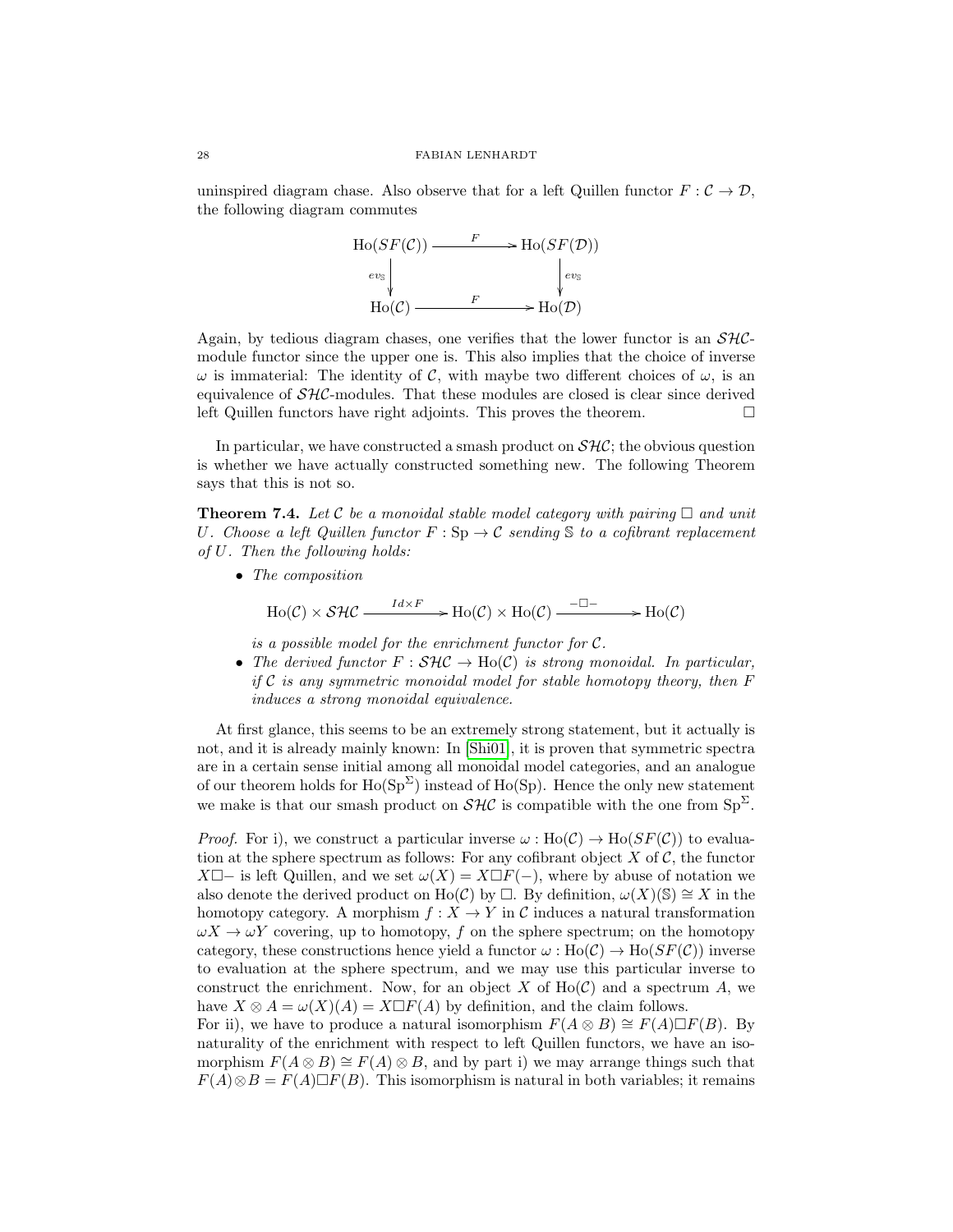uninspired diagram chase. Also observe that for a left Quillen functor $F : \mathcal{C} \to \mathcal{D}$, the following diagram commutes

$$\begin{array}{ccc} \mathrm{Ho}(SF(\mathcal{C})) & \xrightarrow{F} & \mathrm{Ho}(SF(\mathcal{D})) \\ \Big\downarrow{\scriptstyle ev_{\mathbb{S}}} & & \Big\downarrow{\scriptstyle ev_{\mathbb{S}}} \\ \mathrm{Ho}(\mathcal{C}) & \xrightarrow{F} & \mathrm{Ho}(\mathcal{D}) \end{array}$$

Again, by tedious diagram chases, one verifies that the lower functor is an $\mathcal{SHC}$-module functor since the upper one is. This also implies that the choice of inverse $\omega$ is immaterial: The identity of $\mathcal{C}$, with maybe two different choices of $\omega$, is an equivalence of $\mathcal{SHC}$-modules. That these modules are closed is clear since derived left Quillen functors have right adjoints. This proves the theorem. $\square$

In particular, we have constructed a smash product on $\mathcal{SHC}$; the obvious question is whether we have actually constructed something new. The following Theorem says that this is not so.

**Theorem 7.4.** *Let $\mathcal{C}$ be a monoidal stable model category with pairing $\Box$ and unit $U$. Choose a left Quillen functor $F : \mathrm{Sp} \to \mathcal{C}$ sending $\mathbb{S}$ to a cofibrant replacement of $U$. Then the following holds:*

- *The composition*

$$\mathrm{Ho}(\mathcal{C}) \times \mathcal{SHC} \xrightarrow{Id \times F} \mathrm{Ho}(\mathcal{C}) \times \mathrm{Ho}(\mathcal{C}) \xrightarrow{-\Box-} \mathrm{Ho}(\mathcal{C})$$

  *is a possible model for the enrichment functor for $\mathcal{C}$.*
- *The derived functor $F : \mathcal{SHC} \to \mathrm{Ho}(\mathcal{C})$ is strong monoidal. In particular, if $\mathcal{C}$ is any symmetric monoidal model for stable homotopy theory, then $F$ induces a strong monoidal equivalence.*

At first glance, this seems to be an extremely strong statement, but it actually is not, and it is already mainly known: In [Shi01], it is proven that symmetric spectra are in a certain sense initial among all monoidal model categories, and an analogue of our theorem holds for $\mathrm{Ho}(\mathrm{Sp}^\Sigma)$ instead of $\mathrm{Ho}(\mathrm{Sp})$. Hence the only new statement we make is that our smash product on $\mathcal{SHC}$ is compatible with the one from $\mathrm{Sp}^\Sigma$.

*Proof.* For i), we construct a particular inverse $\omega : \mathrm{Ho}(\mathcal{C}) \to \mathrm{Ho}(SF(\mathcal{C}))$ to evaluation at the sphere spectrum as follows: For any cofibrant object $X$ of $\mathcal{C}$, the functor $X\Box-$ is left Quillen, and we set $\omega(X) = X\Box F(-)$, where by abuse of notation we also denote the derived product on $\mathrm{Ho}(\mathcal{C})$ by $\Box$. By definition, $\omega(X)(\mathbb{S}) \cong X$ in the homotopy category. A morphism $f : X \to Y$ in $\mathcal{C}$ induces a natural transformation $\omega X \to \omega Y$ covering, up to homotopy, $f$ on the sphere spectrum; on the homotopy category, these constructions hence yield a functor $\omega : \mathrm{Ho}(\mathcal{C}) \to \mathrm{Ho}(SF(\mathcal{C}))$ inverse to evaluation at the sphere spectrum, and we may use this particular inverse to construct the enrichment. Now, for an object $X$ of $\mathrm{Ho}(\mathcal{C})$ and a spectrum $A$, we have $X \otimes A = \omega(X)(A) = X\Box F(A)$ by definition, and the claim follows.
For ii), we have to produce a natural isomorphism $F(A \otimes B) \cong F(A)\Box F(B)$. By naturality of the enrichment with respect to left Quillen functors, we have an isomorphism $F(A \otimes B) \cong F(A) \otimes B$, and by part i) we may arrange things such that $F(A) \otimes B = F(A)\Box F(B)$. This isomorphism is natural in both variables; it remains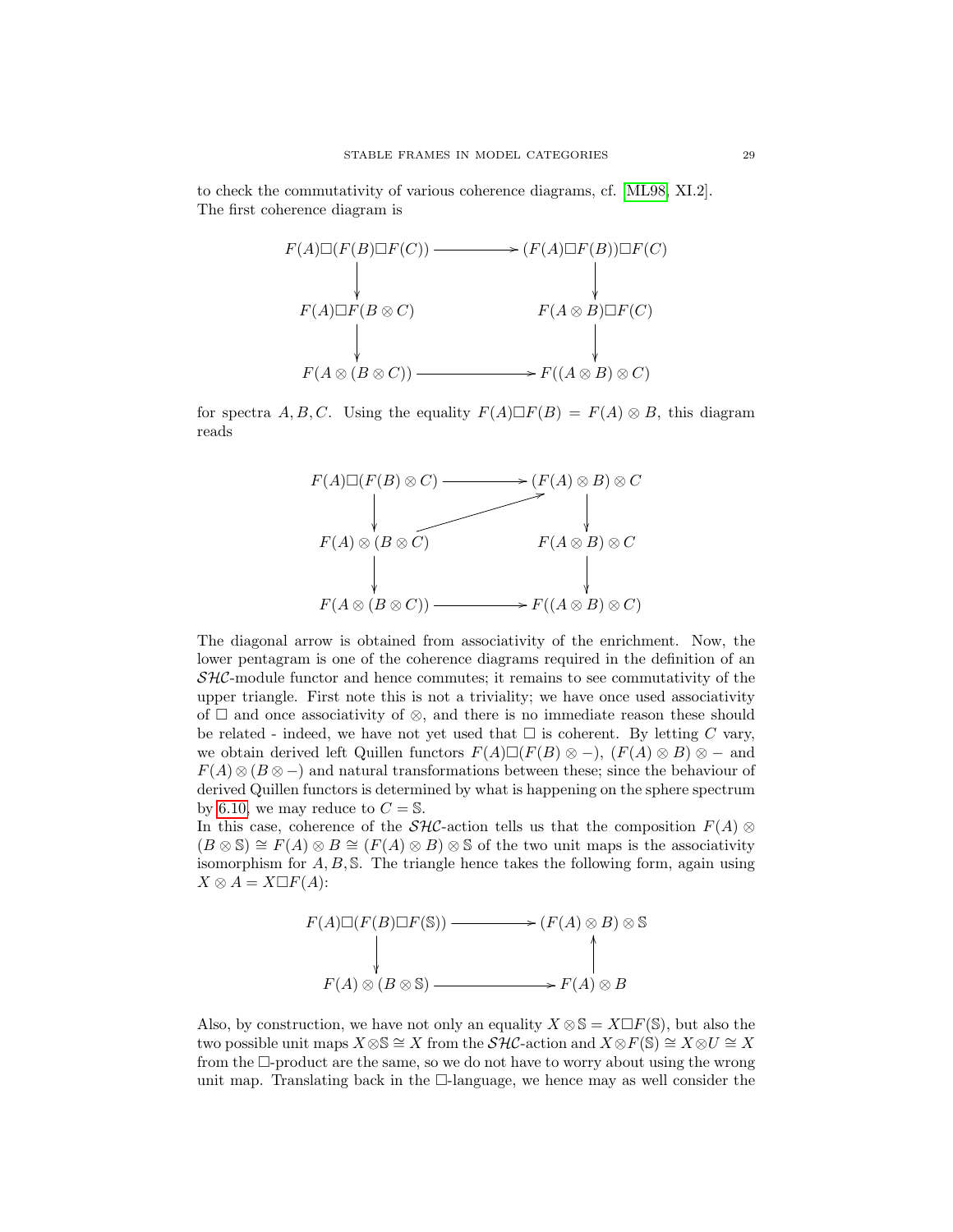to check the commutativity of various coherence diagrams, cf. [ML98, XI.2].
The first coherence diagram is

$$\begin{array}{ccc}
F(A)\Box(F(B)\Box F(C)) & \longrightarrow & (F(A)\Box F(B))\Box F(C) \\
\downarrow & & \downarrow \\
F(A)\Box F(B\otimes C) & & F(A\otimes B)\Box F(C) \\
\downarrow & & \downarrow \\
F(A\otimes(B\otimes C)) & \longrightarrow & F((A\otimes B)\otimes C)
\end{array}$$

for spectra $A, B, C$. Using the equality $F(A)\Box F(B) = F(A)\otimes B$, this diagram reads

$$\begin{array}{ccc}
F(A)\Box(F(B)\otimes C) & \longrightarrow & (F(A)\otimes B)\otimes C \\
\downarrow & \nearrow & \downarrow \\
F(A)\otimes(B\otimes C) & & F(A\otimes B)\otimes C \\
\downarrow & & \downarrow \\
F(A\otimes(B\otimes C)) & \longrightarrow & F((A\otimes B)\otimes C)
\end{array}$$

The diagonal arrow is obtained from associativity of the enrichment. Now, the lower pentagram is one of the coherence diagrams required in the definition of an $\mathcal{SHC}$-module functor and hence commutes; it remains to see commutativity of the upper triangle. First note this is not a triviality; we have once used associativity of $\Box$ and once associativity of $\otimes$, and there is no immediate reason these should be related - indeed, we have not yet used that $\Box$ is coherent. By letting $C$ vary, we obtain derived left Quillen functors $F(A)\Box(F(B)\otimes -)$, $(F(A)\otimes B)\otimes -$ and $F(A)\otimes(B\otimes -)$ and natural transformations between these; since the behaviour of derived Quillen functors is determined by what is happening on the sphere spectrum by 6.10, we may reduce to $C = \mathbb{S}$.
In this case, coherence of the $\mathcal{SHC}$-action tells us that the composition $F(A)\otimes(B\otimes\mathbb{S}) \cong F(A)\otimes B \cong (F(A)\otimes B)\otimes\mathbb{S}$ of the two unit maps is the associativity isomorphism for $A, B, \mathbb{S}$. The triangle hence takes the following form, again using $X\otimes A = X\Box F(A)$:

$$\begin{array}{ccc}
F(A)\Box(F(B)\Box F(\mathbb{S})) & \longrightarrow & (F(A)\otimes B)\otimes\mathbb{S} \\
\downarrow & & \uparrow \\
F(A)\otimes(B\otimes\mathbb{S}) & \longrightarrow & F(A)\otimes B
\end{array}$$

Also, by construction, we have not only an equality $X\otimes\mathbb{S} = X\Box F(\mathbb{S})$, but also the two possible unit maps $X\otimes\mathbb{S}\cong X$ from the $\mathcal{SHC}$-action and $X\otimes F(\mathbb{S})\cong X\otimes U\cong X$ from the $\Box$-product are the same, so we do not have to worry about using the wrong unit map. Translating back in the $\Box$-language, we hence may as well consider the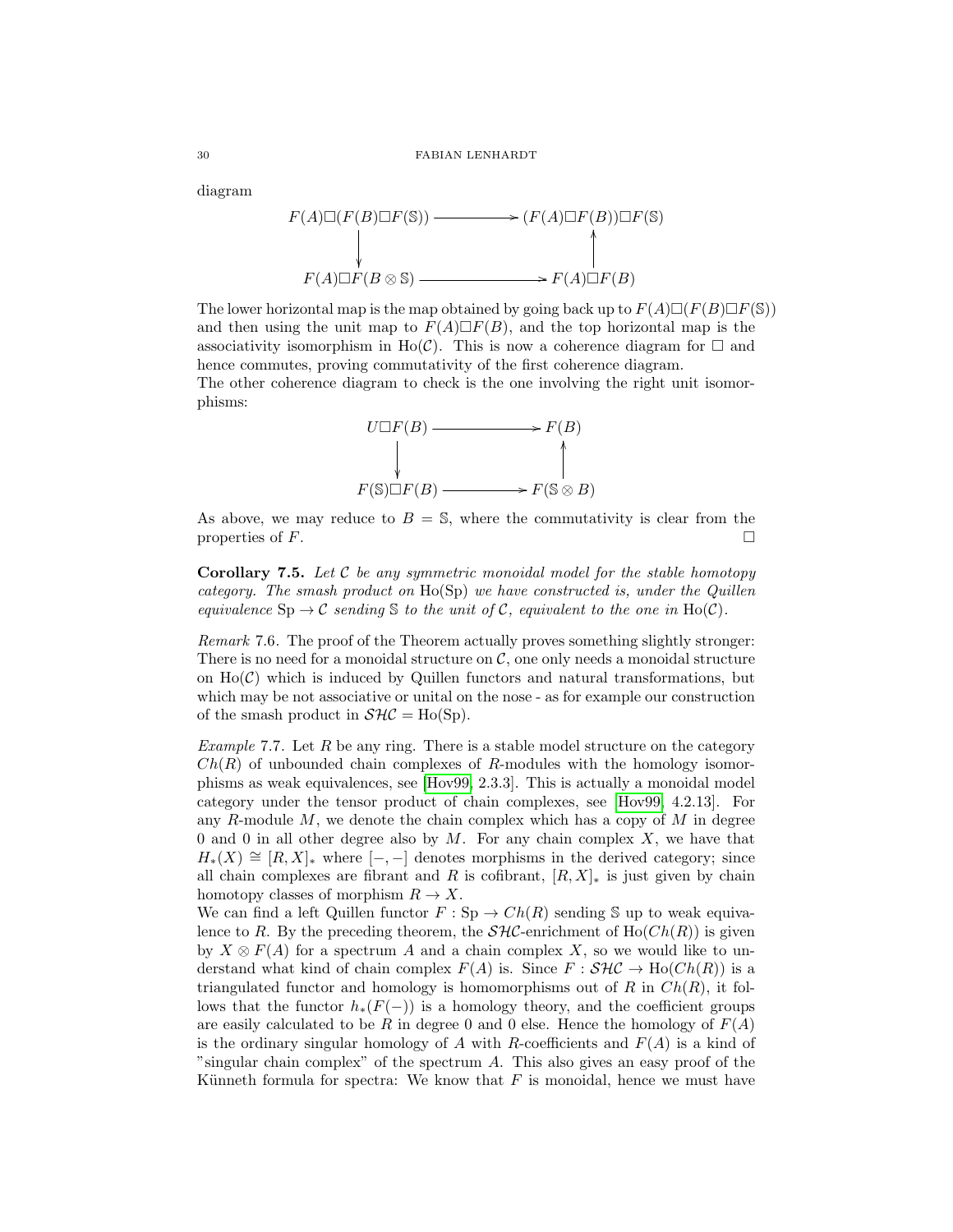diagram

$$
\begin{array}{ccc}
F(A)\Box(F(B)\Box F(\mathbb{S})) & \longrightarrow & (F(A)\Box F(B))\Box F(\mathbb{S}) \\
\downarrow & & \uparrow \\
F(A)\Box F(B\otimes \mathbb{S}) & \longrightarrow & F(A)\Box F(B)
\end{array}
$$

The lower horizontal map is the map obtained by going back up to $F(A)\Box(F(B)\Box F(\mathbb{S}))$ and then using the unit map to $F(A)\Box F(B)$, and the top horizontal map is the associativity isomorphism in $\mathrm{Ho}(\mathcal{C})$. This is now a coherence diagram for $\Box$ and hence commutes, proving commutativity of the first coherence diagram.
The other coherence diagram to check is the one involving the right unit isomorphisms:

$$
\begin{array}{ccc}
U\Box F(B) & \longrightarrow & F(B) \\
\downarrow & & \uparrow \\
F(\mathbb{S})\Box F(B) & \longrightarrow & F(\mathbb{S}\otimes B)
\end{array}
$$

As above, we may reduce to $B = \mathbb{S}$, where the commutativity is clear from the properties of $F$. $\Box$

**Corollary 7.5.** *Let $\mathcal{C}$ be any symmetric monoidal model for the stable homotopy category. The smash product on* $\mathrm{Ho}(\mathrm{Sp})$ *we have constructed is, under the Quillen equivalence* $\mathrm{Sp} \to \mathcal{C}$ *sending* $\mathbb{S}$ *to the unit of* $\mathcal{C}$*, equivalent to the one in* $\mathrm{Ho}(\mathcal{C})$*.*

*Remark* 7.6. The proof of the Theorem actually proves something slightly stronger: There is no need for a monoidal structure on $\mathcal{C}$, one only needs a monoidal structure on $\mathrm{Ho}(\mathcal{C})$ which is induced by Quillen functors and natural transformations, but which may be not associative or unital on the nose - as for example our construction of the smash product in $\mathcal{SHC} = \mathrm{Ho}(\mathrm{Sp})$.

*Example* 7.7. Let $R$ be any ring. There is a stable model structure on the category $Ch(R)$ of unbounded chain complexes of $R$-modules with the homology isomorphisms as weak equivalences, see [Hov99, 2.3.3]. This is actually a monoidal model category under the tensor product of chain complexes, see [Hov99, 4.2.13]. For any $R$-module $M$, we denote the chain complex which has a copy of $M$ in degree 0 and 0 in all other degree also by $M$. For any chain complex $X$, we have that $H_*(X) \cong [R, X]_*$ where $[-,-]$ denotes morphisms in the derived category; since all chain complexes are fibrant and $R$ is cofibrant, $[R, X]_*$ is just given by chain homotopy classes of morphism $R \to X$.
We can find a left Quillen functor $F : \mathrm{Sp} \to Ch(R)$ sending $\mathbb{S}$ up to weak equivalence to $R$. By the preceding theorem, the $\mathcal{SHC}$-enrichment of $\mathrm{Ho}(Ch(R))$ is given by $X \otimes F(A)$ for a spectrum $A$ and a chain complex $X$, so we would like to understand what kind of chain complex $F(A)$ is. Since $F : \mathcal{SHC} \to \mathrm{Ho}(Ch(R))$ is a triangulated functor and homology is homomorphisms out of $R$ in $Ch(R)$, it follows that the functor $h_*(F(-))$ is a homology theory, and the coefficient groups are easily calculated to be $R$ in degree 0 and 0 else. Hence the homology of $F(A)$ is the ordinary singular homology of $A$ with $R$-coefficients and $F(A)$ is a kind of "singular chain complex" of the spectrum $A$. This also gives an easy proof of the Künneth formula for spectra: We know that $F$ is monoidal, hence we must have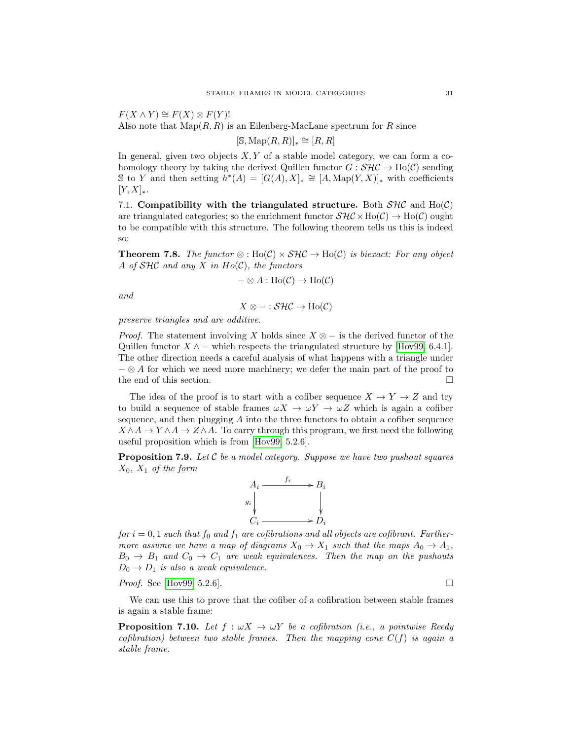$F(X \wedge Y) \cong F(X) \otimes F(Y)$!

Also note that $\mathrm{Map}(R, R)$ is an Eilenberg-MacLane spectrum for $R$ since

$$[\mathbb{S}, \mathrm{Map}(R, R)]_* \cong [R, R]$$

In general, given two objects $X, Y$ of a stable model category, we can form a cohomology theory by taking the derived Quillen functor $G : \mathcal{SHC} \to \mathrm{Ho}(\mathcal{C})$ sending $\mathbb{S}$ to $Y$ and then setting $h^*(A) = [G(A), X]_* \cong [A, \mathrm{Map}(Y, X)]_*$ with coefficients $[Y, X]_*$.

7.1. **Compatibility with the triangulated structure.** Both $\mathcal{SHC}$ and $\mathrm{Ho}(\mathcal{C})$ are triangulated categories; so the enrichment functor $\mathcal{SHC} \times \mathrm{Ho}(\mathcal{C}) \to \mathrm{Ho}(\mathcal{C})$ ought to be compatible with this structure. The following theorem tells us this is indeed so:

**Theorem 7.8.** *The functor $\otimes : \mathrm{Ho}(\mathcal{C}) \times \mathcal{SHC} \to \mathrm{Ho}(\mathcal{C})$ is biexact: For any object $A$ of $\mathcal{SHC}$ and any $X$ in $Ho(\mathcal{C})$, the functors*

$$- \otimes A : \mathrm{Ho}(\mathcal{C}) \to \mathrm{Ho}(\mathcal{C})$$

*and*

$$X \otimes - : \mathcal{SHC} \to \mathrm{Ho}(\mathcal{C})$$

*preserve triangles and are additive.*

*Proof.* The statement involving $X$ holds since $X \otimes -$ is the derived functor of the Quillen functor $X \wedge -$ which respects the triangulated structure by [Hov99, 6.4.1]. The other direction needs a careful analysis of what happens with a triangle under $- \otimes A$ for which we need more machinery; we defer the main part of the proof to the end of this section. □

The idea of the proof is to start with a cofiber sequence $X \to Y \to Z$ and try to build a sequence of stable frames $\omega X \to \omega Y \to \omega Z$ which is again a cofiber sequence, and then plugging $A$ into the three functors to obtain a cofiber sequence $X \wedge A \to Y \wedge A \to Z \wedge A$. To carry through this program, we first need the following useful proposition which is from [Hov99, 5.2.6].

**Proposition 7.9.** *Let $\mathcal{C}$ be a model category. Suppose we have two pushout squares $X_0$, $X_1$ of the form*

$$\begin{array}{ccc} A_i & \xrightarrow{f_i} & B_i \\ {\scriptstyle g_i}\downarrow & & \downarrow \\ C_i & \longrightarrow & D_i \end{array}$$

*for $i = 0, 1$ such that $f_0$ and $f_1$ are cofibrations and all objects are cofibrant. Furthermore assume we have a map of diagrams $X_0 \to X_1$ such that the maps $A_0 \to A_1$, $B_0 \to B_1$ and $C_0 \to C_1$ are weak equivalences. Then the map on the pushouts $D_0 \to D_1$ is also a weak equivalence.*

*Proof.* See [Hov99, 5.2.6]. □

We can use this to prove that the cofiber of a cofibration between stable frames is again a stable frame:

**Proposition 7.10.** *Let $f : \omega X \to \omega Y$ be a cofibration (i.e., a pointwise Reedy cofibration) between two stable frames. Then the mapping cone $C(f)$ is again a stable frame.*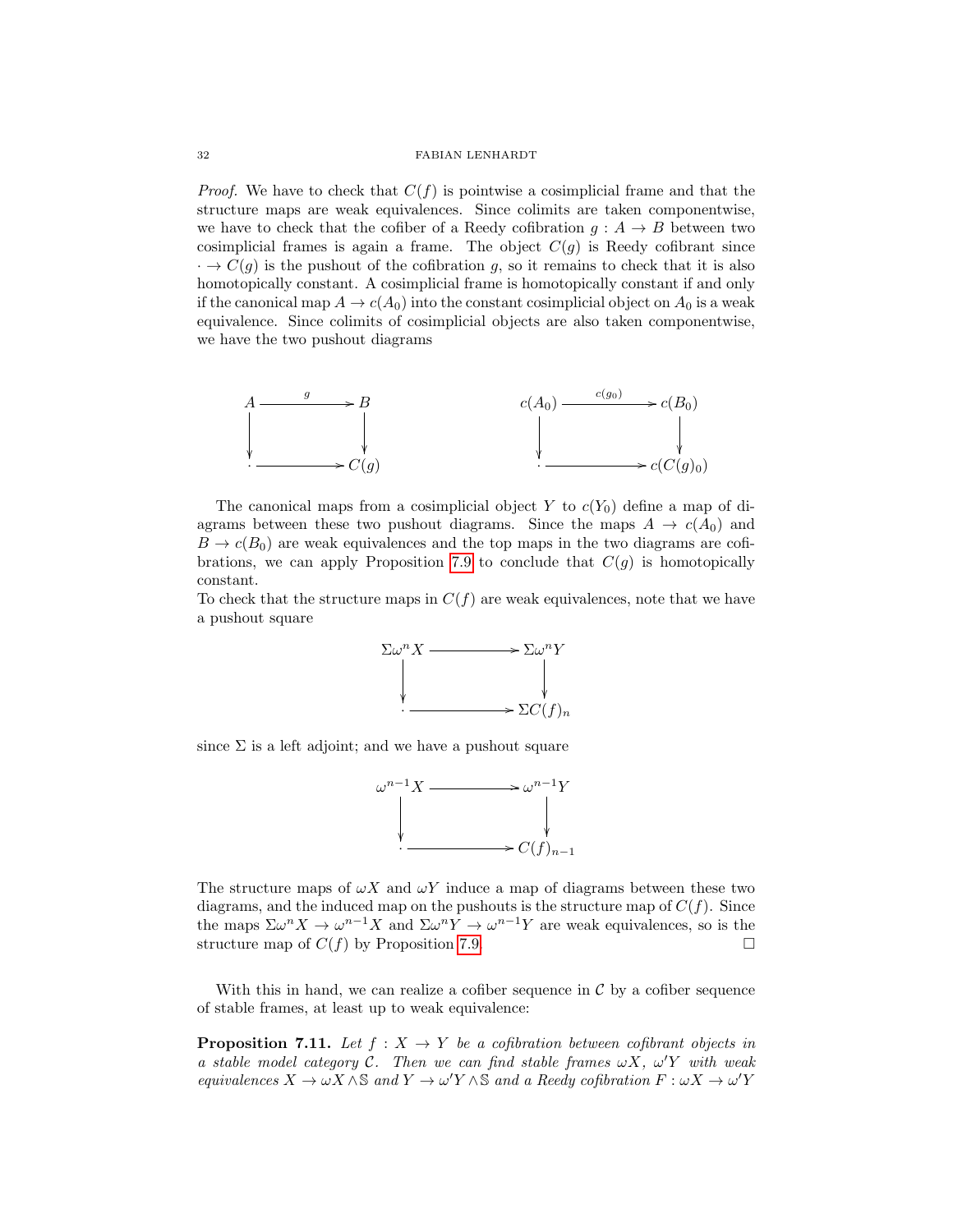*Proof.* We have to check that $C(f)$ is pointwise a cosimplicial frame and that the structure maps are weak equivalences. Since colimits are taken componentwise, we have to check that the cofiber of a Reedy cofibration $g : A \to B$ between two cosimplicial frames is again a frame. The object $C(g)$ is Reedy cofibrant since $\cdot \to C(g)$ is the pushout of the cofibration $g$, so it remains to check that it is also homotopically constant. A cosimplicial frame is homotopically constant if and only if the canonical map $A \to c(A_0)$ into the constant cosimplicial object on $A_0$ is a weak equivalence. Since colimits of cosimplicial objects are also taken componentwise, we have the two pushout diagrams

$$\begin{array}{ccc} A & \xrightarrow{g} & B \\ \downarrow & & \downarrow \\ \cdot & \longrightarrow & C(g) \end{array} \qquad\qquad \begin{array}{ccc} c(A_0) & \xrightarrow{c(g_0)} & c(B_0) \\ \downarrow & & \downarrow \\ \cdot & \longrightarrow & c(C(g)_0) \end{array}$$

The canonical maps from a cosimplicial object $Y$ to $c(Y_0)$ define a map of diagrams between these two pushout diagrams. Since the maps $A \to c(A_0)$ and $B \to c(B_0)$ are weak equivalences and the top maps in the two diagrams are cofibrations, we can apply Proposition 7.9 to conclude that $C(g)$ is homotopically constant.

To check that the structure maps in $C(f)$ are weak equivalences, note that we have a pushout square

$$\begin{array}{ccc} \Sigma\omega^n X & \longrightarrow & \Sigma\omega^n Y \\ \downarrow & & \downarrow \\ \cdot & \longrightarrow & \Sigma C(f)_n \end{array}$$

since $\Sigma$ is a left adjoint; and we have a pushout square

$$\begin{array}{ccc} \omega^{n-1} X & \longrightarrow & \omega^{n-1} Y \\ \downarrow & & \downarrow \\ \cdot & \longrightarrow & C(f)_{n-1} \end{array}$$

The structure maps of $\omega X$ and $\omega Y$ induce a map of diagrams between these two diagrams, and the induced map on the pushouts is the structure map of $C(f)$. Since the maps $\Sigma\omega^n X \to \omega^{n-1} X$ and $\Sigma\omega^n Y \to \omega^{n-1} Y$ are weak equivalences, so is the structure map of $C(f)$ by Proposition 7.9. $\square$

With this in hand, we can realize a cofiber sequence in $\mathcal{C}$ by a cofiber sequence of stable frames, at least up to weak equivalence:

**Proposition 7.11.** *Let $f : X \to Y$ be a cofibration between cofibrant objects in a stable model category $\mathcal{C}$. Then we can find stable frames $\omega X$, $\omega' Y$ with weak equivalences $X \to \omega X \wedge \mathbb{S}$ and $Y \to \omega' Y \wedge \mathbb{S}$ and a Reedy cofibration $F : \omega X \to \omega' Y$*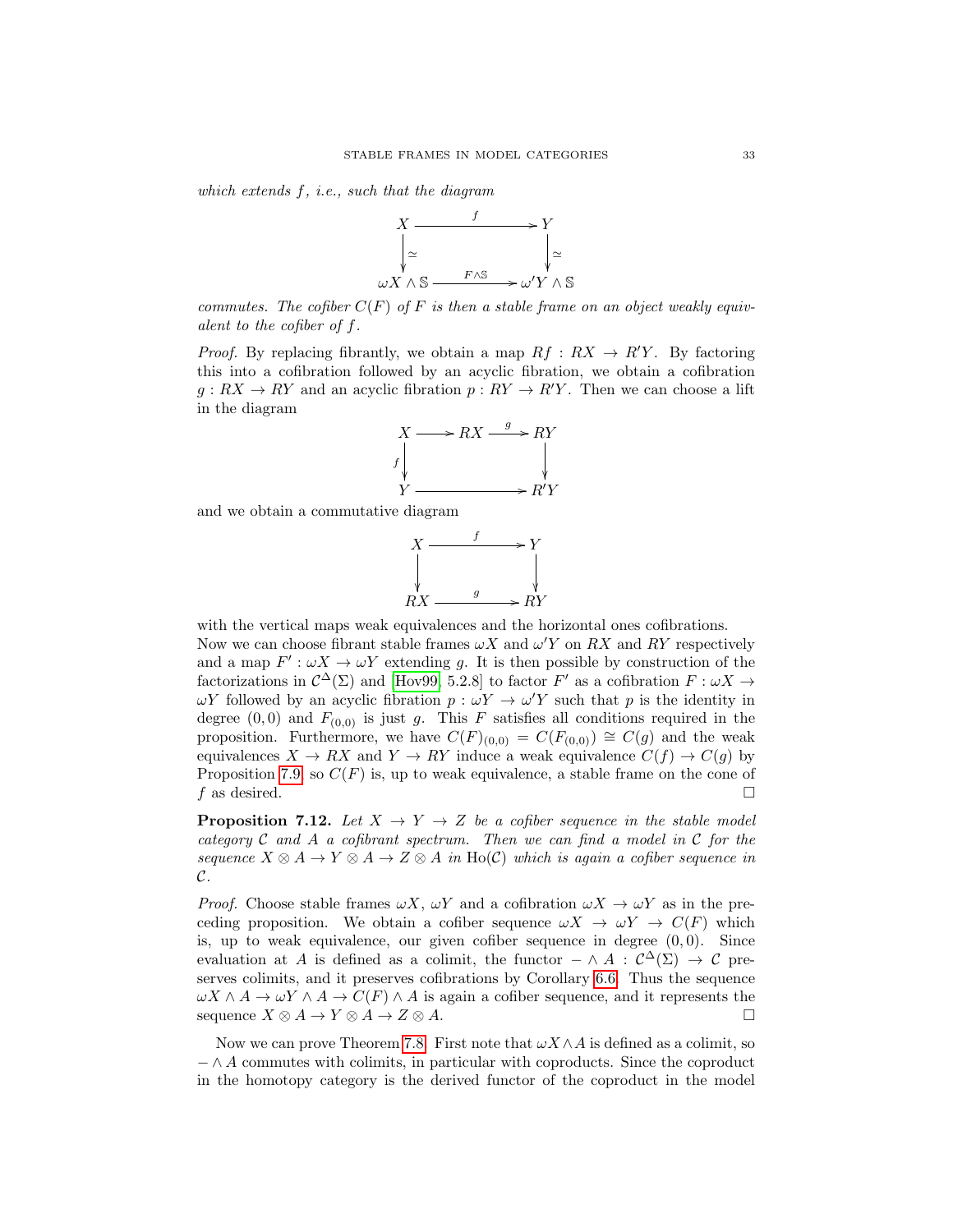*which extends $f$, i.e., such that the diagram*

$$\begin{array}{ccc} X & \xrightarrow{f} & Y \\ \downarrow{\simeq} & & \downarrow{\simeq} \\ \omega X \wedge \mathbb{S} & \xrightarrow{F \wedge \mathbb{S}} & \omega' Y \wedge \mathbb{S} \end{array}$$

*commutes. The cofiber $C(F)$ of $F$ is then a stable frame on an object weakly equivalent to the cofiber of $f$.*

*Proof.* By replacing fibrantly, we obtain a map $Rf : RX \to R'Y$. By factoring this into a cofibration followed by an acyclic fibration, we obtain a cofibration $g : RX \to RY$ and an acyclic fibration $p : RY \to R'Y$. Then we can choose a lift in the diagram

$$\begin{array}{ccccc} X & \longrightarrow & RX & \xrightarrow{g} & RY \\ {\scriptstyle f}\downarrow & & & & \downarrow \\ Y & \longrightarrow & & \longrightarrow & R'Y \end{array}$$

and we obtain a commutative diagram

$$\begin{array}{ccc} X & \xrightarrow{f} & Y \\ \downarrow & & \downarrow \\ RX & \xrightarrow{g} & RY \end{array}$$

with the vertical maps weak equivalences and the horizontal ones cofibrations.
Now we can choose fibrant stable frames $\omega X$ and $\omega' Y$ on $RX$ and $RY$ respectively and a map $F' : \omega X \to \omega Y$ extending $g$. It is then possible by construction of the factorizations in $\mathcal{C}^{\Delta}(\Sigma)$ and [Hov99, 5.2.8] to factor $F'$ as a cofibration $F : \omega X \to \omega Y$ followed by an acyclic fibration $p : \omega Y \to \omega' Y$ such that $p$ is the identity in degree $(0, 0)$ and $F_{(0,0)}$ is just $g$. This $F$ satisfies all conditions required in the proposition. Furthermore, we have $C(F)_{(0,0)} = C(F_{(0,0)}) \cong C(g)$ and the weak equivalences $X \to RX$ and $Y \to RY$ induce a weak equivalence $C(f) \to C(g)$ by Proposition 7.9, so $C(F)$ is, up to weak equivalence, a stable frame on the cone of $f$ as desired. □

**Proposition 7.12.** *Let $X \to Y \to Z$ be a cofiber sequence in the stable model category $\mathcal{C}$ and $A$ a cofibrant spectrum. Then we can find a model in $\mathcal{C}$ for the sequence $X \otimes A \to Y \otimes A \to Z \otimes A$ in $\mathrm{Ho}(\mathcal{C})$ which is again a cofiber sequence in $\mathcal{C}$.*

*Proof.* Choose stable frames $\omega X$, $\omega Y$ and a cofibration $\omega X \to \omega Y$ as in the preceding proposition. We obtain a cofiber sequence $\omega X \to \omega Y \to C(F)$ which is, up to weak equivalence, our given cofiber sequence in degree $(0, 0)$. Since evaluation at $A$ is defined as a colimit, the functor $- \wedge A : \mathcal{C}^{\Delta}(\Sigma) \to \mathcal{C}$ preserves colimits, and it preserves cofibrations by Corollary 6.6. Thus the sequence $\omega X \wedge A \to \omega Y \wedge A \to C(F) \wedge A$ is again a cofiber sequence, and it represents the sequence $X \otimes A \to Y \otimes A \to Z \otimes A$. □

Now we can prove Theorem 7.8. First note that $\omega X \wedge A$ is defined as a colimit, so $- \wedge A$ commutes with colimits, in particular with coproducts. Since the coproduct in the homotopy category is the derived functor of the coproduct in the model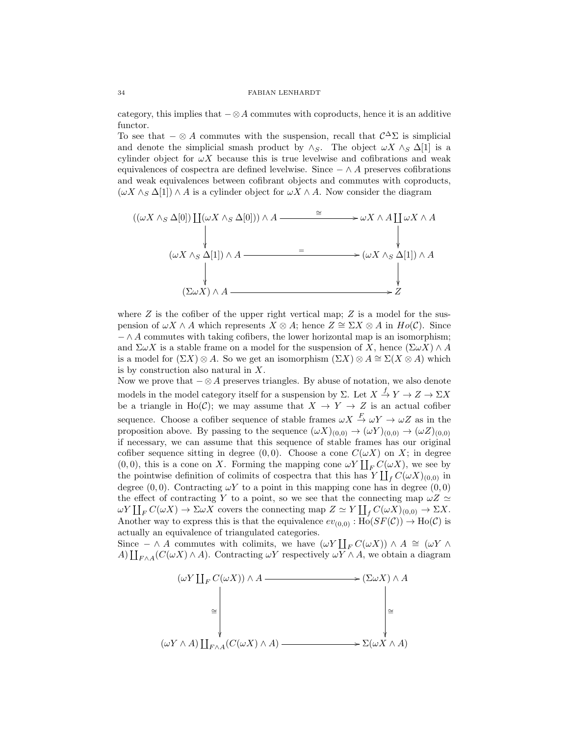category, this implies that $- \otimes A$ commutes with coproducts, hence it is an additive functor.

To see that $- \otimes A$ commutes with the suspension, recall that $\mathcal{C}^\Delta\Sigma$ is simplicial and denote the simplicial smash product by $\wedge_S$. The object $\omega X \wedge_S \Delta[1]$ is a cylinder object for $\omega X$ because this is true levelwise and cofibrations and weak equivalences of cospectra are defined levelwise. Since $- \wedge A$ preserves cofibrations and weak equivalences between cofibrant objects and commutes with coproducts, $(\omega X \wedge_S \Delta[1]) \wedge A$ is a cylinder object for $\omega X \wedge A$. Now consider the diagram

$$
\begin{array}{ccc}
((\omega X \wedge_S \Delta[0]) \coprod (\omega X \wedge_S \Delta[0])) \wedge A & \xrightarrow{\cong} & \omega X \wedge A \coprod \omega X \wedge A \\
\downarrow & & \downarrow \\
(\omega X \wedge_S \Delta[1]) \wedge A & \xrightarrow{=} & (\omega X \wedge_S \Delta[1]) \wedge A \\
\downarrow & & \downarrow \\
(\Sigma \omega X) \wedge A & \longrightarrow & Z
\end{array}
$$

where $Z$ is the cofiber of the upper right vertical map; $Z$ is a model for the suspension of $\omega X \wedge A$ which represents $X \otimes A$; hence $Z \cong \Sigma X \otimes A$ in $Ho(\mathcal{C})$. Since $- \wedge A$ commutes with taking cofibers, the lower horizontal map is an isomorphism; and $\Sigma\omega X$ is a stable frame on a model for the suspension of $X$, hence $(\Sigma\omega X) \wedge A$ is a model for $(\Sigma X) \otimes A$. So we get an isomorphism $(\Sigma X) \otimes A \cong \Sigma(X \otimes A)$ which is by construction also natural in $X$.

Now we prove that $- \otimes A$ preserves triangles. By abuse of notation, we also denote models in the model category itself for a suspension by $\Sigma$. Let $X \xrightarrow{f} Y \to Z \to \Sigma X$ be a triangle in $\mathrm{Ho}(\mathcal{C})$; we may assume that $X \to Y \to Z$ is an actual cofiber sequence. Choose a cofiber sequence of stable frames $\omega X \xrightarrow{F} \omega Y \to \omega Z$ as in the proposition above. By passing to the sequence $(\omega X)_{(0,0)} \to (\omega Y)_{(0,0)} \to (\omega Z)_{(0,0)}$ if necessary, we can assume that this sequence of stable frames has our original cofiber sequence sitting in degree $(0,0)$. Choose a cone $C(\omega X)$ on $X$; in degree $(0,0)$, this is a cone on $X$. Forming the mapping cone $\omega Y \coprod_F C(\omega X)$, we see by the pointwise definition of colimits of cospectra that this has $Y \coprod_f C(\omega X)_{(0,0)}$ in degree $(0,0)$. Contracting $\omega Y$ to a point in this mapping cone has in degree $(0,0)$ the effect of contracting $Y$ to a point, so we see that the connecting map $\omega Z \simeq \omega Y \coprod_F C(\omega X) \to \Sigma\omega X$ covers the connecting map $Z \simeq Y \coprod_f C(\omega X)_{(0,0)} \to \Sigma X$. Another way to express this is that the equivalence $ev_{(0,0)} : \mathrm{Ho}(SF(\mathcal{C})) \to \mathrm{Ho}(\mathcal{C})$ is actually an equivalence of triangulated categories.

Since $- \wedge A$ commutes with colimits, we have $(\omega Y \coprod_F C(\omega X)) \wedge A \cong (\omega Y \wedge A) \coprod_{F \wedge A} (C(\omega X) \wedge A)$. Contracting $\omega Y$ respectively $\omega Y \wedge A$, we obtain a diagram

$$
\begin{array}{ccc}
(\omega Y \coprod_F C(\omega X)) \wedge A & \longrightarrow & (\Sigma\omega X) \wedge A \\
\downarrow \cong & & \downarrow \cong \\
(\omega Y \wedge A) \coprod_{F \wedge A} (C(\omega X) \wedge A) & \longrightarrow & \Sigma(\omega X \wedge A)
\end{array}
$$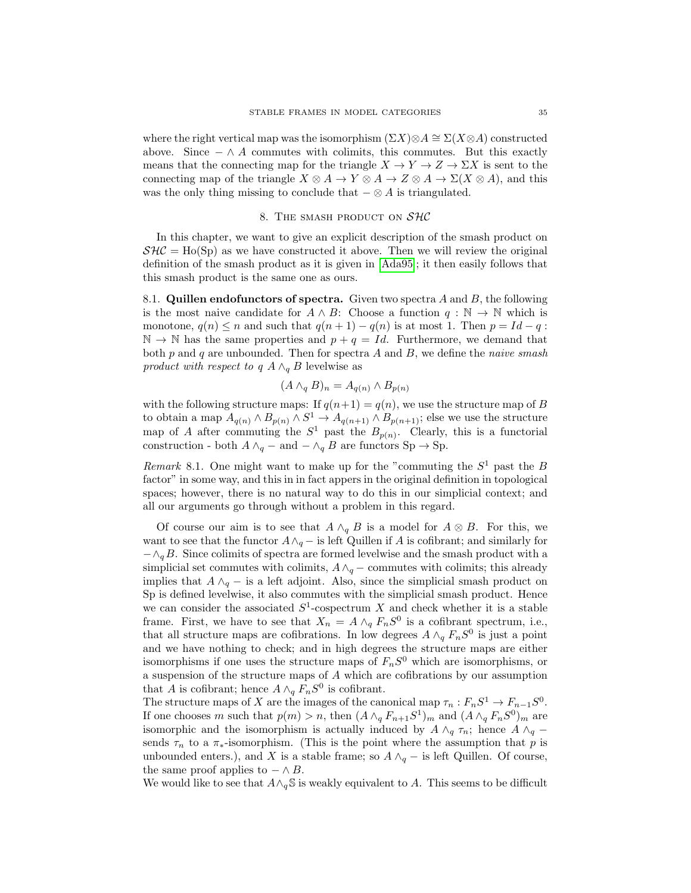where the right vertical map was the isomorphism $(\Sigma X)\otimes A \cong \Sigma(X\otimes A)$ constructed above. Since $- \wedge A$ commutes with colimits, this commutes. But this exactly means that the connecting map for the triangle $X \to Y \to Z \to \Sigma X$ is sent to the connecting map of the triangle $X \otimes A \to Y \otimes A \to Z \otimes A \to \Sigma(X \otimes A)$, and this was the only thing missing to conclude that $- \otimes A$ is triangulated.

## 8. The smash product on $\mathcal{SHC}$

In this chapter, we want to give an explicit description of the smash product on $\mathcal{SHC} = \mathrm{Ho}(\mathrm{Sp})$ as we have constructed it above. Then we will review the original definition of the smash product as it is given in [Ada95]; it then easily follows that this smash product is the same one as ours.

**8.1. Quillen endofunctors of spectra.** Given two spectra $A$ and $B$, the following is the most naive candidate for $A \wedge B$: Choose a function $q : \mathbb{N} \to \mathbb{N}$ which is monotone, $q(n) \leq n$ and such that $q(n+1) - q(n)$ is at most 1. Then $p = Id - q : \mathbb{N} \to \mathbb{N}$ has the same properties and $p + q = Id$. Furthermore, we demand that both $p$ and $q$ are unbounded. Then for spectra $A$ and $B$, we define the *naive smash product with respect to* $q$ $A \wedge_q B$ levelwise as

$$(A \wedge_q B)_n = A_{q(n)} \wedge B_{p(n)}$$

with the following structure maps: If $q(n+1) = q(n)$, we use the structure map of $B$ to obtain a map $A_{q(n)} \wedge B_{p(n)} \wedge S^1 \to A_{q(n+1)} \wedge B_{p(n+1)}$; else we use the structure map of $A$ after commuting the $S^1$ past the $B_{p(n)}$. Clearly, this is a functorial construction - both $A \wedge_q -$ and $- \wedge_q B$ are functors $\mathrm{Sp} \to \mathrm{Sp}$.

*Remark* 8.1. One might want to make up for the "commuting the $S^1$ past the $B$ factor" in some way, and this in in fact appers in the original definition in topological spaces; however, there is no natural way to do this in our simplicial context; and all our arguments go through without a problem in this regard.

Of course our aim is to see that $A \wedge_q B$ is a model for $A \otimes B$. For this, we want to see that the functor $A \wedge_q -$ is left Quillen if $A$ is cofibrant; and similarly for $- \wedge_q B$. Since colimits of spectra are formed levelwise and the smash product with a simplicial set commutes with colimits, $A \wedge_q -$ commutes with colimits; this already implies that $A \wedge_q -$ is a left adjoint. Also, since the simplicial smash product on Sp is defined levelwise, it also commutes with the simplicial smash product. Hence we can consider the associated $S^1$-cospectrum $X$ and check whether it is a stable frame. First, we have to see that $X_n = A \wedge_q F_n S^0$ is a cofibrant spectrum, i.e., that all structure maps are cofibrations. In low degrees $A \wedge_q F_n S^0$ is just a point and we have nothing to check; and in high degrees the structure maps are either isomorphisms if one uses the structure maps of $F_n S^0$ which are isomorphisms, or a suspension of the structure maps of $A$ which are cofibrations by our assumption that $A$ is cofibrant; hence $A \wedge_q F_n S^0$ is cofibrant.
The structure maps of $X$ are the images of the canonical map $\tau_n : F_n S^1 \to F_{n-1} S^0$. If one chooses $m$ such that $p(m) > n$, then $(A \wedge_q F_{n+1} S^1)_m$ and $(A \wedge_q F_n S^0)_m$ are isomorphic and the isomorphism is actually induced by $A \wedge_q \tau_n$; hence $A \wedge_q -$ sends $\tau_n$ to a $\pi_*$-isomorphism. (This is the point where the assumption that $p$ is unbounded enters.), and $X$ is a stable frame; so $A \wedge_q -$ is left Quillen. Of course, the same proof applies to $- \wedge B$.
We would like to see that $A \wedge_q \mathbb{S}$ is weakly equivalent to $A$. This seems to be difficult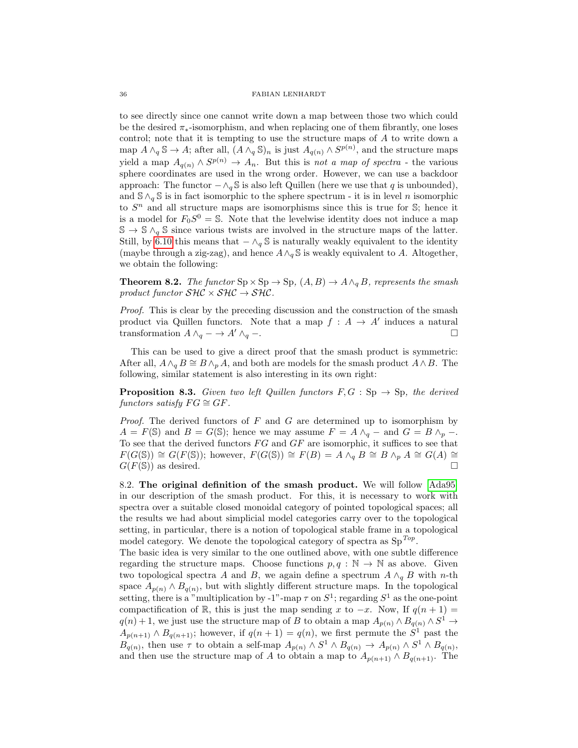to see directly since one cannot write down a map between those two which could be the desired $\pi_*$-isomorphism, and when replacing one of them fibrantly, one loses control; note that it is tempting to use the structure maps of $A$ to write down a map $A \wedge_q \mathbb{S} \to A$; after all, $(A \wedge_q \mathbb{S})_n$ is just $A_{q(n)} \wedge S^{p(n)}$, and the structure maps yield a map $A_{q(n)} \wedge S^{p(n)} \to A_n$. But this is *not a map of spectra* - the various sphere coordinates are used in the wrong order. However, we can use a backdoor approach: The functor $- \wedge_q \mathbb{S}$ is also left Quillen (here we use that $q$ is unbounded), and $\mathbb{S} \wedge_q \mathbb{S}$ is in fact isomorphic to the sphere spectrum - it is in level $n$ isomorphic to $S^n$ and all structure maps are isomorphisms since this is true for $\mathbb{S}$; hence it is a model for $F_0 S^0 = \mathbb{S}$. Note that the levelwise identity does not induce a map $\mathbb{S} \to \mathbb{S} \wedge_q \mathbb{S}$ since various twists are involved in the structure maps of the latter. Still, by 6.10 this means that $- \wedge_q \mathbb{S}$ is naturally weakly equivalent to the identity (maybe through a zig-zag), and hence $A \wedge_q \mathbb{S}$ is weakly equivalent to $A$. Altogether, we obtain the following:

**Theorem 8.2.** *The functor* $\mathrm{Sp} \times \mathrm{Sp} \to \mathrm{Sp}$, $(A, B) \to A \wedge_q B$, *represents the smash product functor* $\mathcal{SHC} \times \mathcal{SHC} \to \mathcal{SHC}$.

*Proof.* This is clear by the preceding discussion and the construction of the smash product via Quillen functors. Note that a map $f : A \to A'$ induces a natural transformation $A \wedge_q - \to A' \wedge_q -$. □

This can be used to give a direct proof that the smash product is symmetric: After all, $A \wedge_q B \cong B \wedge_p A$, and both are models for the smash product $A \wedge B$. The following, similar statement is also interesting in its own right:

**Proposition 8.3.** *Given two left Quillen functors* $F, G : \mathrm{Sp} \to \mathrm{Sp}$, *the derived functors satisfy* $FG \cong GF$.

*Proof.* The derived functors of $F$ and $G$ are determined up to isomorphism by $A = F(\mathbb{S})$ and $B = G(\mathbb{S})$; hence we may assume $F = A \wedge_q -$ and $G = B \wedge_p -$. To see that the derived functors $FG$ and $GF$ are isomorphic, it suffices to see that $F(G(\mathbb{S})) \cong G(F(\mathbb{S}))$; however, $F(G(\mathbb{S})) \cong F(B) = A \wedge_q B \cong B \wedge_p A \cong G(A) \cong G(F(\mathbb{S}))$ as desired. □

8.2. **The original definition of the smash product.** We will follow [Ada95] in our description of the smash product. For this, it is necessary to work with spectra over a suitable closed monoidal category of pointed topological spaces; all the results we had about simplicial model categories carry over to the topological setting, in particular, there is a notion of topological stable frame in a topological model category. We denote the topological category of spectra as $\mathrm{Sp}^{Top}$.

The basic idea is very similar to the one outlined above, with one subtle difference regarding the structure maps. Choose functions $p, q : \mathbb{N} \to \mathbb{N}$ as above. Given two topological spectra $A$ and $B$, we again define a spectrum $A \wedge_q B$ with $n$-th space $A_{p(n)} \wedge B_{q(n)}$, but with slightly different structure maps. In the topological setting, there is a "multiplication by -1"-map $\tau$ on $S^1$; regarding $S^1$ as the one-point compactification of $\mathbb{R}$, this is just the map sending $x$ to $-x$. Now, If $q(n+1) = q(n) + 1$, we just use the structure map of $B$ to obtain a map $A_{p(n)} \wedge B_{q(n)} \wedge S^1 \to A_{p(n+1)} \wedge B_{q(n+1)}$; however, if $q(n+1) = q(n)$, we first permute the $S^1$ past the $B_{q(n)}$, then use $\tau$ to obtain a self-map $A_{p(n)} \wedge S^1 \wedge B_{q(n)} \to A_{p(n)} \wedge S^1 \wedge B_{q(n)}$, and then use the structure map of $A$ to obtain a map to $A_{p(n+1)} \wedge B_{q(n+1)}$. The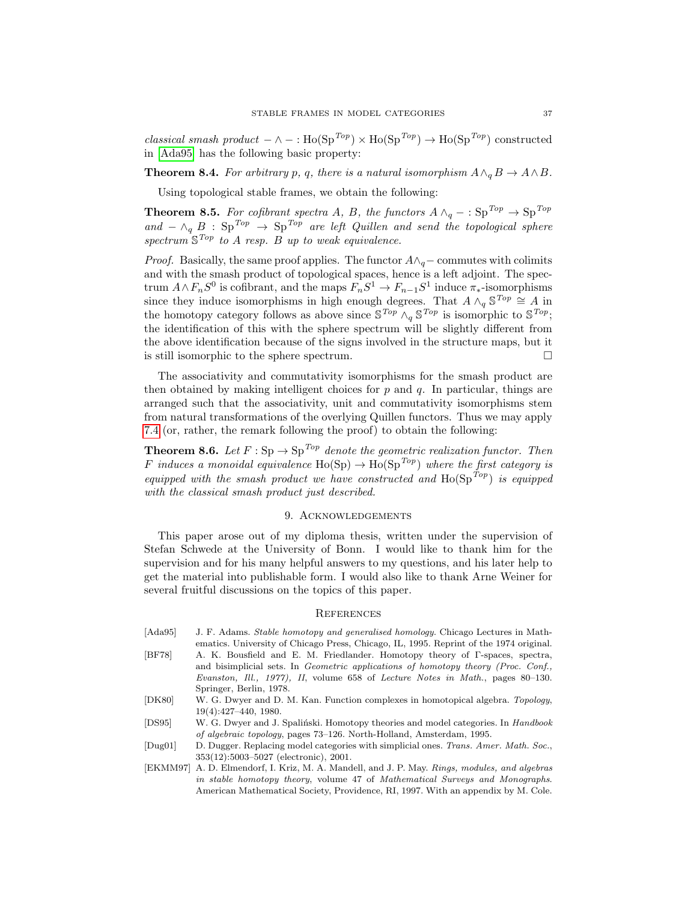*classical smash product* $- \wedge - : \mathrm{Ho}(\mathrm{Sp}^{Top}) \times \mathrm{Ho}(\mathrm{Sp}^{Top}) \to \mathrm{Ho}(\mathrm{Sp}^{Top})$ constructed in [Ada95] has the following basic property:

**Theorem 8.4.** *For arbitrary $p$, $q$, there is a natural isomorphism $A \wedge_q B \to A \wedge B$.*

Using topological stable frames, we obtain the following:

**Theorem 8.5.** *For cofibrant spectra $A$, $B$, the functors $A \wedge_q - : \mathrm{Sp}^{Top} \to \mathrm{Sp}^{Top}$ and $- \wedge_q B : \mathrm{Sp}^{Top} \to \mathrm{Sp}^{Top}$ are left Quillen and send the topological sphere spectrum $\mathbb{S}^{Top}$ to $A$ resp. $B$ up to weak equivalence.*

*Proof.* Basically, the same proof applies. The functor $A \wedge_q -$ commutes with colimits and with the smash product of topological spaces, hence is a left adjoint. The spectrum $A \wedge F_n S^0$ is cofibrant, and the maps $F_n S^1 \to F_{n-1} S^1$ induce $\pi_*$-isomorphisms since they induce isomorphisms in high enough degrees. That $A \wedge_q \mathbb{S}^{Top} \cong A$ in the homotopy category follows as above since $\mathbb{S}^{Top} \wedge_q \mathbb{S}^{Top}$ is isomorphic to $\mathbb{S}^{Top}$; the identification of this with the sphere spectrum will be slightly different from the above identification because of the signs involved in the structure maps, but it is still isomorphic to the sphere spectrum. □

The associativity and commutativity isomorphisms for the smash product are then obtained by making intelligent choices for $p$ and $q$. In particular, things are arranged such that the associativity, unit and commutativity isomorphisms stem from natural transformations of the overlying Quillen functors. Thus we may apply 7.4 (or, rather, the remark following the proof) to obtain the following:

**Theorem 8.6.** *Let $F : \mathrm{Sp} \to \mathrm{Sp}^{Top}$ denote the geometric realization functor. Then $F$ induces a monoidal equivalence $\mathrm{Ho}(\mathrm{Sp}) \to \mathrm{Ho}(\mathrm{Sp}^{Top})$ where the first category is equipped with the smash product we have constructed and $\mathrm{Ho}(\mathrm{Sp}^{Top})$ is equipped with the classical smash product just described.*

## 9. Acknowledgements

This paper arose out of my diploma thesis, written under the supervision of Stefan Schwede at the University of Bonn. I would like to thank him for the supervision and for his many helpful answers to my questions, and his later help to get the material into publishable form. I would also like to thank Arne Weiner for several fruitful discussions on the topics of this paper.

## References

[Ada95] J. F. Adams. *Stable homotopy and generalised homology*. Chicago Lectures in Mathematics. University of Chicago Press, Chicago, IL, 1995. Reprint of the 1974 original.

[BF78] A. K. Bousfield and E. M. Friedlander. Homotopy theory of Γ-spaces, spectra, and bisimplicial sets. In *Geometric applications of homotopy theory (Proc. Conf., Evanston, Ill., 1977), II*, volume 658 of *Lecture Notes in Math.*, pages 80–130. Springer, Berlin, 1978.

[DK80] W. G. Dwyer and D. M. Kan. Function complexes in homotopical algebra. *Topology*, 19(4):427–440, 1980.

[DS95] W. G. Dwyer and J. Spaliński. Homotopy theories and model categories. In *Handbook of algebraic topology*, pages 73–126. North-Holland, Amsterdam, 1995.

[Dug01] D. Dugger. Replacing model categories with simplicial ones. *Trans. Amer. Math. Soc.*, 353(12):5003–5027 (electronic), 2001.

[EKMM97] A. D. Elmendorf, I. Kriz, M. A. Mandell, and J. P. May. *Rings, modules, and algebras in stable homotopy theory*, volume 47 of *Mathematical Surveys and Monographs*. American Mathematical Society, Providence, RI, 1997. With an appendix by M. Cole.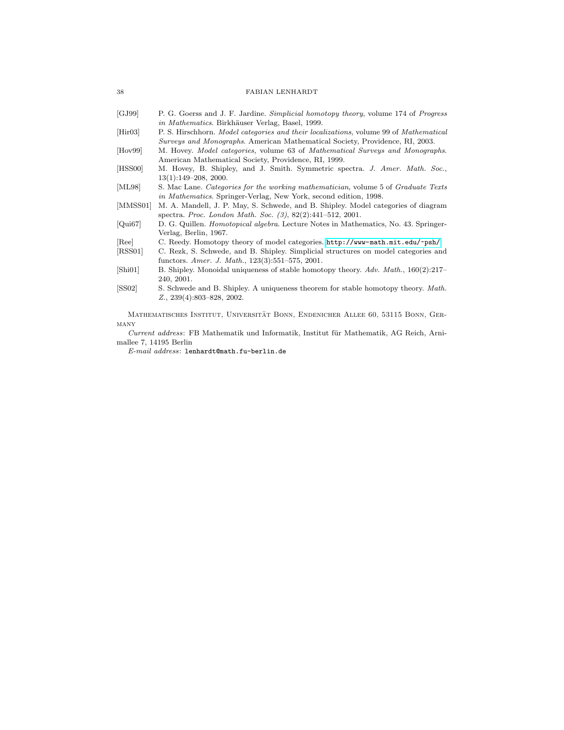- [GJ99] P. G. Goerss and J. F. Jardine. *Simplicial homotopy theory*, volume 174 of *Progress in Mathematics*. Birkhäuser Verlag, Basel, 1999.
- [Hir03] P. S. Hirschhorn. *Model categories and their localizations*, volume 99 of *Mathematical Surveys and Monographs*. American Mathematical Society, Providence, RI, 2003.
- [Hov99] M. Hovey. *Model categories*, volume 63 of *Mathematical Surveys and Monographs*. American Mathematical Society, Providence, RI, 1999.
- [HSS00] M. Hovey, B. Shipley, and J. Smith. Symmetric spectra. *J. Amer. Math. Soc.*, 13(1):149–208, 2000.
- [ML98] S. Mac Lane. *Categories for the working mathematician*, volume 5 of *Graduate Texts in Mathematics*. Springer-Verlag, New York, second edition, 1998.
- [MMSS01] M. A. Mandell, J. P. May, S. Schwede, and B. Shipley. Model categories of diagram spectra. *Proc. London Math. Soc. (3)*, 82(2):441–512, 2001.
- [Qui67] D. G. Quillen. *Homotopical algebra*. Lecture Notes in Mathematics, No. 43. Springer-Verlag, Berlin, 1967.
- [Ree] C. Reedy. Homotopy theory of model categories. `http://www-math.mit.edu/~psh/`
- [RSS01] C. Rezk, S. Schwede, and B. Shipley. Simplicial structures on model categories and functors. *Amer. J. Math.*, 123(3):551–575, 2001.
- [Shi01] B. Shipley. Monoidal uniqueness of stable homotopy theory. *Adv. Math.*, 160(2):217–240, 2001.
- [SS02] S. Schwede and B. Shipley. A uniqueness theorem for stable homotopy theory. *Math. Z.*, 239(4):803–828, 2002.

Mathematisches Institut, Universität Bonn, Endenicher Allee 60, 53115 Bonn, Germany

*Current address*: FB Mathematik und Informatik, Institut für Mathematik, AG Reich, Arnimallee 7, 14195 Berlin

*E-mail address*: `lenhardt@math.fu-berlin.de`